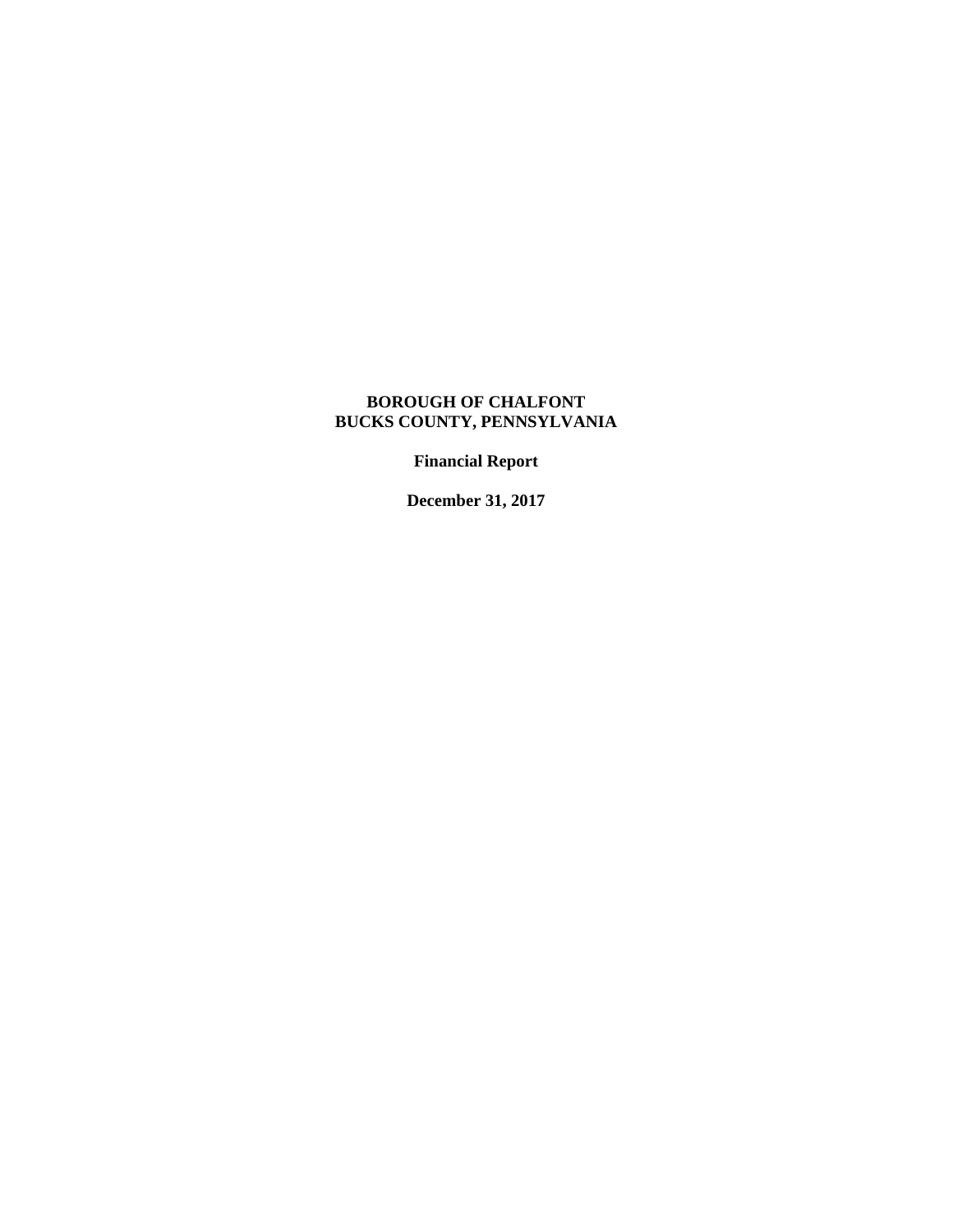# BOROUGH OF CHALFONT
# BUCKS COUNTY, PENNSYLVANIA

**Financial Report**

**December 31, 2017**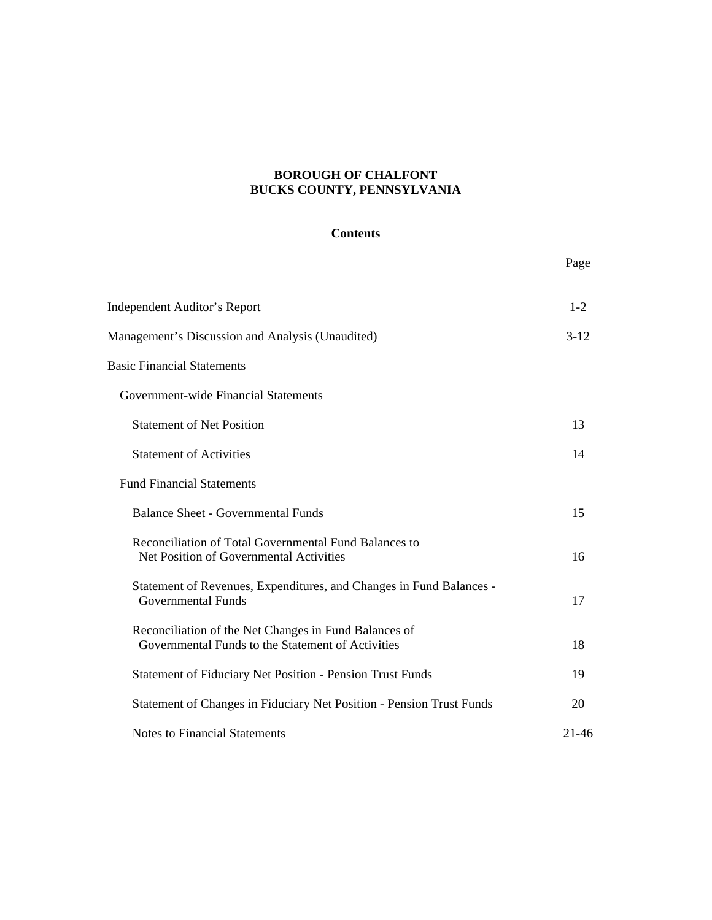# BOROUGH OF CHALFONT
# BUCKS COUNTY, PENNSYLVANIA

## Contents

| | Page |
|---|---|
| Independent Auditor's Report | 1-2 |
| Management's Discussion and Analysis (Unaudited) | 3-12 |
| Basic Financial Statements | |
| Government-wide Financial Statements | |
| Statement of Net Position | 13 |
| Statement of Activities | 14 |
| Fund Financial Statements | |
| Balance Sheet - Governmental Funds | 15 |
| Reconciliation of Total Governmental Fund Balances to Net Position of Governmental Activities | 16 |
| Statement of Revenues, Expenditures, and Changes in Fund Balances - Governmental Funds | 17 |
| Reconciliation of the Net Changes in Fund Balances of Governmental Funds to the Statement of Activities | 18 |
| Statement of Fiduciary Net Position - Pension Trust Funds | 19 |
| Statement of Changes in Fiduciary Net Position - Pension Trust Funds | 20 |
| Notes to Financial Statements | 21-46 |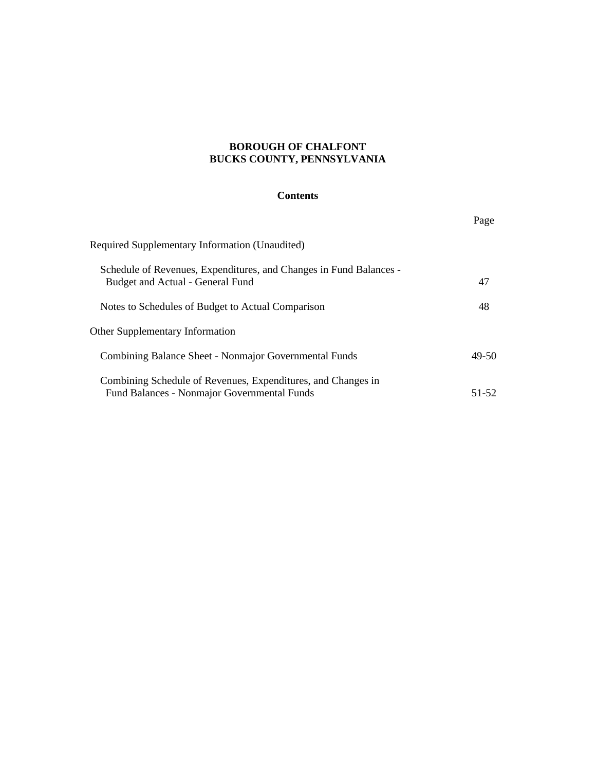**BOROUGH OF CHALFONT**
**BUCKS COUNTY, PENNSYLVANIA**

**Contents**

| | Page |
|---|---|
| Required Supplementary Information (Unaudited) | |
| Schedule of Revenues, Expenditures, and Changes in Fund Balances - Budget and Actual - General Fund | 47 |
| Notes to Schedules of Budget to Actual Comparison | 48 |
| Other Supplementary Information | |
| Combining Balance Sheet - Nonmajor Governmental Funds | 49-50 |
| Combining Schedule of Revenues, Expenditures, and Changes in Fund Balances - Nonmajor Governmental Funds | 51-52 |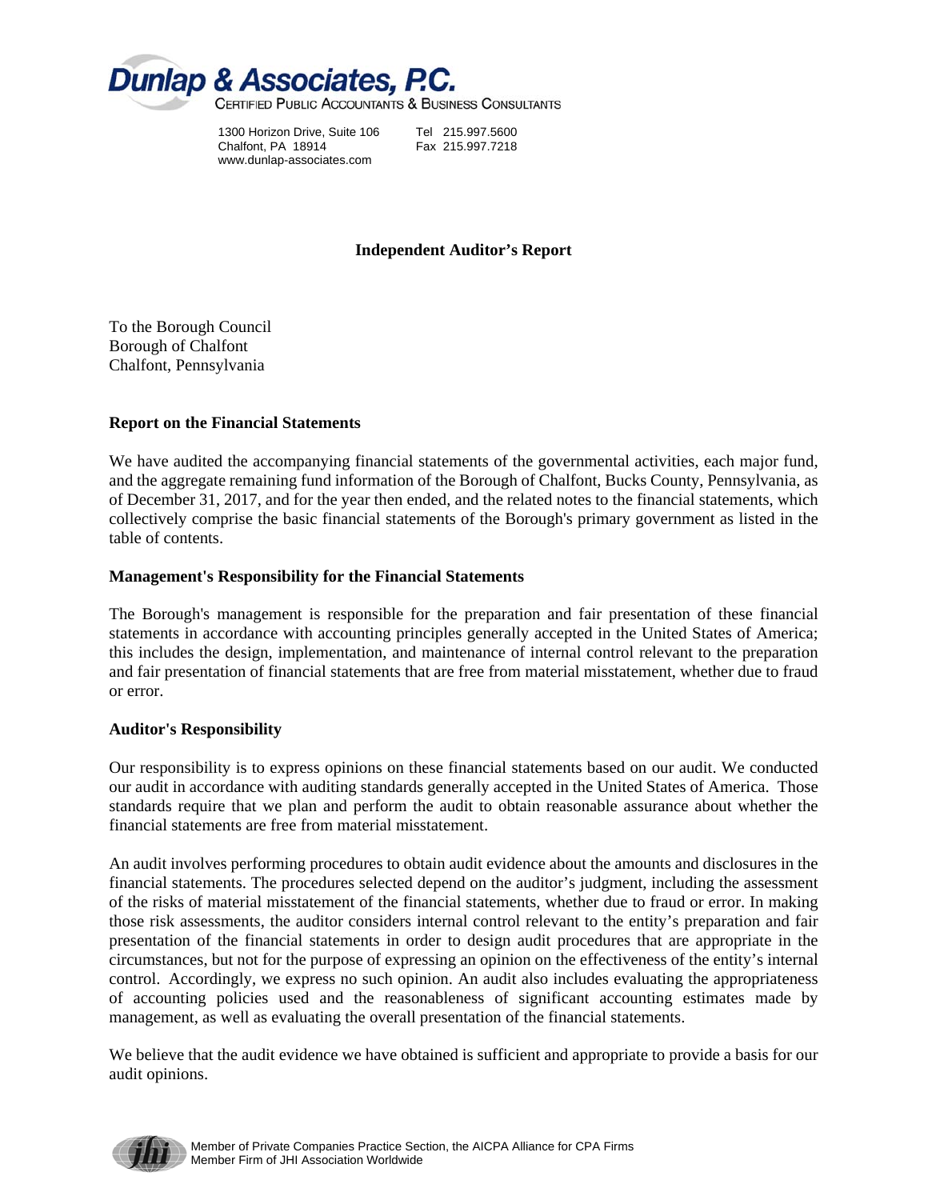**Dunlap & Associates, P.C.**
CERTIFIED PUBLIC ACCOUNTANTS & BUSINESS CONSULTANTS

1300 Horizon Drive, Suite 106
Chalfont, PA 18914
www.dunlap-associates.com

Tel 215.997.5600
Fax 215.997.7218

# Independent Auditor's Report

To the Borough Council
Borough of Chalfont
Chalfont, Pennsylvania

## Report on the Financial Statements

We have audited the accompanying financial statements of the governmental activities, each major fund, and the aggregate remaining fund information of the Borough of Chalfont, Bucks County, Pennsylvania, as of December 31, 2017, and for the year then ended, and the related notes to the financial statements, which collectively comprise the basic financial statements of the Borough's primary government as listed in the table of contents.

## Management's Responsibility for the Financial Statements

The Borough's management is responsible for the preparation and fair presentation of these financial statements in accordance with accounting principles generally accepted in the United States of America; this includes the design, implementation, and maintenance of internal control relevant to the preparation and fair presentation of financial statements that are free from material misstatement, whether due to fraud or error.

## Auditor's Responsibility

Our responsibility is to express opinions on these financial statements based on our audit. We conducted our audit in accordance with auditing standards generally accepted in the United States of America. Those standards require that we plan and perform the audit to obtain reasonable assurance about whether the financial statements are free from material misstatement.

An audit involves performing procedures to obtain audit evidence about the amounts and disclosures in the financial statements. The procedures selected depend on the auditor's judgment, including the assessment of the risks of material misstatement of the financial statements, whether due to fraud or error. In making those risk assessments, the auditor considers internal control relevant to the entity's preparation and fair presentation of the financial statements in order to design audit procedures that are appropriate in the circumstances, but not for the purpose of expressing an opinion on the effectiveness of the entity's internal control. Accordingly, we express no such opinion. An audit also includes evaluating the appropriateness of accounting policies used and the reasonableness of significant accounting estimates made by management, as well as evaluating the overall presentation of the financial statements.

We believe that the audit evidence we have obtained is sufficient and appropriate to provide a basis for our audit opinions.

Member of Private Companies Practice Section, the AICPA Alliance for CPA Firms
Member Firm of JHI Association Worldwide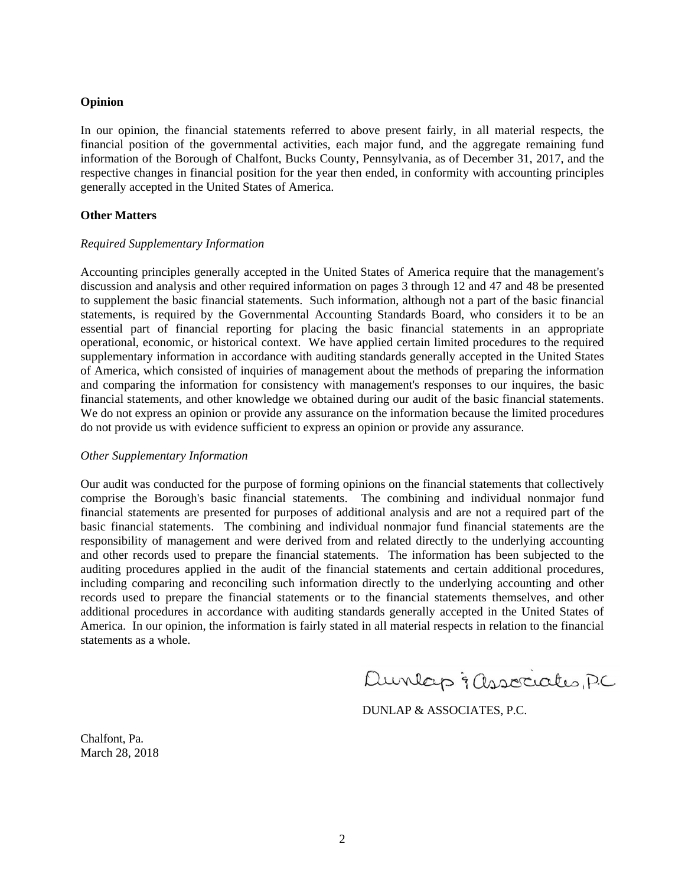**Opinion**

In our opinion, the financial statements referred to above present fairly, in all material respects, the financial position of the governmental activities, each major fund, and the aggregate remaining fund information of the Borough of Chalfont, Bucks County, Pennsylvania, as of December 31, 2017, and the respective changes in financial position for the year then ended, in conformity with accounting principles generally accepted in the United States of America.

**Other Matters**

*Required Supplementary Information*

Accounting principles generally accepted in the United States of America require that the management's discussion and analysis and other required information on pages 3 through 12 and 47 and 48 be presented to supplement the basic financial statements. Such information, although not a part of the basic financial statements, is required by the Governmental Accounting Standards Board, who considers it to be an essential part of financial reporting for placing the basic financial statements in an appropriate operational, economic, or historical context. We have applied certain limited procedures to the required supplementary information in accordance with auditing standards generally accepted in the United States of America, which consisted of inquiries of management about the methods of preparing the information and comparing the information for consistency with management's responses to our inquires, the basic financial statements, and other knowledge we obtained during our audit of the basic financial statements. We do not express an opinion or provide any assurance on the information because the limited procedures do not provide us with evidence sufficient to express an opinion or provide any assurance.

*Other Supplementary Information*

Our audit was conducted for the purpose of forming opinions on the financial statements that collectively comprise the Borough's basic financial statements. The combining and individual nonmajor fund financial statements are presented for purposes of additional analysis and are not a required part of the basic financial statements. The combining and individual nonmajor fund financial statements are the responsibility of management and were derived from and related directly to the underlying accounting and other records used to prepare the financial statements. The information has been subjected to the auditing procedures applied in the audit of the financial statements and certain additional procedures, including comparing and reconciling such information directly to the underlying accounting and other records used to prepare the financial statements or to the financial statements themselves, and other additional procedures in accordance with auditing standards generally accepted in the United States of America. In our opinion, the information is fairly stated in all material respects in relation to the financial statements as a whole.

Dunlap & Associates, P.C.

DUNLAP & ASSOCIATES, P.C.

Chalfont, Pa.
March 28, 2018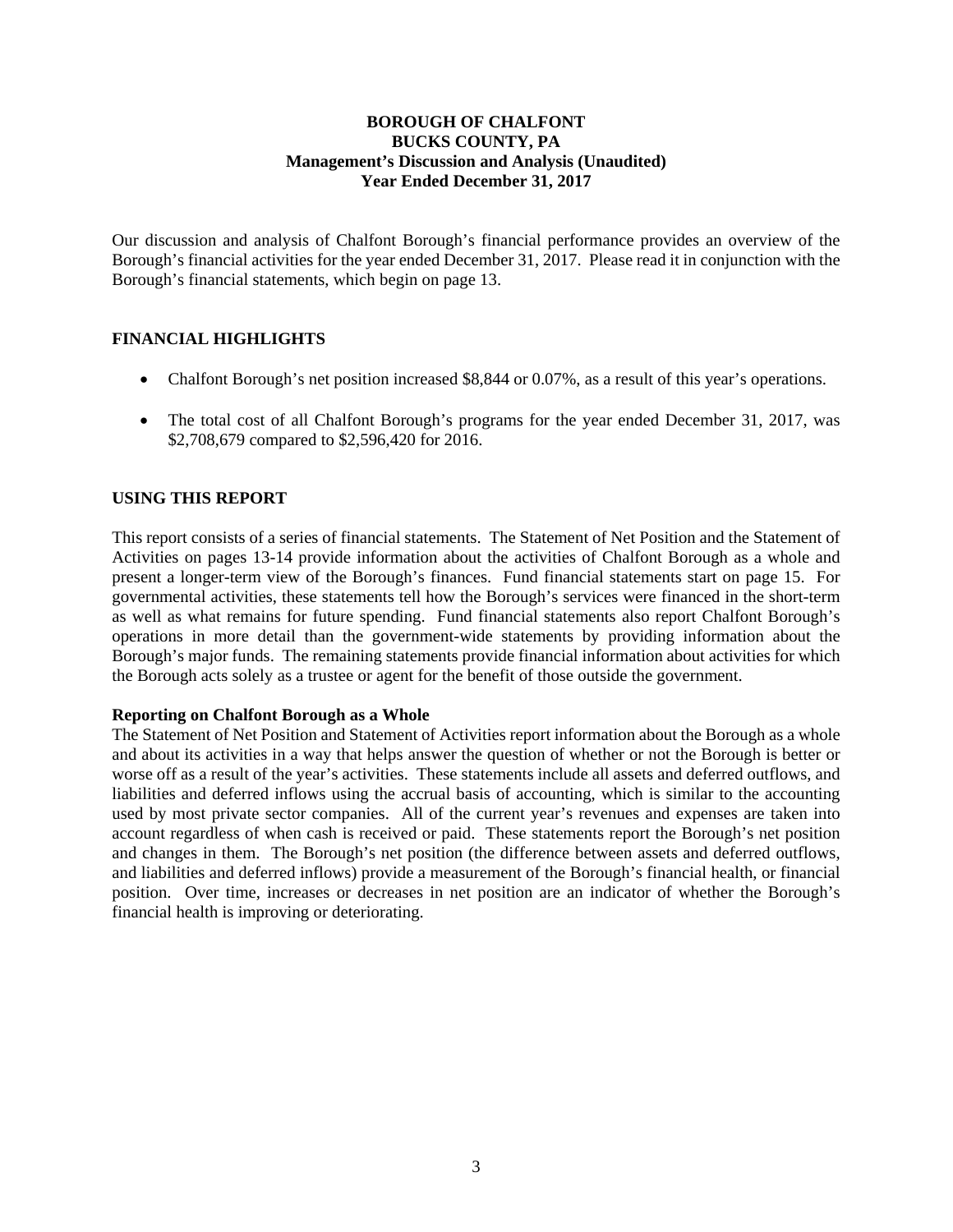# BOROUGH OF CHALFONT
# BUCKS COUNTY, PA
## Management's Discussion and Analysis (Unaudited)
## Year Ended December 31, 2017

Our discussion and analysis of Chalfont Borough's financial performance provides an overview of the Borough's financial activities for the year ended December 31, 2017. Please read it in conjunction with the Borough's financial statements, which begin on page 13.

## FINANCIAL HIGHLIGHTS

- Chalfont Borough's net position increased $8,844 or 0.07%, as a result of this year's operations.
- The total cost of all Chalfont Borough's programs for the year ended December 31, 2017, was $2,708,679 compared to $2,596,420 for 2016.

## USING THIS REPORT

This report consists of a series of financial statements. The Statement of Net Position and the Statement of Activities on pages 13-14 provide information about the activities of Chalfont Borough as a whole and present a longer-term view of the Borough's finances. Fund financial statements start on page 15. For governmental activities, these statements tell how the Borough's services were financed in the short-term as well as what remains for future spending. Fund financial statements also report Chalfont Borough's operations in more detail than the government-wide statements by providing information about the Borough's major funds. The remaining statements provide financial information about activities for which the Borough acts solely as a trustee or agent for the benefit of those outside the government.

### Reporting on Chalfont Borough as a Whole

The Statement of Net Position and Statement of Activities report information about the Borough as a whole and about its activities in a way that helps answer the question of whether or not the Borough is better or worse off as a result of the year's activities. These statements include all assets and deferred outflows, and liabilities and deferred inflows using the accrual basis of accounting, which is similar to the accounting used by most private sector companies. All of the current year's revenues and expenses are taken into account regardless of when cash is received or paid. These statements report the Borough's net position and changes in them. The Borough's net position (the difference between assets and deferred outflows, and liabilities and deferred inflows) provide a measurement of the Borough's financial health, or financial position. Over time, increases or decreases in net position are an indicator of whether the Borough's financial health is improving or deteriorating.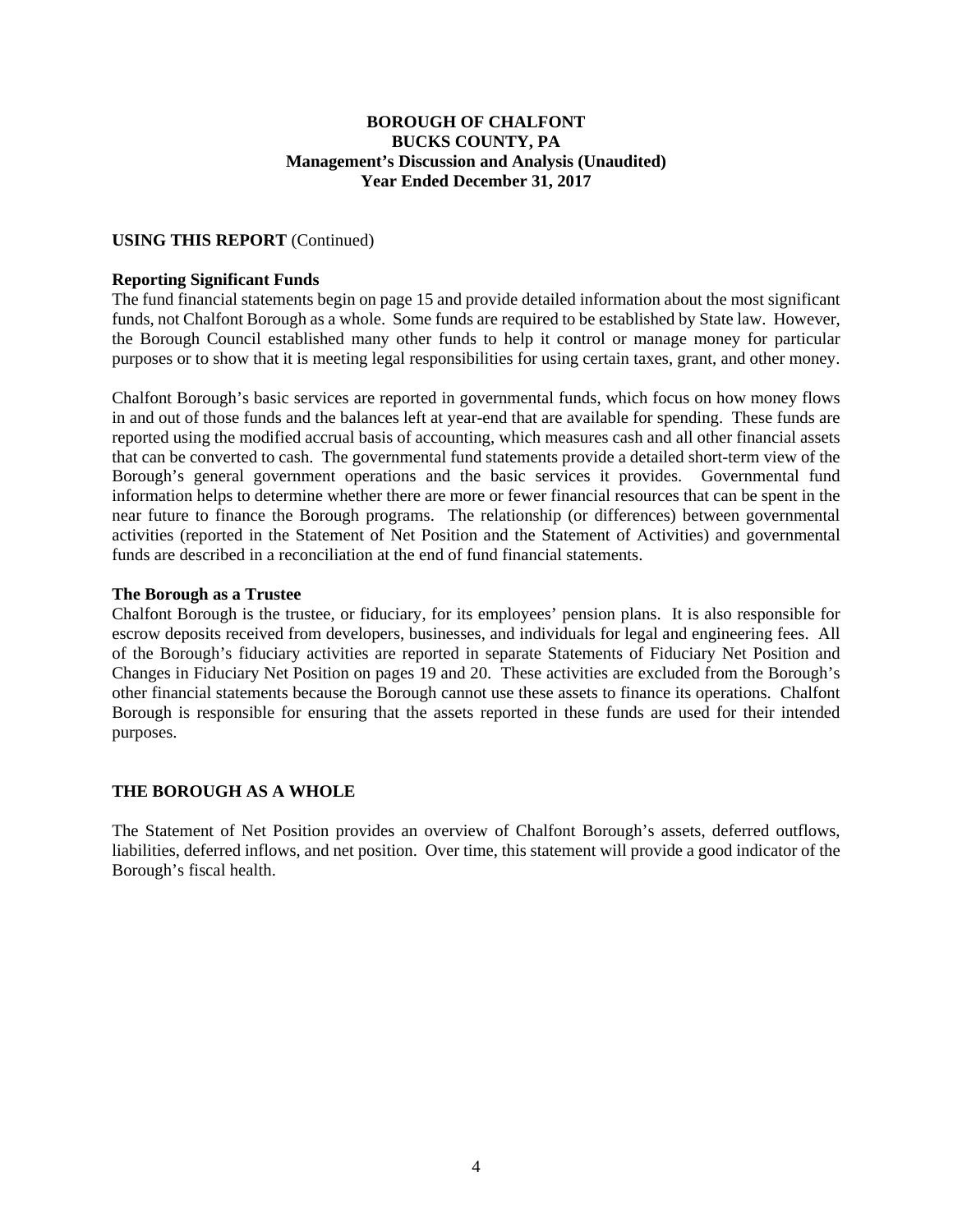**USING THIS REPORT** (Continued)

**Reporting Significant Funds**

The fund financial statements begin on page 15 and provide detailed information about the most significant funds, not Chalfont Borough as a whole. Some funds are required to be established by State law. However, the Borough Council established many other funds to help it control or manage money for particular purposes or to show that it is meeting legal responsibilities for using certain taxes, grant, and other money.

Chalfont Borough's basic services are reported in governmental funds, which focus on how money flows in and out of those funds and the balances left at year-end that are available for spending. These funds are reported using the modified accrual basis of accounting, which measures cash and all other financial assets that can be converted to cash. The governmental fund statements provide a detailed short-term view of the Borough's general government operations and the basic services it provides. Governmental fund information helps to determine whether there are more or fewer financial resources that can be spent in the near future to finance the Borough programs. The relationship (or differences) between governmental activities (reported in the Statement of Net Position and the Statement of Activities) and governmental funds are described in a reconciliation at the end of fund financial statements.

**The Borough as a Trustee**

Chalfont Borough is the trustee, or fiduciary, for its employees' pension plans. It is also responsible for escrow deposits received from developers, businesses, and individuals for legal and engineering fees. All of the Borough's fiduciary activities are reported in separate Statements of Fiduciary Net Position and Changes in Fiduciary Net Position on pages 19 and 20. These activities are excluded from the Borough's other financial statements because the Borough cannot use these assets to finance its operations. Chalfont Borough is responsible for ensuring that the assets reported in these funds are used for their intended purposes.

## THE BOROUGH AS A WHOLE

The Statement of Net Position provides an overview of Chalfont Borough's assets, deferred outflows, liabilities, deferred inflows, and net position. Over time, this statement will provide a good indicator of the Borough's fiscal health.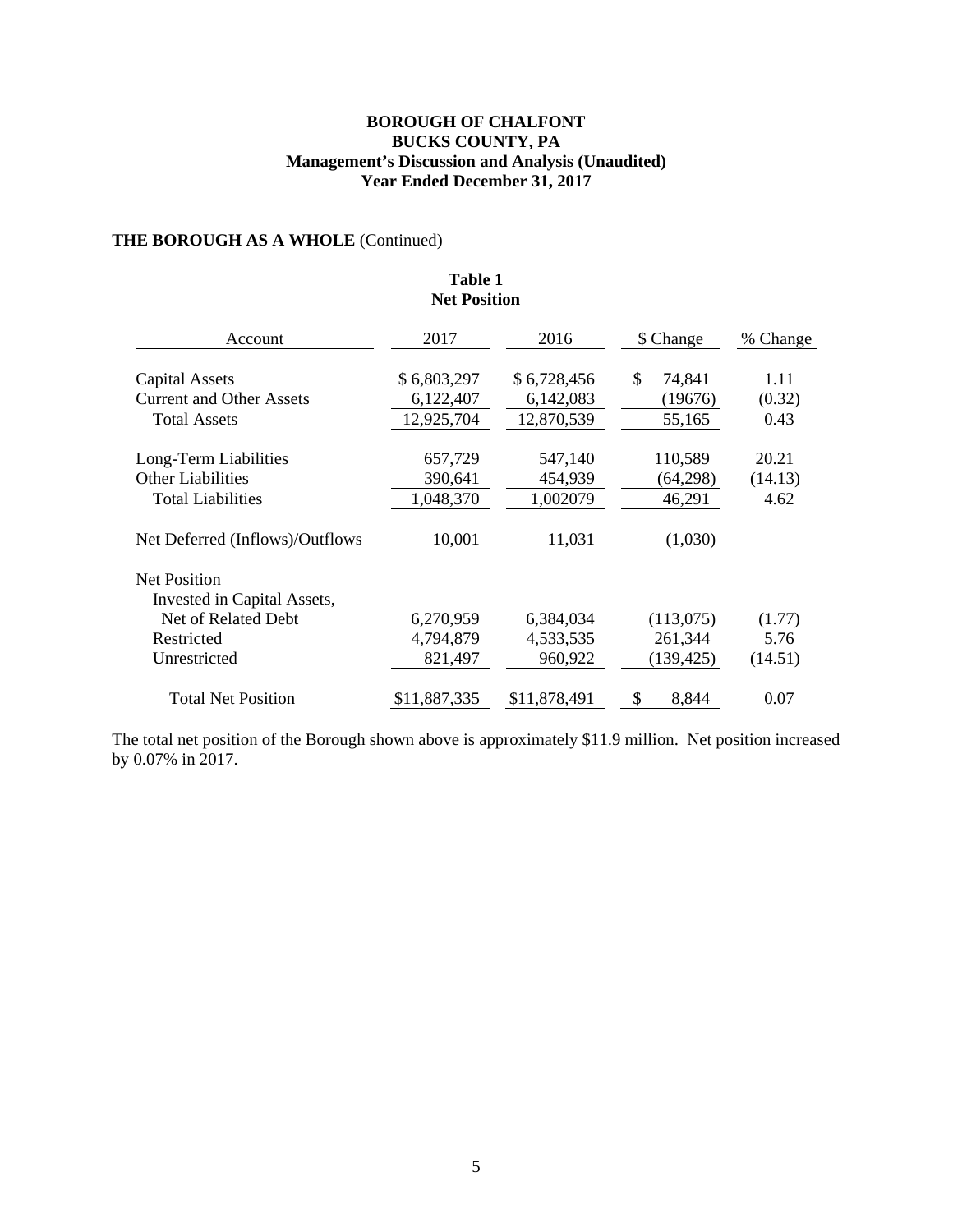**BOROUGH OF CHALFONT**
**BUCKS COUNTY, PA**
**Management's Discussion and Analysis (Unaudited)**
**Year Ended December 31, 2017**

## THE BOROUGH AS A WHOLE (Continued)

**Table 1**
**Net Position**

| Account | 2017 | 2016 | $ Change | % Change |
|---|---|---|---|---|
| Capital Assets | $ 6,803,297 | $ 6,728,456 | $ 74,841 | 1.11 |
| Current and Other Assets | 6,122,407 | 6,142,083 | (19676) | (0.32) |
| Total Assets | 12,925,704 | 12,870,539 | 55,165 | 0.43 |
| Long-Term Liabilities | 657,729 | 547,140 | 110,589 | 20.21 |
| Other Liabilities | 390,641 | 454,939 | (64,298) | (14.13) |
| Total Liabilities | 1,048,370 | 1,002079 | 46,291 | 4.62 |
| Net Deferred (Inflows)/Outflows | 10,001 | 11,031 | (1,030) | |
| Net Position | | | | |
| Invested in Capital Assets, Net of Related Debt | 6,270,959 | 6,384,034 | (113,075) | (1.77) |
| Restricted | 4,794,879 | 4,533,535 | 261,344 | 5.76 |
| Unrestricted | 821,497 | 960,922 | (139,425) | (14.51) |
| Total Net Position | $11,887,335 | $11,878,491 | $ 8,844 | 0.07 |

The total net position of the Borough shown above is approximately $11.9 million. Net position increased by 0.07% in 2017.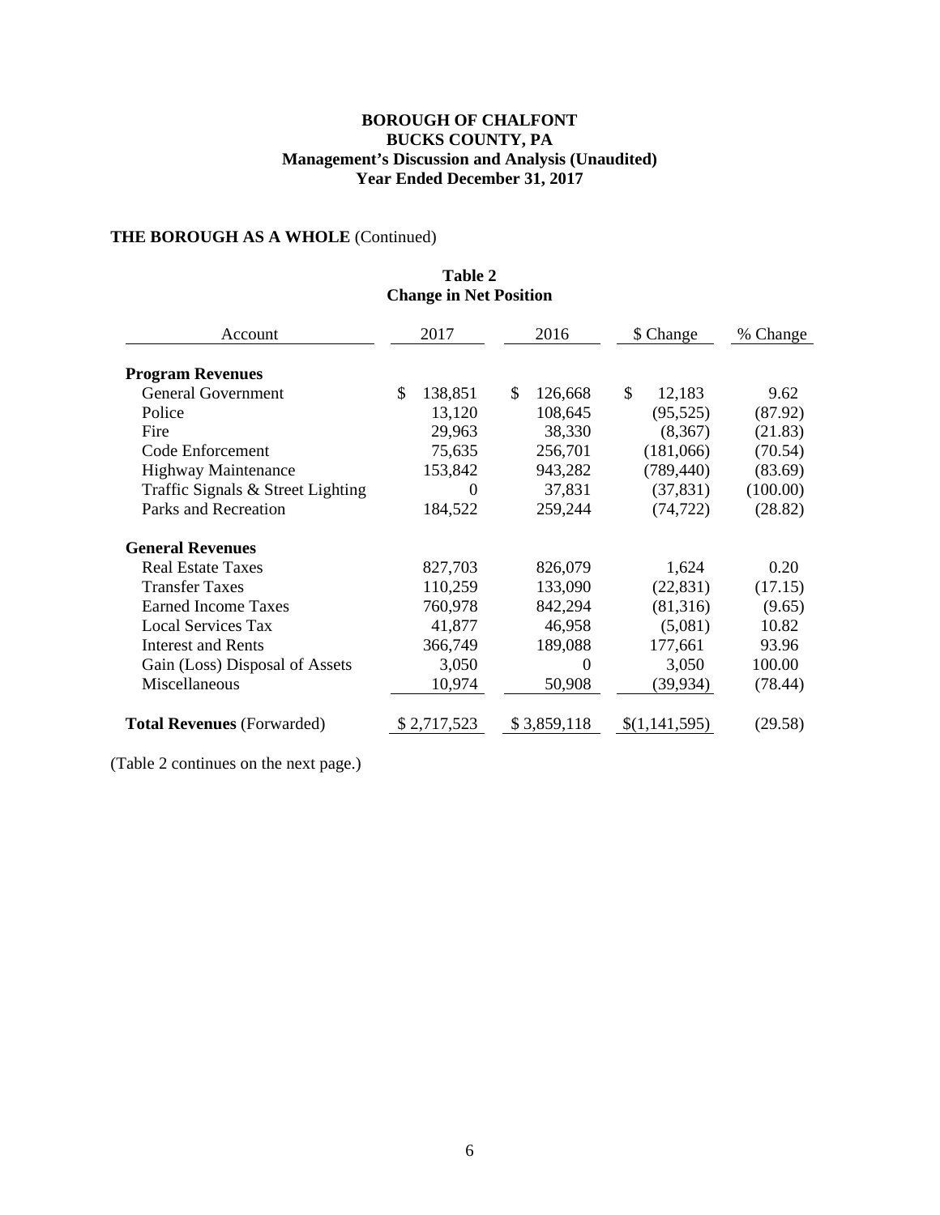**BOROUGH OF CHALFONT**
**BUCKS COUNTY, PA**
**Management's Discussion and Analysis (Unaudited)**
**Year Ended December 31, 2017**

**THE BOROUGH AS A WHOLE** (Continued)

**Table 2**
**Change in Net Position**

| Account | 2017 | 2016 | $ Change | % Change |
|---|---|---|---|---|
| **Program Revenues** | | | | |
| General Government | $ 138,851 | $ 126,668 | $ 12,183 | 9.62 |
| Police | 13,120 | 108,645 | (95,525) | (87.92) |
| Fire | 29,963 | 38,330 | (8,367) | (21.83) |
| Code Enforcement | 75,635 | 256,701 | (181,066) | (70.54) |
| Highway Maintenance | 153,842 | 943,282 | (789,440) | (83.69) |
| Traffic Signals & Street Lighting | 0 | 37,831 | (37,831) | (100.00) |
| Parks and Recreation | 184,522 | 259,244 | (74,722) | (28.82) |
| **General Revenues** | | | | |
| Real Estate Taxes | 827,703 | 826,079 | 1,624 | 0.20 |
| Transfer Taxes | 110,259 | 133,090 | (22,831) | (17.15) |
| Earned Income Taxes | 760,978 | 842,294 | (81,316) | (9.65) |
| Local Services Tax | 41,877 | 46,958 | (5,081) | 10.82 |
| Interest and Rents | 366,749 | 189,088 | 177,661 | 93.96 |
| Gain (Loss) Disposal of Assets | 3,050 | 0 | 3,050 | 100.00 |
| Miscellaneous | 10,974 | 50,908 | (39,934) | (78.44) |
| **Total Revenues** (Forwarded) | $ 2,717,523 | $ 3,859,118 | $(1,141,595) | (29.58) |

(Table 2 continues on the next page.)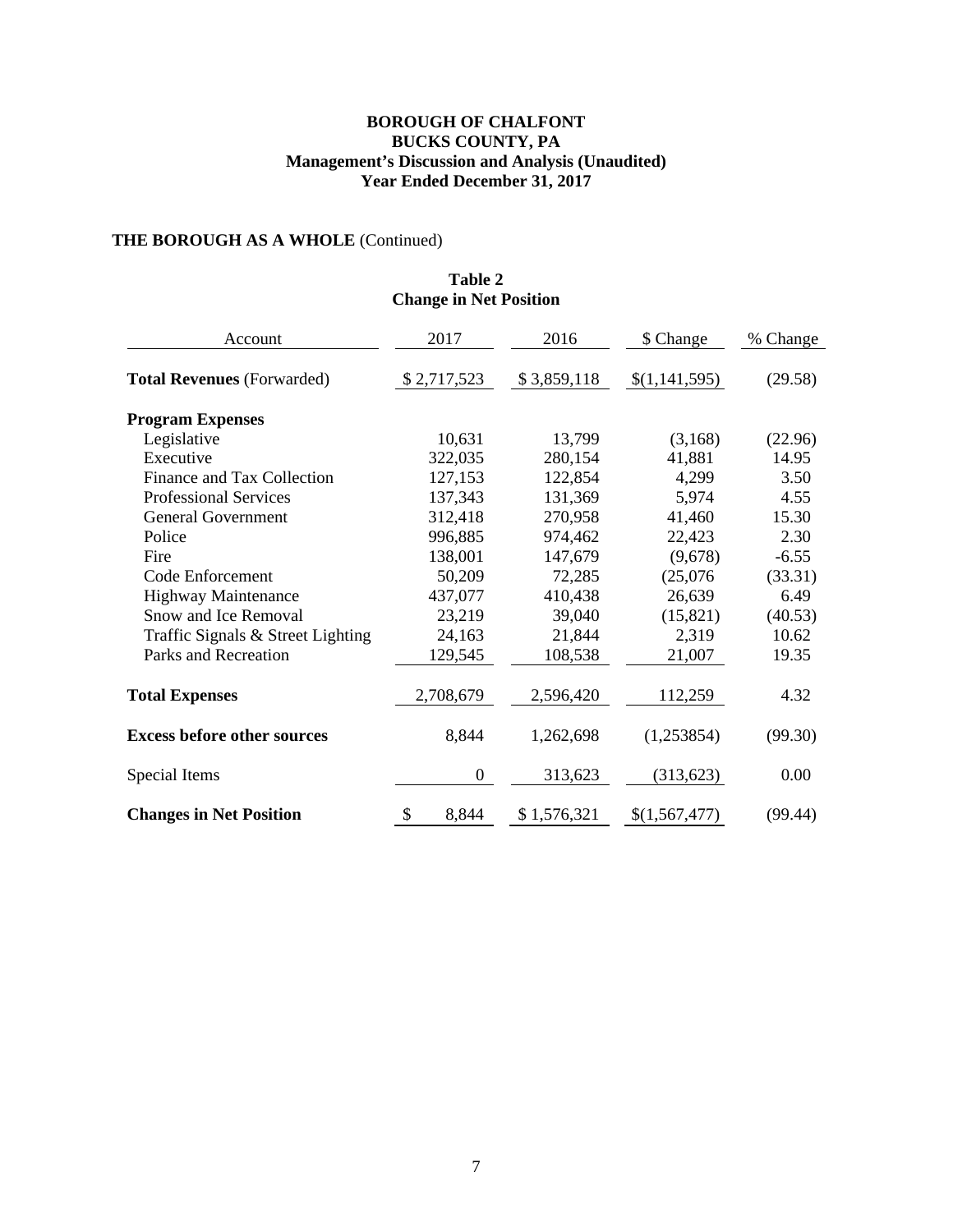**BOROUGH OF CHALFONT**
**BUCKS COUNTY, PA**
**Management's Discussion and Analysis (Unaudited)**
**Year Ended December 31, 2017**

## THE BOROUGH AS A WHOLE (Continued)

**Table 2**
**Change in Net Position**

| Account | 2017 | 2016 | $ Change | % Change |
|---|---|---|---|---|
| **Total Revenues** (Forwarded) | $ 2,717,523 | $ 3,859,118 | $(1,141,595) | (29.58) |
| **Program Expenses** | | | | |
| Legislative | 10,631 | 13,799 | (3,168) | (22.96) |
| Executive | 322,035 | 280,154 | 41,881 | 14.95 |
| Finance and Tax Collection | 127,153 | 122,854 | 4,299 | 3.50 |
| Professional Services | 137,343 | 131,369 | 5,974 | 4.55 |
| General Government | 312,418 | 270,958 | 41,460 | 15.30 |
| Police | 996,885 | 974,462 | 22,423 | 2.30 |
| Fire | 138,001 | 147,679 | (9,678) | -6.55 |
| Code Enforcement | 50,209 | 72,285 | (25,076 | (33.31) |
| Highway Maintenance | 437,077 | 410,438 | 26,639 | 6.49 |
| Snow and Ice Removal | 23,219 | 39,040 | (15,821) | (40.53) |
| Traffic Signals & Street Lighting | 24,163 | 21,844 | 2,319 | 10.62 |
| Parks and Recreation | 129,545 | 108,538 | 21,007 | 19.35 |
| **Total Expenses** | 2,708,679 | 2,596,420 | 112,259 | 4.32 |
| **Excess before other sources** | 8,844 | 1,262,698 | (1,253854) | (99.30) |
| Special Items | 0 | 313,623 | (313,623) | 0.00 |
| **Changes in Net Position** | $ 8,844 | $ 1,576,321 | $(1,567,477) | (99.44) |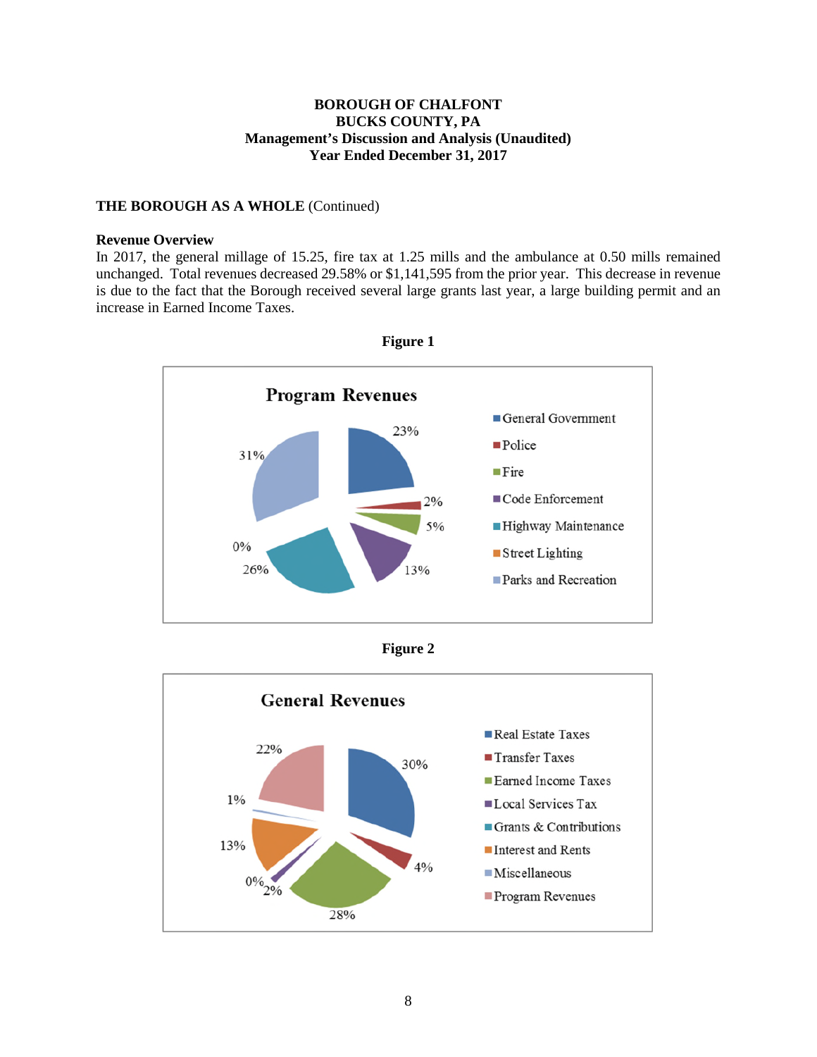## THE BOROUGH AS A WHOLE (Continued)

### Revenue Overview

In 2017, the general millage of 15.25, fire tax at 1.25 mills and the ambulance at 0.50 mills remained unchanged. Total revenues decreased 29.58% or $1,141,595 from the prior year. This decrease in revenue is due to the fact that the Borough received several large grants last year, a large building permit and an increase in Earned Income Taxes.

**Figure 1**

**Program Revenues**

| Category | Percentage |
| --- | --- |
| General Government | 23% |
| Police | 2% |
| Fire | 5% |
| Code Enforcement | 13% |
| Highway Maintenance | 26% |
| Street Lighting | 0% |
| Parks and Recreation | 31% |

**Figure 2**

**General Revenues**

| Category | Percentage |
| --- | --- |
| Real Estate Taxes | 30% |
| Transfer Taxes | 4% |
| Earned Income Taxes | 28% |
| Local Services Tax | 2% |
| Grants & Contributions | 0% |
| Interest and Rents | 13% |
| Miscellaneous | 1% |
| Program Revenues | 22% |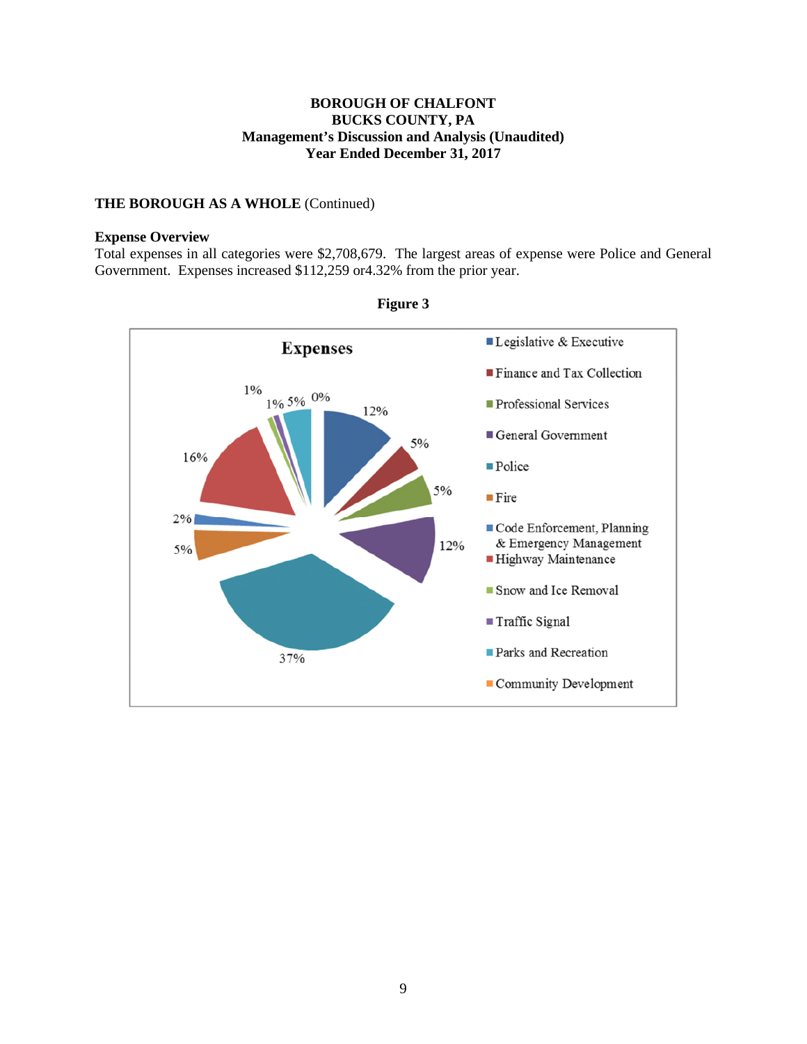**BOROUGH OF CHALFONT**
**BUCKS COUNTY, PA**
**Management's Discussion and Analysis (Unaudited)**
**Year Ended December 31, 2017**

**THE BOROUGH AS A WHOLE** (Continued)

**Expense Overview**

Total expenses in all categories were $2,708,679. The largest areas of expense were Police and General Government. Expenses increased $112,259 or4.32% from the prior year.

**Figure 3**

**Expenses**

| Category | Percentage |
|---|---|
| Legislative & Executive | 12% |
| Finance and Tax Collection | 5% |
| Professional Services | 5% |
| General Government | 12% |
| Police | 37% |
| Fire | 5% |
| Code Enforcement, Planning & Emergency Management | 2% |
| Highway Maintenance | 16% |
| Snow and Ice Removal | 1% |
| Traffic Signal | 1% |
| Parks and Recreation | 5% |
| Community Development | 0% |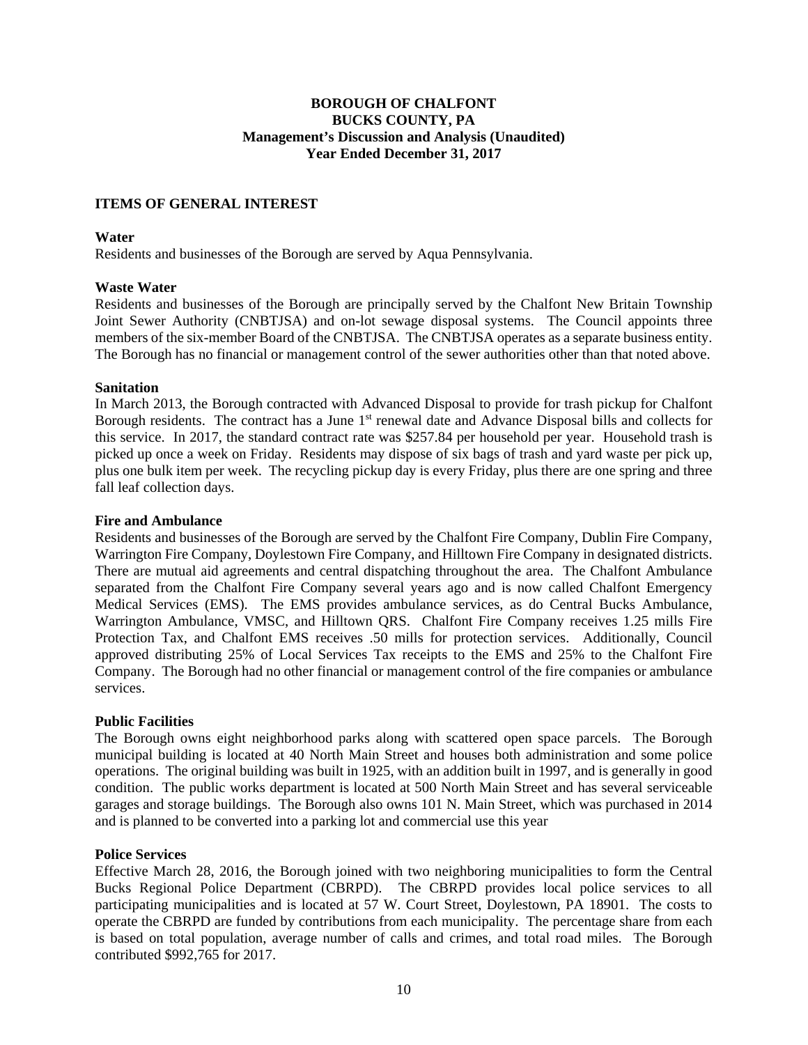**BOROUGH OF CHALFONT**
**BUCKS COUNTY, PA**
**Management's Discussion and Analysis (Unaudited)**
**Year Ended December 31, 2017**

## ITEMS OF GENERAL INTEREST

### Water

Residents and businesses of the Borough are served by Aqua Pennsylvania.

### Waste Water

Residents and businesses of the Borough are principally served by the Chalfont New Britain Township Joint Sewer Authority (CNBTJSA) and on-lot sewage disposal systems. The Council appoints three members of the six-member Board of the CNBTJSA. The CNBTJSA operates as a separate business entity. The Borough has no financial or management control of the sewer authorities other than that noted above.

### Sanitation

In March 2013, the Borough contracted with Advanced Disposal to provide for trash pickup for Chalfont Borough residents. The contract has a June 1st renewal date and Advance Disposal bills and collects for this service. In 2017, the standard contract rate was $257.84 per household per year. Household trash is picked up once a week on Friday. Residents may dispose of six bags of trash and yard waste per pick up, plus one bulk item per week. The recycling pickup day is every Friday, plus there are one spring and three fall leaf collection days.

### Fire and Ambulance

Residents and businesses of the Borough are served by the Chalfont Fire Company, Dublin Fire Company, Warrington Fire Company, Doylestown Fire Company, and Hilltown Fire Company in designated districts. There are mutual aid agreements and central dispatching throughout the area. The Chalfont Ambulance separated from the Chalfont Fire Company several years ago and is now called Chalfont Emergency Medical Services (EMS). The EMS provides ambulance services, as do Central Bucks Ambulance, Warrington Ambulance, VMSC, and Hilltown QRS. Chalfont Fire Company receives 1.25 mills Fire Protection Tax, and Chalfont EMS receives .50 mills for protection services. Additionally, Council approved distributing 25% of Local Services Tax receipts to the EMS and 25% to the Chalfont Fire Company. The Borough had no other financial or management control of the fire companies or ambulance services.

### Public Facilities

The Borough owns eight neighborhood parks along with scattered open space parcels. The Borough municipal building is located at 40 North Main Street and houses both administration and some police operations. The original building was built in 1925, with an addition built in 1997, and is generally in good condition. The public works department is located at 500 North Main Street and has several serviceable garages and storage buildings. The Borough also owns 101 N. Main Street, which was purchased in 2014 and is planned to be converted into a parking lot and commercial use this year

### Police Services

Effective March 28, 2016, the Borough joined with two neighboring municipalities to form the Central Bucks Regional Police Department (CBRPD). The CBRPD provides local police services to all participating municipalities and is located at 57 W. Court Street, Doylestown, PA 18901. The costs to operate the CBRPD are funded by contributions from each municipality. The percentage share from each is based on total population, average number of calls and crimes, and total road miles. The Borough contributed $992,765 for 2017.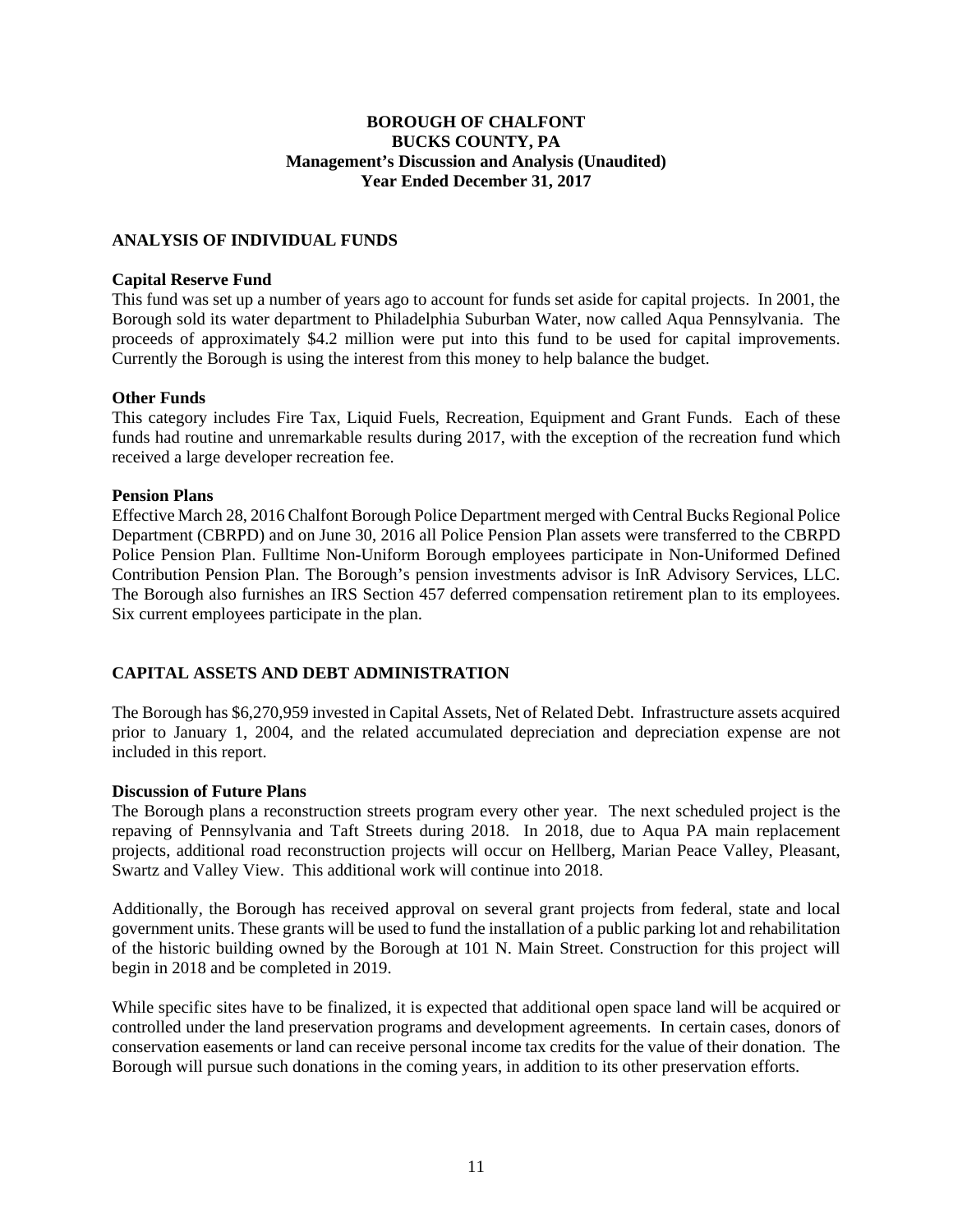**BOROUGH OF CHALFONT**
**BUCKS COUNTY, PA**
**Management's Discussion and Analysis (Unaudited)**
**Year Ended December 31, 2017**

## ANALYSIS OF INDIVIDUAL FUNDS

### Capital Reserve Fund

This fund was set up a number of years ago to account for funds set aside for capital projects. In 2001, the Borough sold its water department to Philadelphia Suburban Water, now called Aqua Pennsylvania. The proceeds of approximately $4.2 million were put into this fund to be used for capital improvements. Currently the Borough is using the interest from this money to help balance the budget.

### Other Funds

This category includes Fire Tax, Liquid Fuels, Recreation, Equipment and Grant Funds. Each of these funds had routine and unremarkable results during 2017, with the exception of the recreation fund which received a large developer recreation fee.

### Pension Plans

Effective March 28, 2016 Chalfont Borough Police Department merged with Central Bucks Regional Police Department (CBRPD) and on June 30, 2016 all Police Pension Plan assets were transferred to the CBRPD Police Pension Plan. Fulltime Non-Uniform Borough employees participate in Non-Uniformed Defined Contribution Pension Plan. The Borough's pension investments advisor is InR Advisory Services, LLC. The Borough also furnishes an IRS Section 457 deferred compensation retirement plan to its employees. Six current employees participate in the plan.

## CAPITAL ASSETS AND DEBT ADMINISTRATION

The Borough has $6,270,959 invested in Capital Assets, Net of Related Debt. Infrastructure assets acquired prior to January 1, 2004, and the related accumulated depreciation and depreciation expense are not included in this report.

### Discussion of Future Plans

The Borough plans a reconstruction streets program every other year. The next scheduled project is the repaving of Pennsylvania and Taft Streets during 2018. In 2018, due to Aqua PA main replacement projects, additional road reconstruction projects will occur on Hellberg, Marian Peace Valley, Pleasant, Swartz and Valley View. This additional work will continue into 2018.

Additionally, the Borough has received approval on several grant projects from federal, state and local government units. These grants will be used to fund the installation of a public parking lot and rehabilitation of the historic building owned by the Borough at 101 N. Main Street. Construction for this project will begin in 2018 and be completed in 2019.

While specific sites have to be finalized, it is expected that additional open space land will be acquired or controlled under the land preservation programs and development agreements. In certain cases, donors of conservation easements or land can receive personal income tax credits for the value of their donation. The Borough will pursue such donations in the coming years, in addition to its other preservation efforts.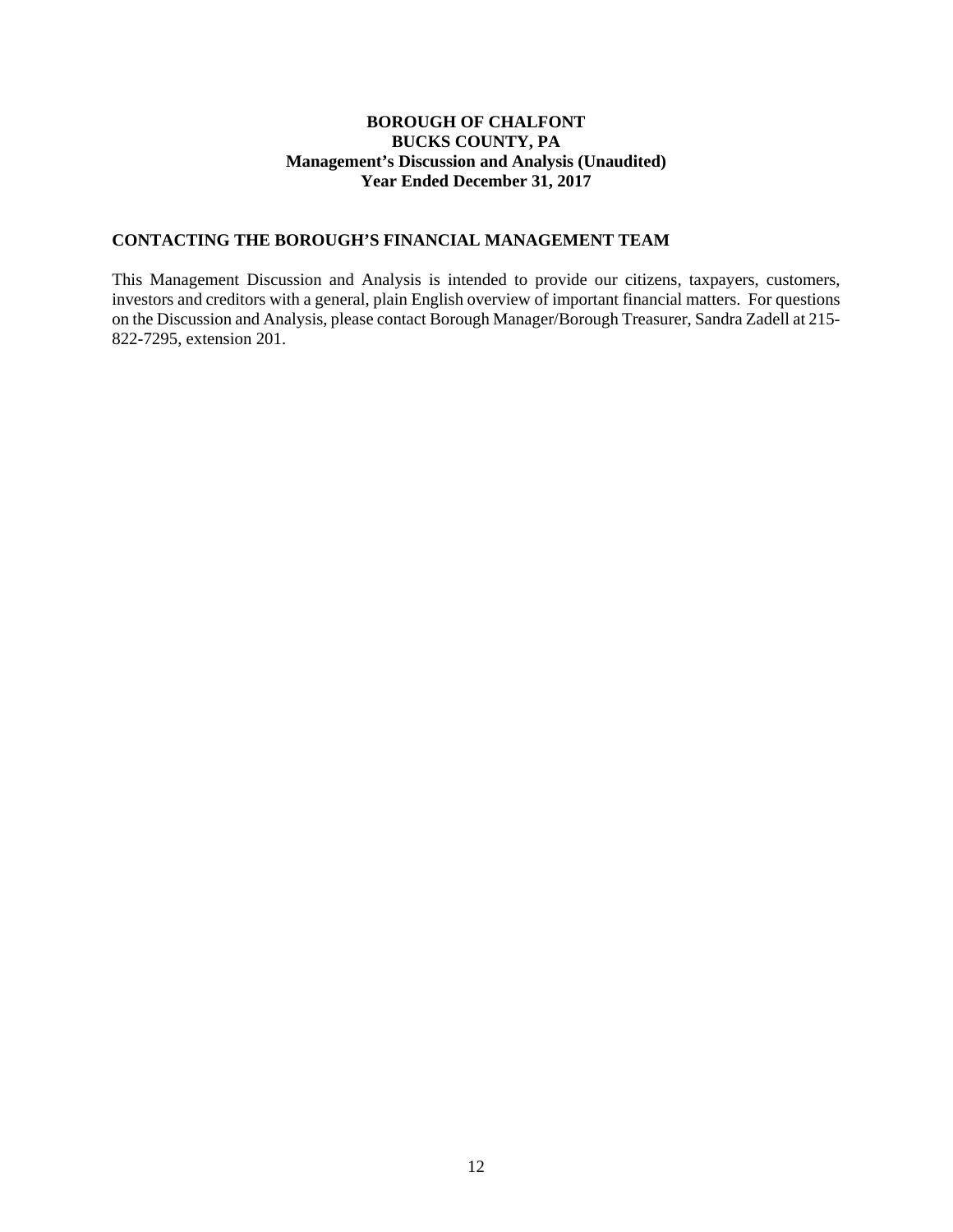**BOROUGH OF CHALFONT**
**BUCKS COUNTY, PA**
**Management's Discussion and Analysis (Unaudited)**
**Year Ended December 31, 2017**

## CONTACTING THE BOROUGH'S FINANCIAL MANAGEMENT TEAM

This Management Discussion and Analysis is intended to provide our citizens, taxpayers, customers, investors and creditors with a general, plain English overview of important financial matters. For questions on the Discussion and Analysis, please contact Borough Manager/Borough Treasurer, Sandra Zadell at 215-822-7295, extension 201.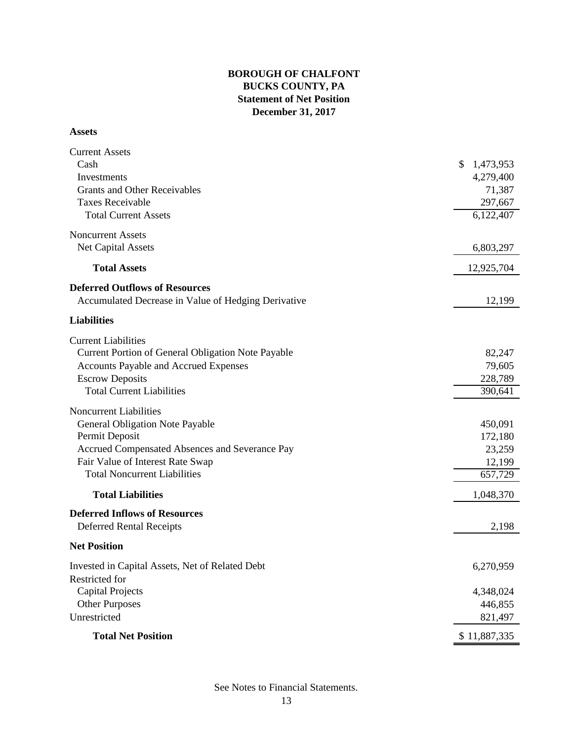# BOROUGH OF CHALFONT
## BUCKS COUNTY, PA
## Statement of Net Position
## December 31, 2017

| | |
|---|---|
| **Assets** | |
| Current Assets | |
| Cash | $ 1,473,953 |
| Investments | 4,279,400 |
| Grants and Other Receivables | 71,387 |
| Taxes Receivable | 297,667 |
| Total Current Assets | 6,122,407 |
| Noncurrent Assets | |
| Net Capital Assets | 6,803,297 |
| **Total Assets** | 12,925,704 |
| **Deferred Outflows of Resources** | |
| Accumulated Decrease in Value of Hedging Derivative | 12,199 |
| **Liabilities** | |
| Current Liabilities | |
| Current Portion of General Obligation Note Payable | 82,247 |
| Accounts Payable and Accrued Expenses | 79,605 |
| Escrow Deposits | 228,789 |
| Total Current Liabilities | 390,641 |
| Noncurrent Liabilities | |
| General Obligation Note Payable | 450,091 |
| Permit Deposit | 172,180 |
| Accrued Compensated Absences and Severance Pay | 23,259 |
| Fair Value of Interest Rate Swap | 12,199 |
| Total Noncurrent Liabilities | 657,729 |
| **Total Liabilities** | 1,048,370 |
| **Deferred Inflows of Resources** | |
| Deferred Rental Receipts | 2,198 |
| **Net Position** | |
| Invested in Capital Assets, Net of Related Debt | 6,270,959 |
| Restricted for | |
| Capital Projects | 4,348,024 |
| Other Purposes | 446,855 |
| Unrestricted | 821,497 |
| **Total Net Position** | $ 11,887,335 |

See Notes to Financial Statements.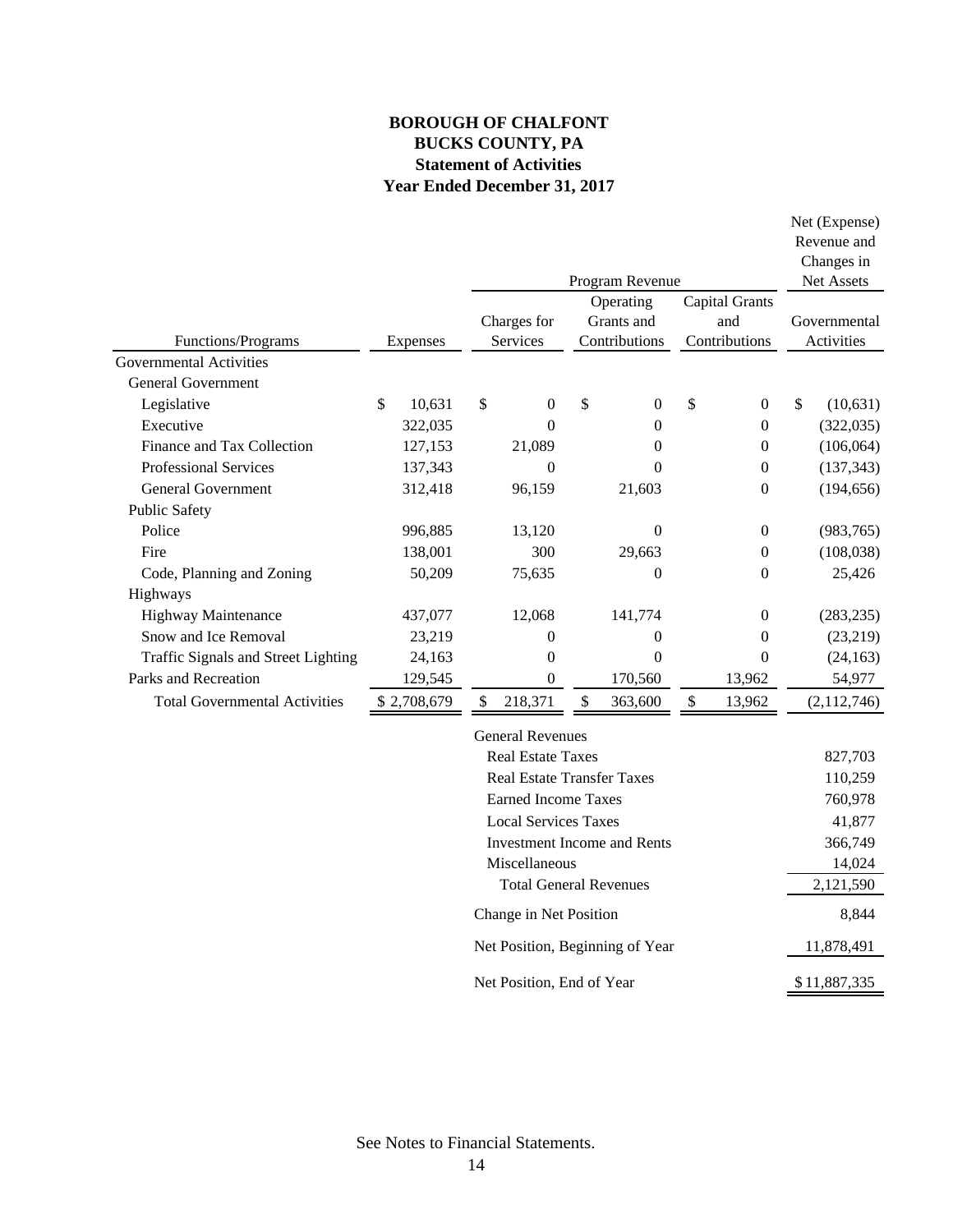# BOROUGH OF CHALFONT
## BUCKS COUNTY, PA
## Statement of Activities
## Year Ended December 31, 2017

| Functions/Programs | Expenses | Program Revenue: Charges for Services | Program Revenue: Operating Grants and Contributions | Program Revenue: Capital Grants and Contributions | Net (Expense) Revenue and Changes in Net Assets: Governmental Activities |
|---|---|---|---|---|---|
| Governmental Activities | | | | | |
| General Government | | | | | |
| Legislative | $ 10,631 | $ 0 | $ 0 | $ 0 | $ (10,631) |
| Executive | 322,035 | 0 | 0 | 0 | (322,035) |
| Finance and Tax Collection | 127,153 | 21,089 | 0 | 0 | (106,064) |
| Professional Services | 137,343 | 0 | 0 | 0 | (137,343) |
| General Government | 312,418 | 96,159 | 21,603 | 0 | (194,656) |
| Public Safety | | | | | |
| Police | 996,885 | 13,120 | 0 | 0 | (983,765) |
| Fire | 138,001 | 300 | 29,663 | 0 | (108,038) |
| Code, Planning and Zoning | 50,209 | 75,635 | 0 | 0 | 25,426 |
| Highways | | | | | |
| Highway Maintenance | 437,077 | 12,068 | 141,774 | 0 | (283,235) |
| Snow and Ice Removal | 23,219 | 0 | 0 | 0 | (23,219) |
| Traffic Signals and Street Lighting | 24,163 | 0 | 0 | 0 | (24,163) |
| Parks and Recreation | 129,545 | 0 | 170,560 | 13,962 | 54,977 |
| Total Governmental Activities | $ 2,708,679 | $ 218,371 | $ 363,600 | $ 13,962 | (2,112,746) |
| | | General Revenues | | | |
| | | Real Estate Taxes | | | 827,703 |
| | | Real Estate Transfer Taxes | | | 110,259 |
| | | Earned Income Taxes | | | 760,978 |
| | | Local Services Taxes | | | 41,877 |
| | | Investment Income and Rents | | | 366,749 |
| | | Miscellaneous | | | 14,024 |
| | | Total General Revenues | | | 2,121,590 |
| | | Change in Net Position | | | 8,844 |
| | | Net Position, Beginning of Year | | | 11,878,491 |
| | | Net Position, End of Year | | | $ 11,887,335 |

See Notes to Financial Statements.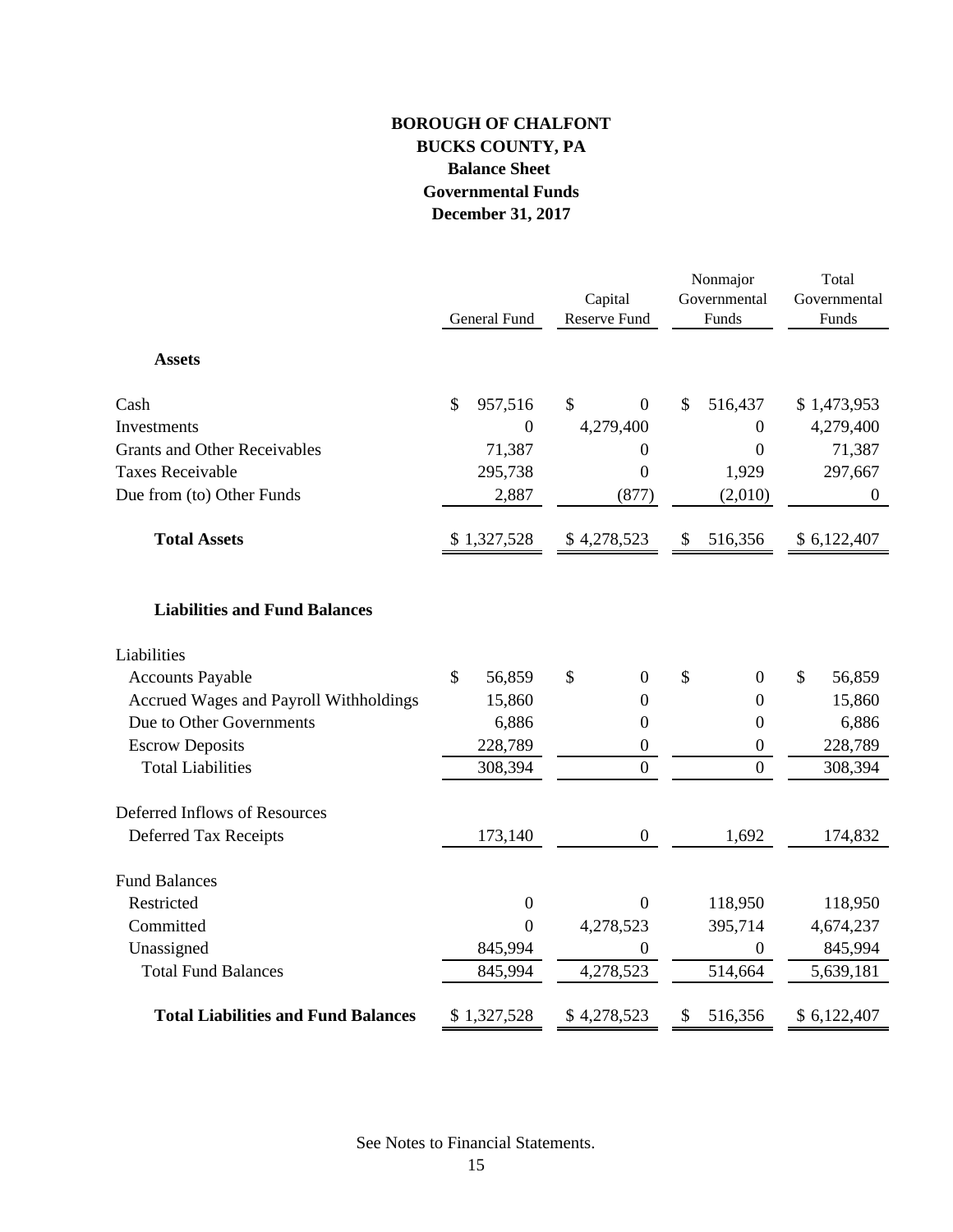# BOROUGH OF CHALFONT
## BUCKS COUNTY, PA
### Balance Sheet
### Governmental Funds
### December 31, 2017

| | General Fund | Capital Reserve Fund | Nonmajor Governmental Funds | Total Governmental Funds |
|---|---|---|---|---|
| **Assets** | | | | |
| Cash | $ 957,516 | $ 0 | $ 516,437 | $ 1,473,953 |
| Investments | 0 | 4,279,400 | 0 | 4,279,400 |
| Grants and Other Receivables | 71,387 | 0 | 0 | 71,387 |
| Taxes Receivable | 295,738 | 0 | 1,929 | 297,667 |
| Due from (to) Other Funds | 2,887 | (877) | (2,010) | 0 |
| **Total Assets** | $ 1,327,528 | $ 4,278,523 | $ 516,356 | $ 6,122,407 |
| **Liabilities and Fund Balances** | | | | |
| Liabilities | | | | |
| Accounts Payable | $ 56,859 | $ 0 | $ 0 | $ 56,859 |
| Accrued Wages and Payroll Withholdings | 15,860 | 0 | 0 | 15,860 |
| Due to Other Governments | 6,886 | 0 | 0 | 6,886 |
| Escrow Deposits | 228,789 | 0 | 0 | 228,789 |
| Total Liabilities | 308,394 | 0 | 0 | 308,394 |
| Deferred Inflows of Resources | | | | |
| Deferred Tax Receipts | 173,140 | 0 | 1,692 | 174,832 |
| Fund Balances | | | | |
| Restricted | 0 | 0 | 118,950 | 118,950 |
| Committed | 0 | 4,278,523 | 395,714 | 4,674,237 |
| Unassigned | 845,994 | 0 | 0 | 845,994 |
| Total Fund Balances | 845,994 | 4,278,523 | 514,664 | 5,639,181 |
| **Total Liabilities and Fund Balances** | $ 1,327,528 | $ 4,278,523 | $ 516,356 | $ 6,122,407 |

See Notes to Financial Statements.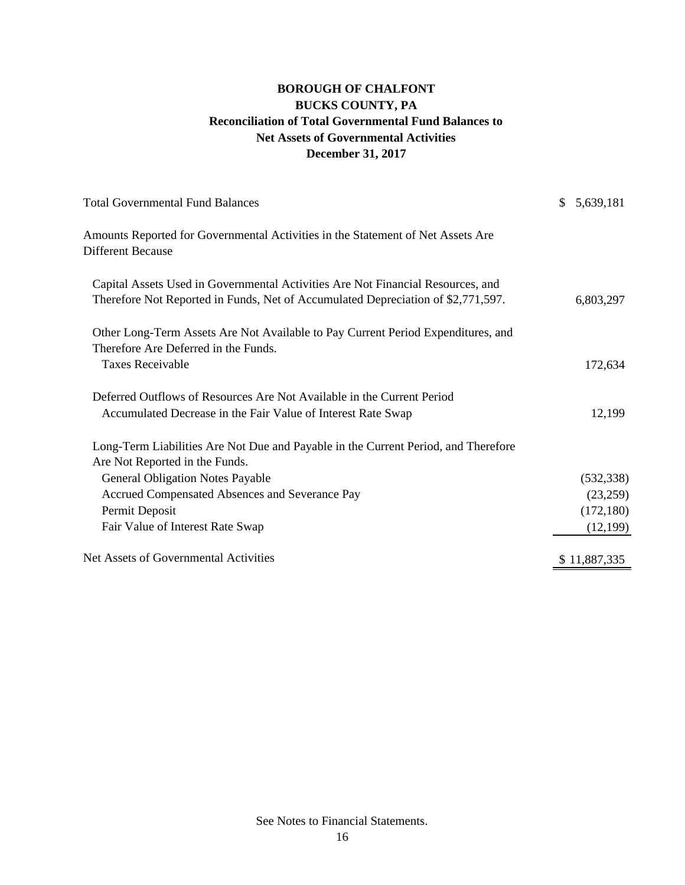# BOROUGH OF CHALFONT
## BUCKS COUNTY, PA
## Reconciliation of Total Governmental Fund Balances to Net Assets of Governmental Activities
## December 31, 2017

| | |
|---|---|
| Total Governmental Fund Balances | $ 5,639,181 |
| Amounts Reported for Governmental Activities in the Statement of Net Assets Are Different Because | |
| Capital Assets Used in Governmental Activities Are Not Financial Resources, and Therefore Not Reported in Funds, Net of Accumulated Depreciation of $2,771,597. | 6,803,297 |
| Other Long-Term Assets Are Not Available to Pay Current Period Expenditures, and Therefore Are Deferred in the Funds. | |
| Taxes Receivable | 172,634 |
| Deferred Outflows of Resources Are Not Available in the Current Period | |
| Accumulated Decrease in the Fair Value of Interest Rate Swap | 12,199 |
| Long-Term Liabilities Are Not Due and Payable in the Current Period, and Therefore Are Not Reported in the Funds. | |
| General Obligation Notes Payable | (532,338) |
| Accrued Compensated Absences and Severance Pay | (23,259) |
| Permit Deposit | (172,180) |
| Fair Value of Interest Rate Swap | (12,199) |
| Net Assets of Governmental Activities | $ 11,887,335 |

See Notes to Financial Statements.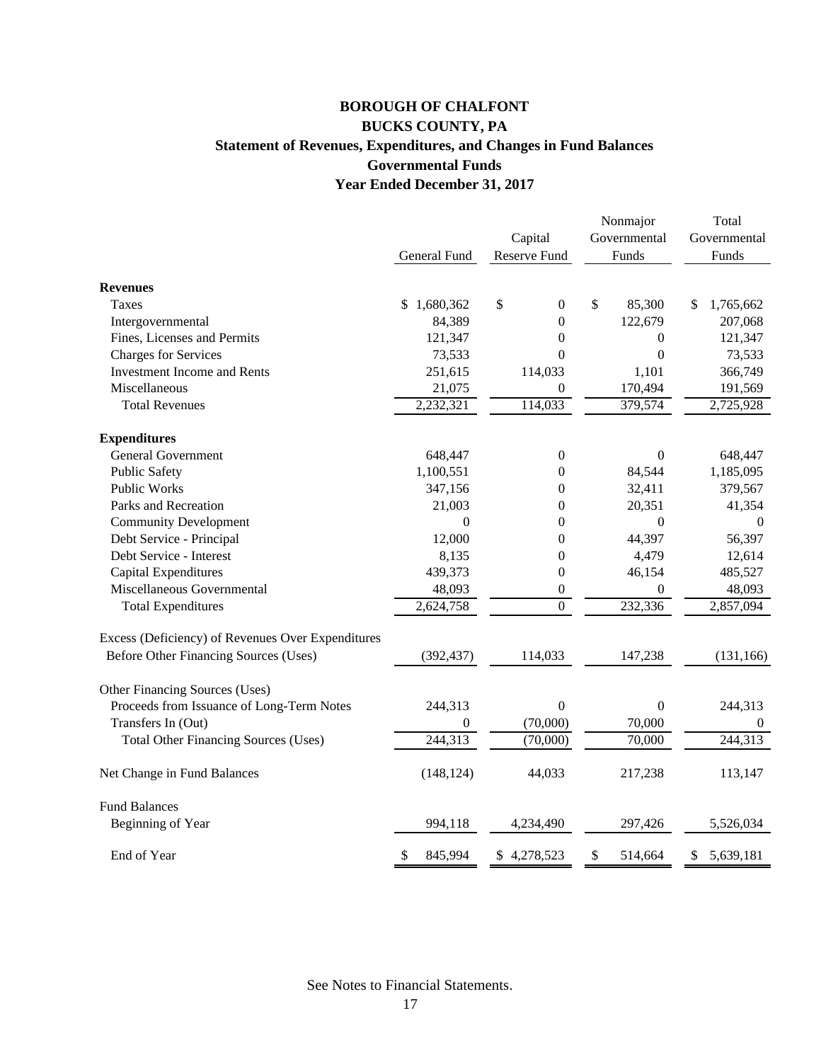# BOROUGH OF CHALFONT
## BUCKS COUNTY, PA
### Statement of Revenues, Expenditures, and Changes in Fund Balances
### Governmental Funds
### Year Ended December 31, 2017

| | General Fund | Capital Reserve Fund | Nonmajor Governmental Funds | Total Governmental Funds |
|---|---|---|---|---|
| **Revenues** | | | | |
| Taxes | $ 1,680,362 | $ 0 | $ 85,300 | $ 1,765,662 |
| Intergovernmental | 84,389 | 0 | 122,679 | 207,068 |
| Fines, Licenses and Permits | 121,347 | 0 | 0 | 121,347 |
| Charges for Services | 73,533 | 0 | 0 | 73,533 |
| Investment Income and Rents | 251,615 | 114,033 | 1,101 | 366,749 |
| Miscellaneous | 21,075 | 0 | 170,494 | 191,569 |
| Total Revenues | 2,232,321 | 114,033 | 379,574 | 2,725,928 |
| **Expenditures** | | | | |
| General Government | 648,447 | 0 | 0 | 648,447 |
| Public Safety | 1,100,551 | 0 | 84,544 | 1,185,095 |
| Public Works | 347,156 | 0 | 32,411 | 379,567 |
| Parks and Recreation | 21,003 | 0 | 20,351 | 41,354 |
| Community Development | 0 | 0 | 0 | 0 |
| Debt Service - Principal | 12,000 | 0 | 44,397 | 56,397 |
| Debt Service - Interest | 8,135 | 0 | 4,479 | 12,614 |
| Capital Expenditures | 439,373 | 0 | 46,154 | 485,527 |
| Miscellaneous Governmental | 48,093 | 0 | 0 | 48,093 |
| Total Expenditures | 2,624,758 | 0 | 232,336 | 2,857,094 |
| Excess (Deficiency) of Revenues Over Expenditures Before Other Financing Sources (Uses) | (392,437) | 114,033 | 147,238 | (131,166) |
| Other Financing Sources (Uses) | | | | |
| Proceeds from Issuance of Long-Term Notes | 244,313 | 0 | 0 | 244,313 |
| Transfers In (Out) | 0 | (70,000) | 70,000 | 0 |
| Total Other Financing Sources (Uses) | 244,313 | (70,000) | 70,000 | 244,313 |
| Net Change in Fund Balances | (148,124) | 44,033 | 217,238 | 113,147 |
| Fund Balances | | | | |
| Beginning of Year | 994,118 | 4,234,490 | 297,426 | 5,526,034 |
| End of Year | $ 845,994 | $ 4,278,523 | $ 514,664 | $ 5,639,181 |

See Notes to Financial Statements.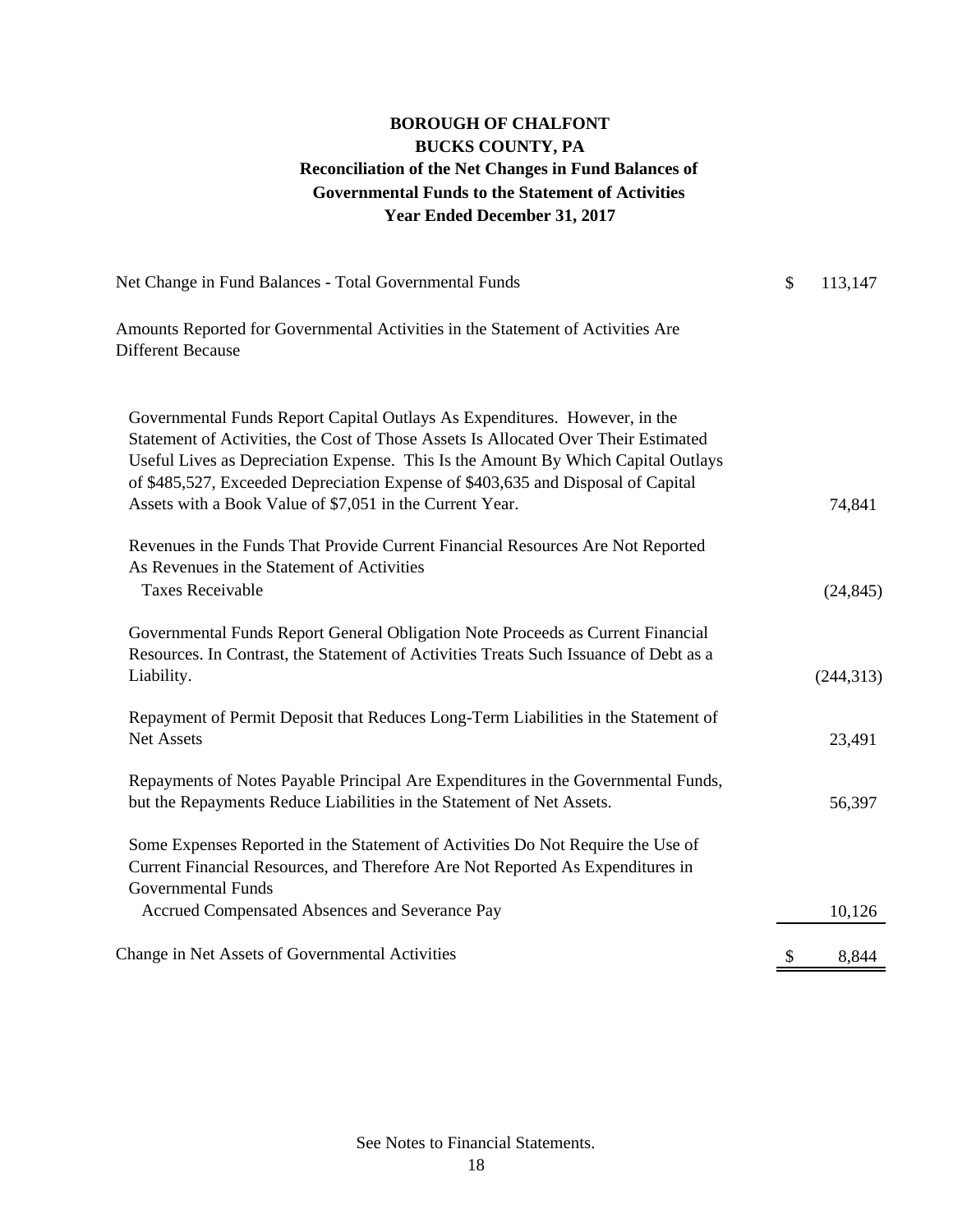**BOROUGH OF CHALFONT**
**BUCKS COUNTY, PA**
**Reconciliation of the Net Changes in Fund Balances of**
**Governmental Funds to the Statement of Activities**
**Year Ended December 31, 2017**

| | | |
|---|---|---|
| Net Change in Fund Balances - Total Governmental Funds | $ | 113,147 |
| Amounts Reported for Governmental Activities in the Statement of Activities Are Different Because | | |
| Governmental Funds Report Capital Outlays As Expenditures. However, in the Statement of Activities, the Cost of Those Assets Is Allocated Over Their Estimated Useful Lives as Depreciation Expense. This Is the Amount By Which Capital Outlays of $485,527, Exceeded Depreciation Expense of $403,635 and Disposal of Capital Assets with a Book Value of $7,051 in the Current Year. | | 74,841 |
| Revenues in the Funds That Provide Current Financial Resources Are Not Reported As Revenues in the Statement of Activities | | |
| Taxes Receivable | | (24,845) |
| Governmental Funds Report General Obligation Note Proceeds as Current Financial Resources. In Contrast, the Statement of Activities Treats Such Issuance of Debt as a Liability. | | (244,313) |
| Repayment of Permit Deposit that Reduces Long-Term Liabilities in the Statement of Net Assets | | 23,491 |
| Repayments of Notes Payable Principal Are Expenditures in the Governmental Funds, but the Repayments Reduce Liabilities in the Statement of Net Assets. | | 56,397 |
| Some Expenses Reported in the Statement of Activities Do Not Require the Use of Current Financial Resources, and Therefore Are Not Reported As Expenditures in Governmental Funds | | |
| Accrued Compensated Absences and Severance Pay | | 10,126 |
| Change in Net Assets of Governmental Activities | $ | 8,844 |

See Notes to Financial Statements.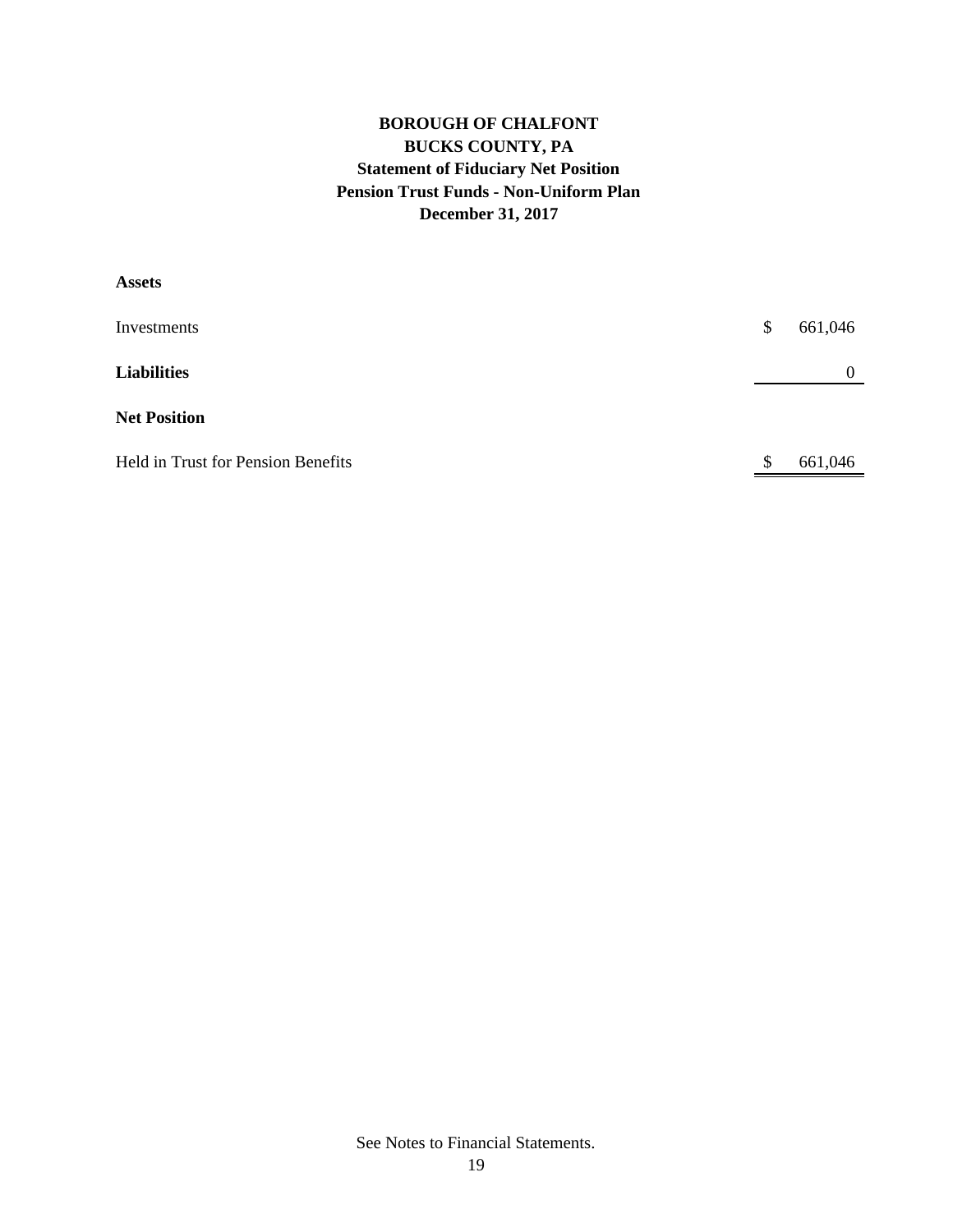# BOROUGH OF CHALFONT
## BUCKS COUNTY, PA
### Statement of Fiduciary Net Position
### Pension Trust Funds - Non-Uniform Plan
### December 31, 2017

| | | |
|---|---|---|
| **Assets** | | |
| Investments | $ | 661,046 |
| **Liabilities** | | 0 |
| **Net Position** | | |
| Held in Trust for Pension Benefits | $ | 661,046 |

See Notes to Financial Statements.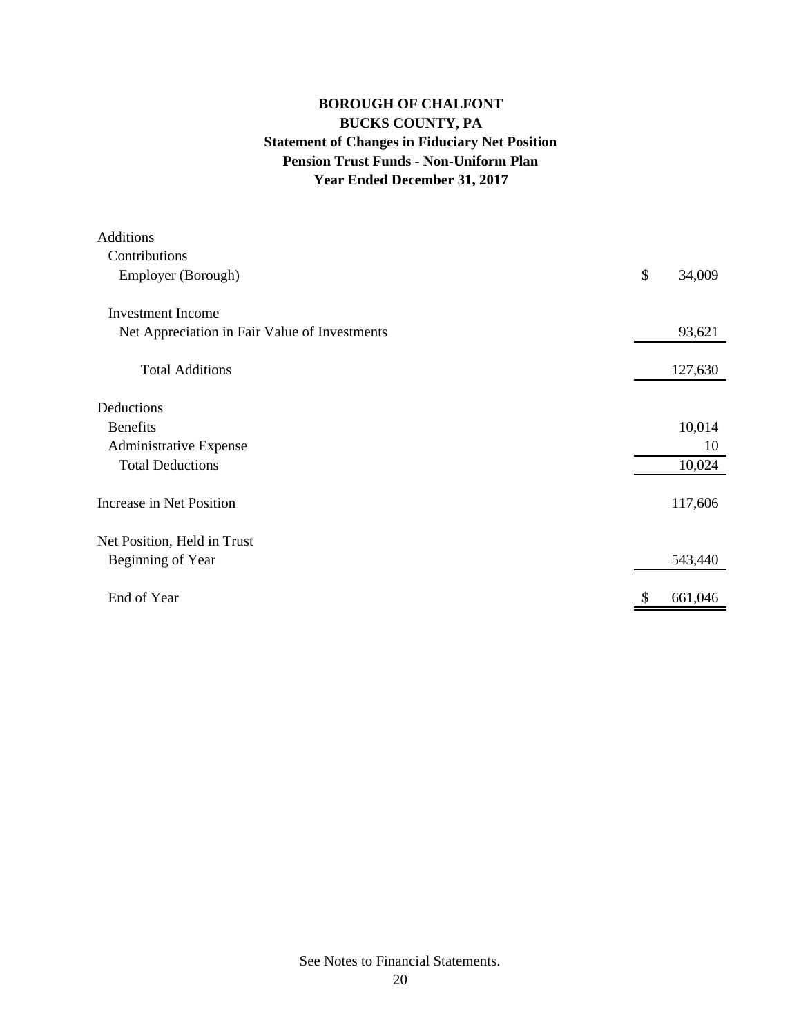# BOROUGH OF CHALFONT
## BUCKS COUNTY, PA
### Statement of Changes in Fiduciary Net Position
### Pension Trust Funds - Non-Uniform Plan
### Year Ended December 31, 2017

| | |
|---|---|
| Additions | |
| Contributions | |
| Employer (Borough) | $ 34,009 |
| | |
| Investment Income | |
| Net Appreciation in Fair Value of Investments | 93,621 |
| | |
| Total Additions | 127,630 |
| | |
| Deductions | |
| Benefits | 10,014 |
| Administrative Expense | 10 |
| Total Deductions | 10,024 |
| | |
| Increase in Net Position | 117,606 |
| | |
| Net Position, Held in Trust | |
| Beginning of Year | 543,440 |
| | |
| End of Year | $ 661,046 |

See Notes to Financial Statements.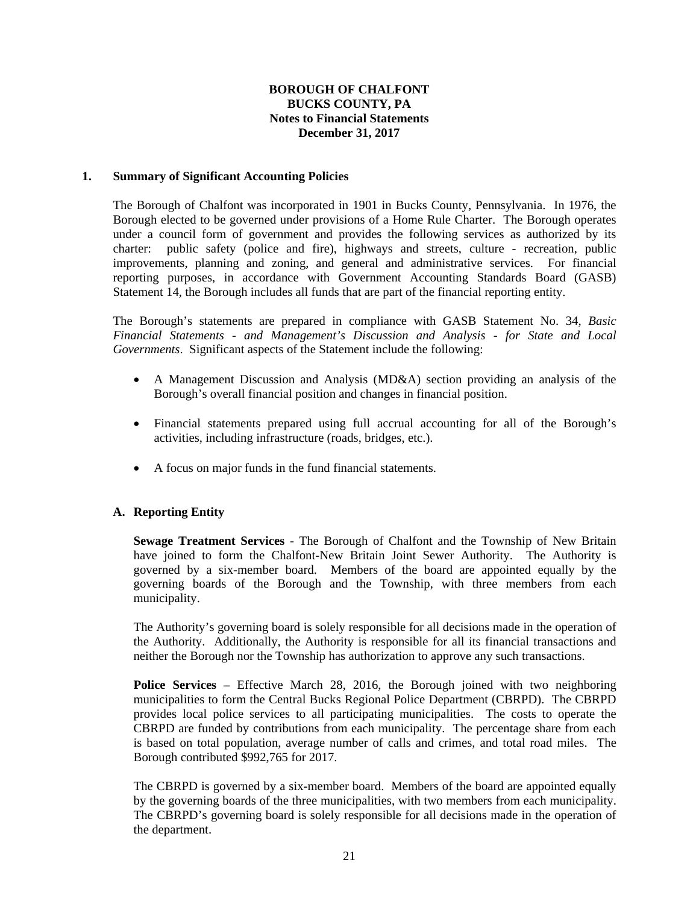**BOROUGH OF CHALFONT**
**BUCKS COUNTY, PA**
**Notes to Financial Statements**
**December 31, 2017**

## 1. Summary of Significant Accounting Policies

The Borough of Chalfont was incorporated in 1901 in Bucks County, Pennsylvania. In 1976, the Borough elected to be governed under provisions of a Home Rule Charter. The Borough operates under a council form of government and provides the following services as authorized by its charter: public safety (police and fire), highways and streets, culture - recreation, public improvements, planning and zoning, and general and administrative services. For financial reporting purposes, in accordance with Government Accounting Standards Board (GASB) Statement 14, the Borough includes all funds that are part of the financial reporting entity.

The Borough's statements are prepared in compliance with GASB Statement No. 34, *Basic Financial Statements - and Management's Discussion and Analysis - for State and Local Governments*. Significant aspects of the Statement include the following:

- A Management Discussion and Analysis (MD&A) section providing an analysis of the Borough's overall financial position and changes in financial position.
- Financial statements prepared using full accrual accounting for all of the Borough's activities, including infrastructure (roads, bridges, etc.).
- A focus on major funds in the fund financial statements.

### A. Reporting Entity

**Sewage Treatment Services** - The Borough of Chalfont and the Township of New Britain have joined to form the Chalfont-New Britain Joint Sewer Authority. The Authority is governed by a six-member board. Members of the board are appointed equally by the governing boards of the Borough and the Township, with three members from each municipality.

The Authority's governing board is solely responsible for all decisions made in the operation of the Authority. Additionally, the Authority is responsible for all its financial transactions and neither the Borough nor the Township has authorization to approve any such transactions.

**Police Services** – Effective March 28, 2016, the Borough joined with two neighboring municipalities to form the Central Bucks Regional Police Department (CBRPD). The CBRPD provides local police services to all participating municipalities. The costs to operate the CBRPD are funded by contributions from each municipality. The percentage share from each is based on total population, average number of calls and crimes, and total road miles. The Borough contributed $992,765 for 2017.

The CBRPD is governed by a six-member board. Members of the board are appointed equally by the governing boards of the three municipalities, with two members from each municipality. The CBRPD's governing board is solely responsible for all decisions made in the operation of the department.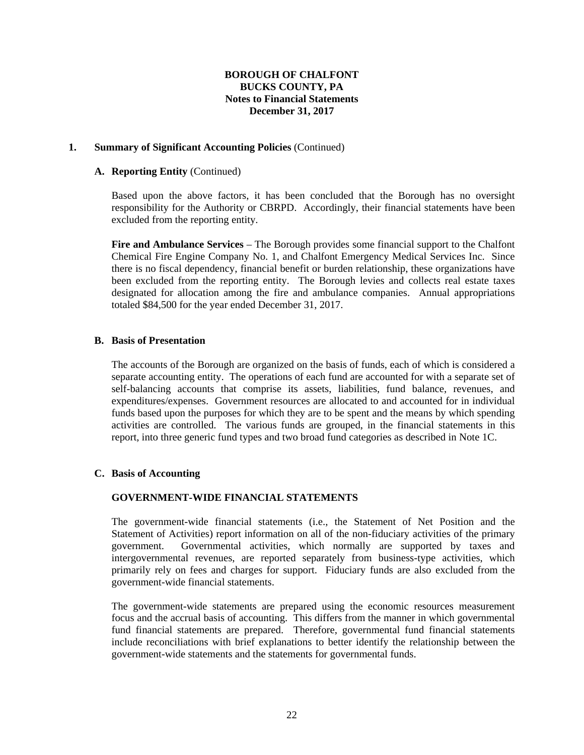## 1. Summary of Significant Accounting Policies (Continued)

### A. Reporting Entity (Continued)

Based upon the above factors, it has been concluded that the Borough has no oversight responsibility for the Authority or CBRPD. Accordingly, their financial statements have been excluded from the reporting entity.

**Fire and Ambulance Services** – The Borough provides some financial support to the Chalfont Chemical Fire Engine Company No. 1, and Chalfont Emergency Medical Services Inc. Since there is no fiscal dependency, financial benefit or burden relationship, these organizations have been excluded from the reporting entity. The Borough levies and collects real estate taxes designated for allocation among the fire and ambulance companies. Annual appropriations totaled $84,500 for the year ended December 31, 2017.

### B. Basis of Presentation

The accounts of the Borough are organized on the basis of funds, each of which is considered a separate accounting entity. The operations of each fund are accounted for with a separate set of self-balancing accounts that comprise its assets, liabilities, fund balance, revenues, and expenditures/expenses. Government resources are allocated to and accounted for in individual funds based upon the purposes for which they are to be spent and the means by which spending activities are controlled. The various funds are grouped, in the financial statements in this report, into three generic fund types and two broad fund categories as described in Note 1C.

### C. Basis of Accounting

**GOVERNMENT-WIDE FINANCIAL STATEMENTS**

The government-wide financial statements (i.e., the Statement of Net Position and the Statement of Activities) report information on all of the non-fiduciary activities of the primary government. Governmental activities, which normally are supported by taxes and intergovernmental revenues, are reported separately from business-type activities, which primarily rely on fees and charges for support. Fiduciary funds are also excluded from the government-wide financial statements.

The government-wide statements are prepared using the economic resources measurement focus and the accrual basis of accounting. This differs from the manner in which governmental fund financial statements are prepared. Therefore, governmental fund financial statements include reconciliations with brief explanations to better identify the relationship between the government-wide statements and the statements for governmental funds.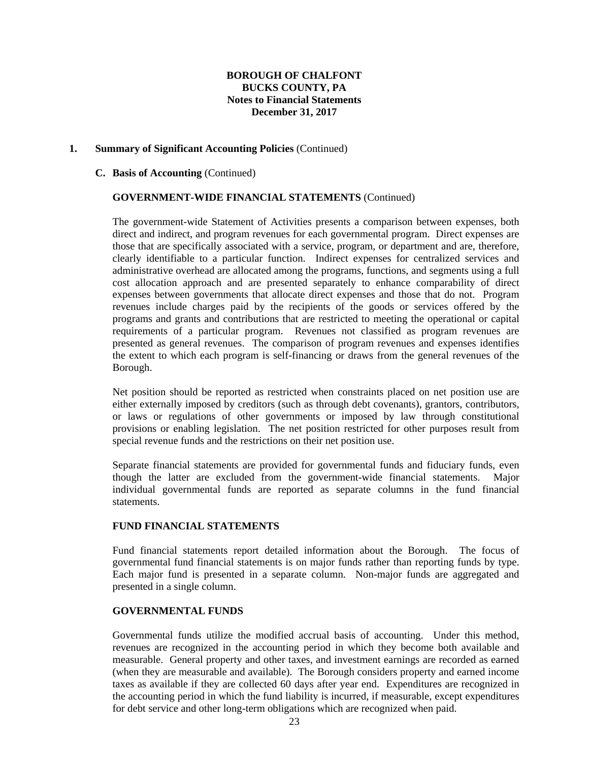**BOROUGH OF CHALFONT**
**BUCKS COUNTY, PA**
**Notes to Financial Statements**
**December 31, 2017**

**1. Summary of Significant Accounting Policies** (Continued)

**C. Basis of Accounting** (Continued)

**GOVERNMENT-WIDE FINANCIAL STATEMENTS** (Continued)

The government-wide Statement of Activities presents a comparison between expenses, both direct and indirect, and program revenues for each governmental program. Direct expenses are those that are specifically associated with a service, program, or department and are, therefore, clearly identifiable to a particular function. Indirect expenses for centralized services and administrative overhead are allocated among the programs, functions, and segments using a full cost allocation approach and are presented separately to enhance comparability of direct expenses between governments that allocate direct expenses and those that do not. Program revenues include charges paid by the recipients of the goods or services offered by the programs and grants and contributions that are restricted to meeting the operational or capital requirements of a particular program. Revenues not classified as program revenues are presented as general revenues. The comparison of program revenues and expenses identifies the extent to which each program is self-financing or draws from the general revenues of the Borough.

Net position should be reported as restricted when constraints placed on net position use are either externally imposed by creditors (such as through debt covenants), grantors, contributors, or laws or regulations of other governments or imposed by law through constitutional provisions or enabling legislation. The net position restricted for other purposes result from special revenue funds and the restrictions on their net position use.

Separate financial statements are provided for governmental funds and fiduciary funds, even though the latter are excluded from the government-wide financial statements. Major individual governmental funds are reported as separate columns in the fund financial statements.

**FUND FINANCIAL STATEMENTS**

Fund financial statements report detailed information about the Borough. The focus of governmental fund financial statements is on major funds rather than reporting funds by type. Each major fund is presented in a separate column. Non-major funds are aggregated and presented in a single column.

**GOVERNMENTAL FUNDS**

Governmental funds utilize the modified accrual basis of accounting. Under this method, revenues are recognized in the accounting period in which they become both available and measurable. General property and other taxes, and investment earnings are recorded as earned (when they are measurable and available). The Borough considers property and earned income taxes as available if they are collected 60 days after year end. Expenditures are recognized in the accounting period in which the fund liability is incurred, if measurable, except expenditures for debt service and other long-term obligations which are recognized when paid.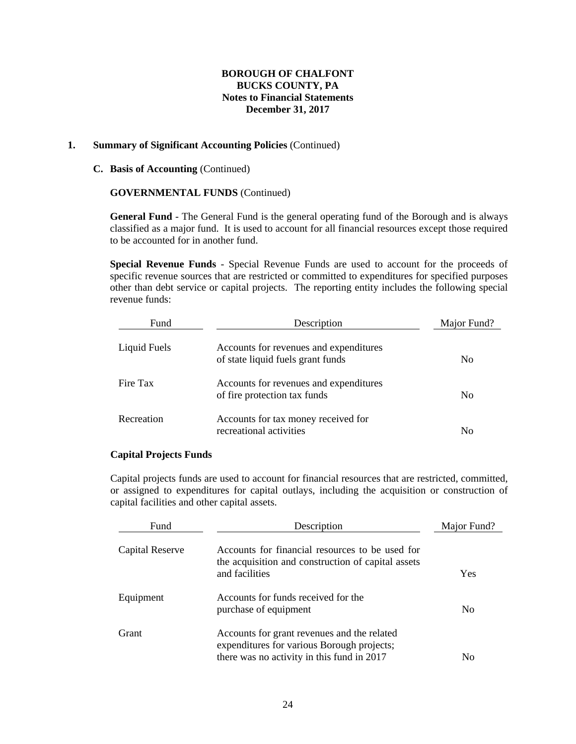**BOROUGH OF CHALFONT**
**BUCKS COUNTY, PA**
**Notes to Financial Statements**
**December 31, 2017**

**1. Summary of Significant Accounting Policies** (Continued)

**C. Basis of Accounting** (Continued)

**GOVERNMENTAL FUNDS** (Continued)

**General Fund** - The General Fund is the general operating fund of the Borough and is always classified as a major fund. It is used to account for all financial resources except those required to be accounted for in another fund.

**Special Revenue Funds** - Special Revenue Funds are used to account for the proceeds of specific revenue sources that are restricted or committed to expenditures for specified purposes other than debt service or capital projects. The reporting entity includes the following special revenue funds:

| Fund | Description | Major Fund? |
|---|---|---|
| Liquid Fuels | Accounts for revenues and expenditures of state liquid fuels grant funds | No |
| Fire Tax | Accounts for revenues and expenditures of fire protection tax funds | No |
| Recreation | Accounts for tax money received for recreational activities | No |

**Capital Projects Funds**

Capital projects funds are used to account for financial resources that are restricted, committed, or assigned to expenditures for capital outlays, including the acquisition or construction of capital facilities and other capital assets.

| Fund | Description | Major Fund? |
|---|---|---|
| Capital Reserve | Accounts for financial resources to be used for the acquisition and construction of capital assets and facilities | Yes |
| Equipment | Accounts for funds received for the purchase of equipment | No |
| Grant | Accounts for grant revenues and the related expenditures for various Borough projects; there was no activity in this fund in 2017 | No |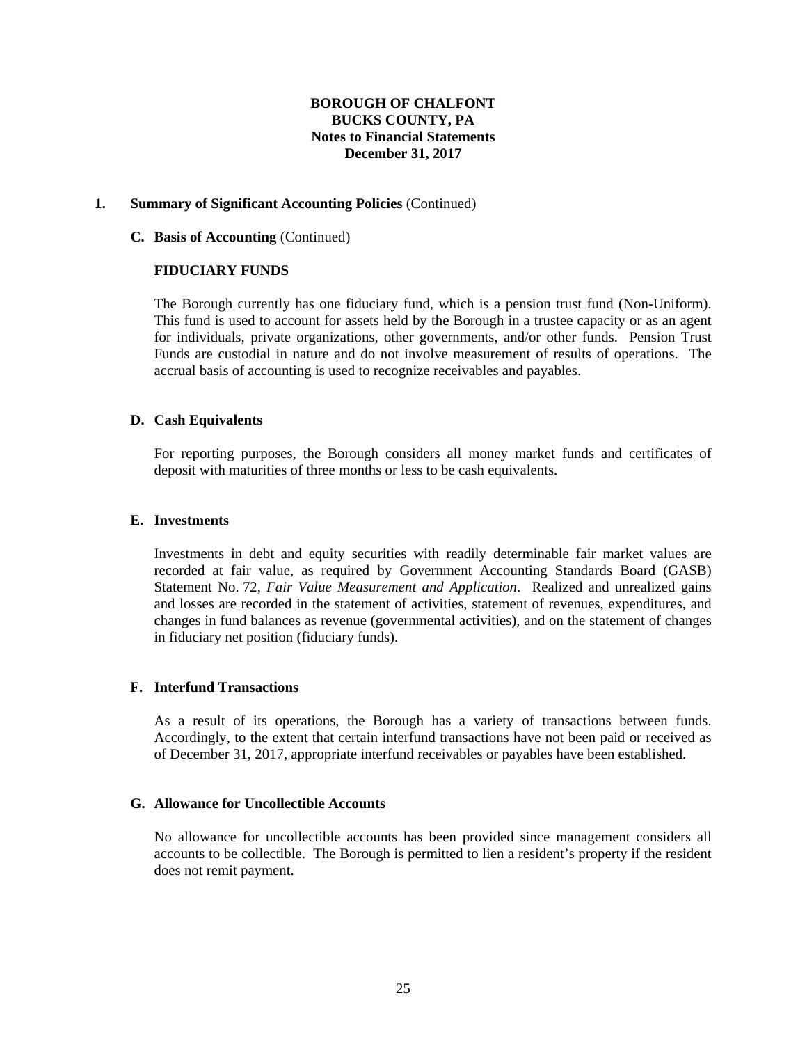**BOROUGH OF CHALFONT**
**BUCKS COUNTY, PA**
**Notes to Financial Statements**
**December 31, 2017**

**1. Summary of Significant Accounting Policies** (Continued)

**C. Basis of Accounting** (Continued)

**FIDUCIARY FUNDS**

The Borough currently has one fiduciary fund, which is a pension trust fund (Non-Uniform). This fund is used to account for assets held by the Borough in a trustee capacity or as an agent for individuals, private organizations, other governments, and/or other funds. Pension Trust Funds are custodial in nature and do not involve measurement of results of operations. The accrual basis of accounting is used to recognize receivables and payables.

**D. Cash Equivalents**

For reporting purposes, the Borough considers all money market funds and certificates of deposit with maturities of three months or less to be cash equivalents.

**E. Investments**

Investments in debt and equity securities with readily determinable fair market values are recorded at fair value, as required by Government Accounting Standards Board (GASB) Statement No. 72, *Fair Value Measurement and Application*. Realized and unrealized gains and losses are recorded in the statement of activities, statement of revenues, expenditures, and changes in fund balances as revenue (governmental activities), and on the statement of changes in fiduciary net position (fiduciary funds).

**F. Interfund Transactions**

As a result of its operations, the Borough has a variety of transactions between funds. Accordingly, to the extent that certain interfund transactions have not been paid or received as of December 31, 2017, appropriate interfund receivables or payables have been established.

**G. Allowance for Uncollectible Accounts**

No allowance for uncollectible accounts has been provided since management considers all accounts to be collectible. The Borough is permitted to lien a resident's property if the resident does not remit payment.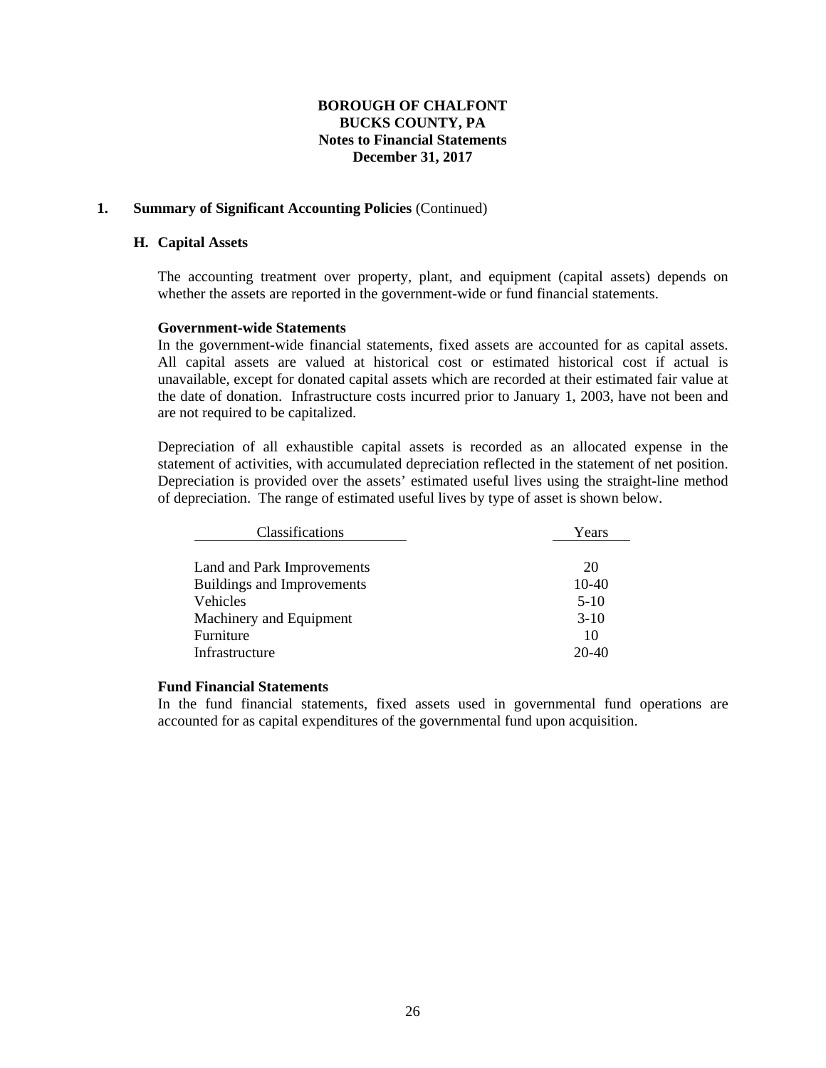# BOROUGH OF CHALFONT
## BUCKS COUNTY, PA
## Notes to Financial Statements
## December 31, 2017

**1. Summary of Significant Accounting Policies** (Continued)

**H. Capital Assets**

The accounting treatment over property, plant, and equipment (capital assets) depends on whether the assets are reported in the government-wide or fund financial statements.

**Government-wide Statements**

In the government-wide financial statements, fixed assets are accounted for as capital assets. All capital assets are valued at historical cost or estimated historical cost if actual is unavailable, except for donated capital assets which are recorded at their estimated fair value at the date of donation. Infrastructure costs incurred prior to January 1, 2003, have not been and are not required to be capitalized.

Depreciation of all exhaustible capital assets is recorded as an allocated expense in the statement of activities, with accumulated depreciation reflected in the statement of net position. Depreciation is provided over the assets' estimated useful lives using the straight-line method of depreciation. The range of estimated useful lives by type of asset is shown below.

| Classifications | Years |
|---|---|
| Land and Park Improvements | 20 |
| Buildings and Improvements | 10-40 |
| Vehicles | 5-10 |
| Machinery and Equipment | 3-10 |
| Furniture | 10 |
| Infrastructure | 20-40 |

**Fund Financial Statements**

In the fund financial statements, fixed assets used in governmental fund operations are accounted for as capital expenditures of the governmental fund upon acquisition.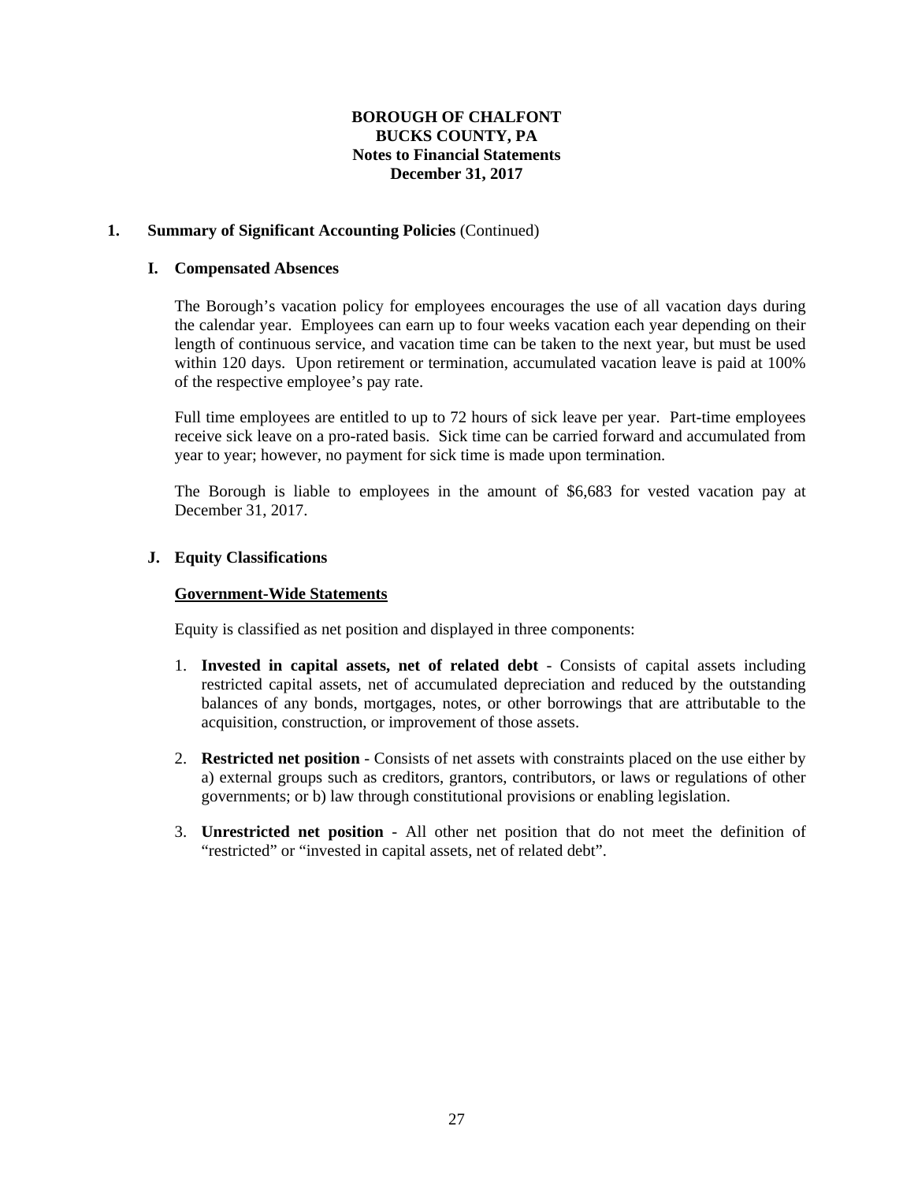**BOROUGH OF CHALFONT**
**BUCKS COUNTY, PA**
**Notes to Financial Statements**
**December 31, 2017**

## 1. Summary of Significant Accounting Policies (Continued)

### I. Compensated Absences

The Borough's vacation policy for employees encourages the use of all vacation days during the calendar year. Employees can earn up to four weeks vacation each year depending on their length of continuous service, and vacation time can be taken to the next year, but must be used within 120 days. Upon retirement or termination, accumulated vacation leave is paid at 100% of the respective employee's pay rate.

Full time employees are entitled to up to 72 hours of sick leave per year. Part-time employees receive sick leave on a pro-rated basis. Sick time can be carried forward and accumulated from year to year; however, no payment for sick time is made upon termination.

The Borough is liable to employees in the amount of $6,683 for vested vacation pay at December 31, 2017.

### J. Equity Classifications

**Government-Wide Statements**

Equity is classified as net position and displayed in three components:

1. **Invested in capital assets, net of related debt** - Consists of capital assets including restricted capital assets, net of accumulated depreciation and reduced by the outstanding balances of any bonds, mortgages, notes, or other borrowings that are attributable to the acquisition, construction, or improvement of those assets.

2. **Restricted net position** - Consists of net assets with constraints placed on the use either by a) external groups such as creditors, grantors, contributors, or laws or regulations of other governments; or b) law through constitutional provisions or enabling legislation.

3. **Unrestricted net position** - All other net position that do not meet the definition of "restricted" or "invested in capital assets, net of related debt".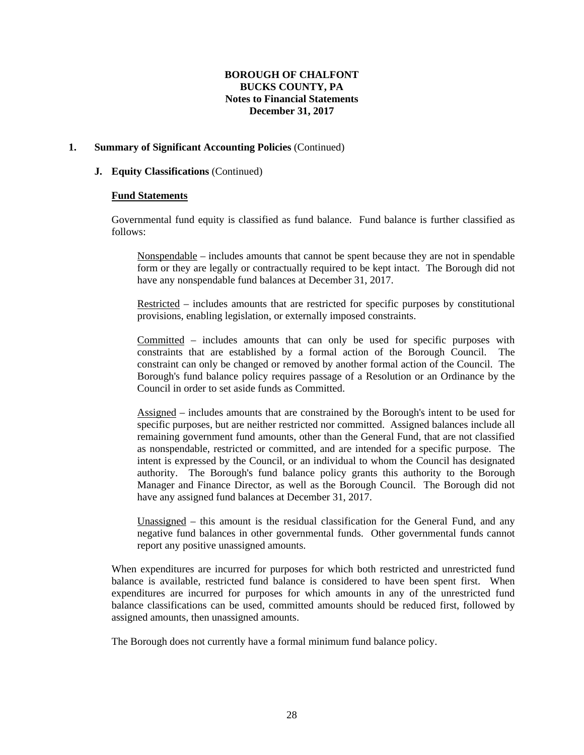**BOROUGH OF CHALFONT**
**BUCKS COUNTY, PA**
**Notes to Financial Statements**
**December 31, 2017**

## 1. Summary of Significant Accounting Policies (Continued)

### J. Equity Classifications (Continued)

#### Fund Statements

Governmental fund equity is classified as fund balance. Fund balance is further classified as follows:

Nonspendable – includes amounts that cannot be spent because they are not in spendable form or they are legally or contractually required to be kept intact. The Borough did not have any nonspendable fund balances at December 31, 2017.

Restricted – includes amounts that are restricted for specific purposes by constitutional provisions, enabling legislation, or externally imposed constraints.

Committed – includes amounts that can only be used for specific purposes with constraints that are established by a formal action of the Borough Council. The constraint can only be changed or removed by another formal action of the Council. The Borough's fund balance policy requires passage of a Resolution or an Ordinance by the Council in order to set aside funds as Committed.

Assigned – includes amounts that are constrained by the Borough's intent to be used for specific purposes, but are neither restricted nor committed. Assigned balances include all remaining government fund amounts, other than the General Fund, that are not classified as nonspendable, restricted or committed, and are intended for a specific purpose. The intent is expressed by the Council, or an individual to whom the Council has designated authority. The Borough's fund balance policy grants this authority to the Borough Manager and Finance Director, as well as the Borough Council. The Borough did not have any assigned fund balances at December 31, 2017.

Unassigned – this amount is the residual classification for the General Fund, and any negative fund balances in other governmental funds. Other governmental funds cannot report any positive unassigned amounts.

When expenditures are incurred for purposes for which both restricted and unrestricted fund balance is available, restricted fund balance is considered to have been spent first. When expenditures are incurred for purposes for which amounts in any of the unrestricted fund balance classifications can be used, committed amounts should be reduced first, followed by assigned amounts, then unassigned amounts.

The Borough does not currently have a formal minimum fund balance policy.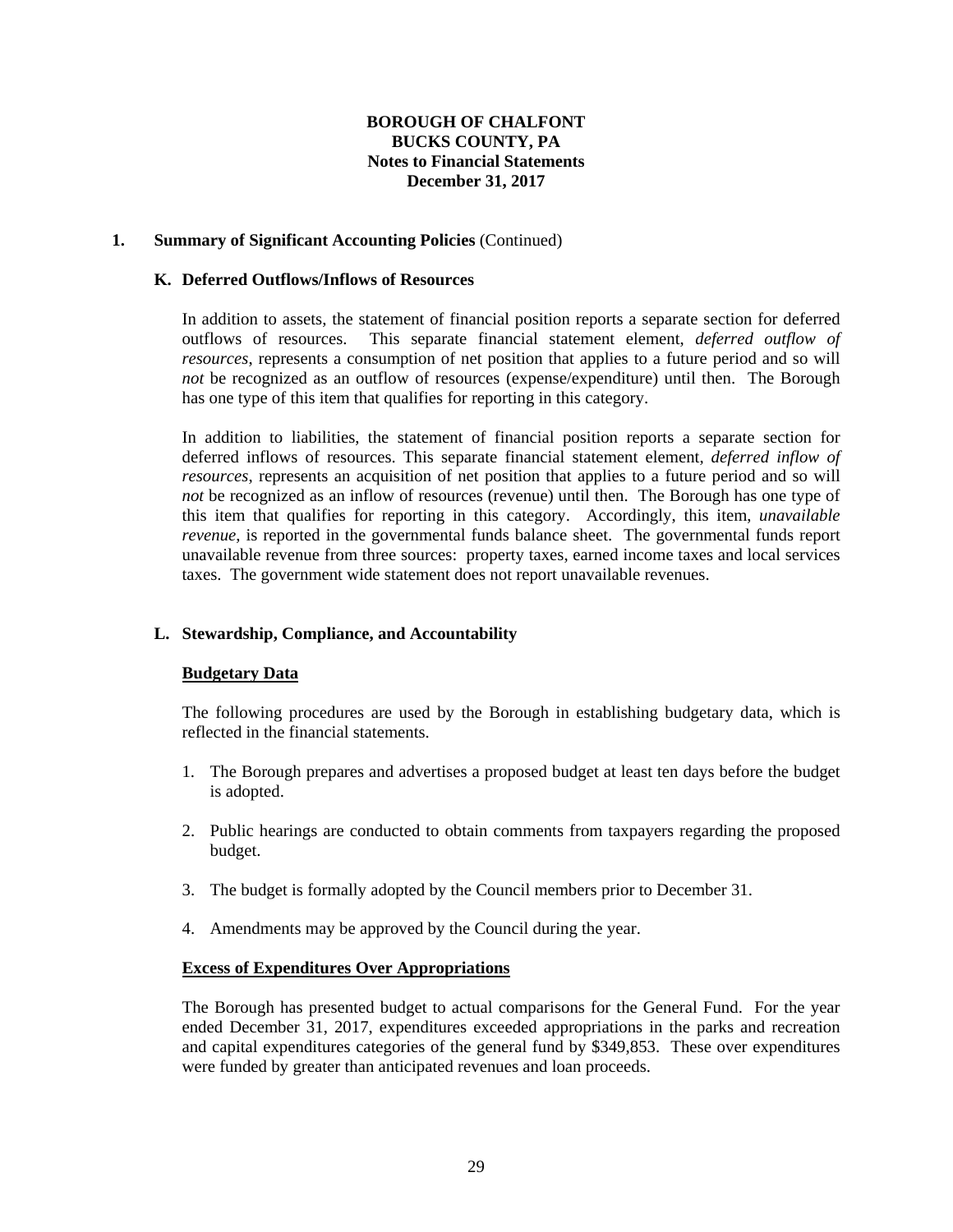**BOROUGH OF CHALFONT**
**BUCKS COUNTY, PA**
**Notes to Financial Statements**
**December 31, 2017**

## 1. Summary of Significant Accounting Policies (Continued)

### K. Deferred Outflows/Inflows of Resources

In addition to assets, the statement of financial position reports a separate section for deferred outflows of resources. This separate financial statement element, *deferred outflow of resources*, represents a consumption of net position that applies to a future period and so will *not* be recognized as an outflow of resources (expense/expenditure) until then. The Borough has one type of this item that qualifies for reporting in this category.

In addition to liabilities, the statement of financial position reports a separate section for deferred inflows of resources. This separate financial statement element, *deferred inflow of resources*, represents an acquisition of net position that applies to a future period and so will *not* be recognized as an inflow of resources (revenue) until then. The Borough has one type of this item that qualifies for reporting in this category. Accordingly, this item, *unavailable revenue*, is reported in the governmental funds balance sheet. The governmental funds report unavailable revenue from three sources: property taxes, earned income taxes and local services taxes. The government wide statement does not report unavailable revenues.

### L. Stewardship, Compliance, and Accountability

**Budgetary Data**

The following procedures are used by the Borough in establishing budgetary data, which is reflected in the financial statements.

1. The Borough prepares and advertises a proposed budget at least ten days before the budget is adopted.
2. Public hearings are conducted to obtain comments from taxpayers regarding the proposed budget.
3. The budget is formally adopted by the Council members prior to December 31.
4. Amendments may be approved by the Council during the year.

**Excess of Expenditures Over Appropriations**

The Borough has presented budget to actual comparisons for the General Fund. For the year ended December 31, 2017, expenditures exceeded appropriations in the parks and recreation and capital expenditures categories of the general fund by $349,853. These over expenditures were funded by greater than anticipated revenues and loan proceeds.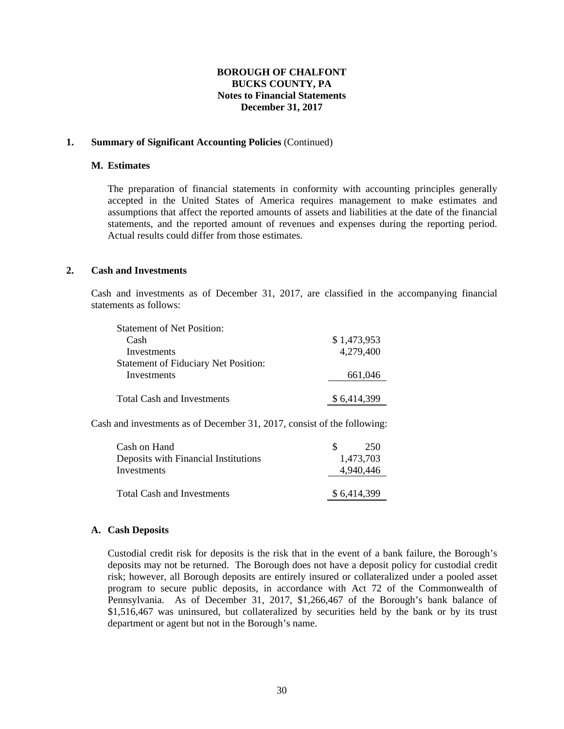**BOROUGH OF CHALFONT**
**BUCKS COUNTY, PA**
**Notes to Financial Statements**
**December 31, 2017**

**1. Summary of Significant Accounting Policies** (Continued)

**M. Estimates**

The preparation of financial statements in conformity with accounting principles generally accepted in the United States of America requires management to make estimates and assumptions that affect the reported amounts of assets and liabilities at the date of the financial statements, and the reported amount of revenues and expenses during the reporting period. Actual results could differ from those estimates.

**2. Cash and Investments**

Cash and investments as of December 31, 2017, are classified in the accompanying financial statements as follows:

| | |
|---|---|
| Statement of Net Position: | |
| Cash | $ 1,473,953 |
| Investments | 4,279,400 |
| Statement of Fiduciary Net Position: | |
| Investments | 661,046 |
| Total Cash and Investments | $ 6,414,399 |

Cash and investments as of December 31, 2017, consist of the following:

| | |
|---|---|
| Cash on Hand | $ 250 |
| Deposits with Financial Institutions | 1,473,703 |
| Investments | 4,940,446 |
| Total Cash and Investments | $ 6,414,399 |

**A. Cash Deposits**

Custodial credit risk for deposits is the risk that in the event of a bank failure, the Borough's deposits may not be returned. The Borough does not have a deposit policy for custodial credit risk; however, all Borough deposits are entirely insured or collateralized under a pooled asset program to secure public deposits, in accordance with Act 72 of the Commonwealth of Pennsylvania. As of December 31, 2017, $1,266,467 of the Borough's bank balance of $1,516,467 was uninsured, but collateralized by securities held by the bank or by its trust department or agent but not in the Borough's name.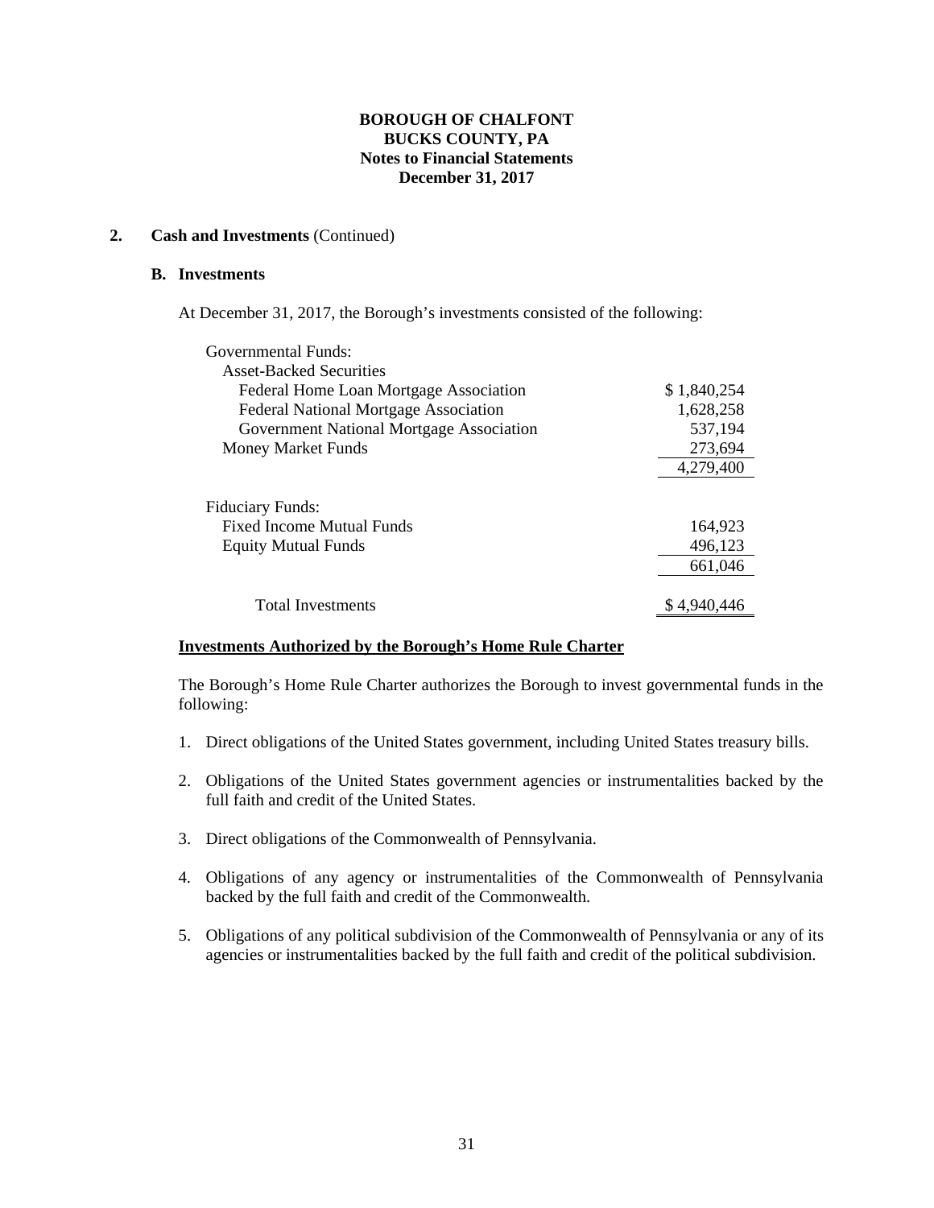**BOROUGH OF CHALFONT**
**BUCKS COUNTY, PA**
**Notes to Financial Statements**
**December 31, 2017**

**2. Cash and Investments** (Continued)

**B. Investments**

At December 31, 2017, the Borough's investments consisted of the following:

| | |
|---|---|
| Governmental Funds: | |
| Asset-Backed Securities | |
| Federal Home Loan Mortgage Association | $ 1,840,254 |
| Federal National Mortgage Association | 1,628,258 |
| Government National Mortgage Association | 537,194 |
| Money Market Funds | 273,694 |
| | 4,279,400 |
| Fiduciary Funds: | |
| Fixed Income Mutual Funds | 164,923 |
| Equity Mutual Funds | 496,123 |
| | 661,046 |
| Total Investments | $ 4,940,446 |

**Investments Authorized by the Borough's Home Rule Charter**

The Borough's Home Rule Charter authorizes the Borough to invest governmental funds in the following:

1. Direct obligations of the United States government, including United States treasury bills.

2. Obligations of the United States government agencies or instrumentalities backed by the full faith and credit of the United States.

3. Direct obligations of the Commonwealth of Pennsylvania.

4. Obligations of any agency or instrumentalities of the Commonwealth of Pennsylvania backed by the full faith and credit of the Commonwealth.

5. Obligations of any political subdivision of the Commonwealth of Pennsylvania or any of its agencies or instrumentalities backed by the full faith and credit of the political subdivision.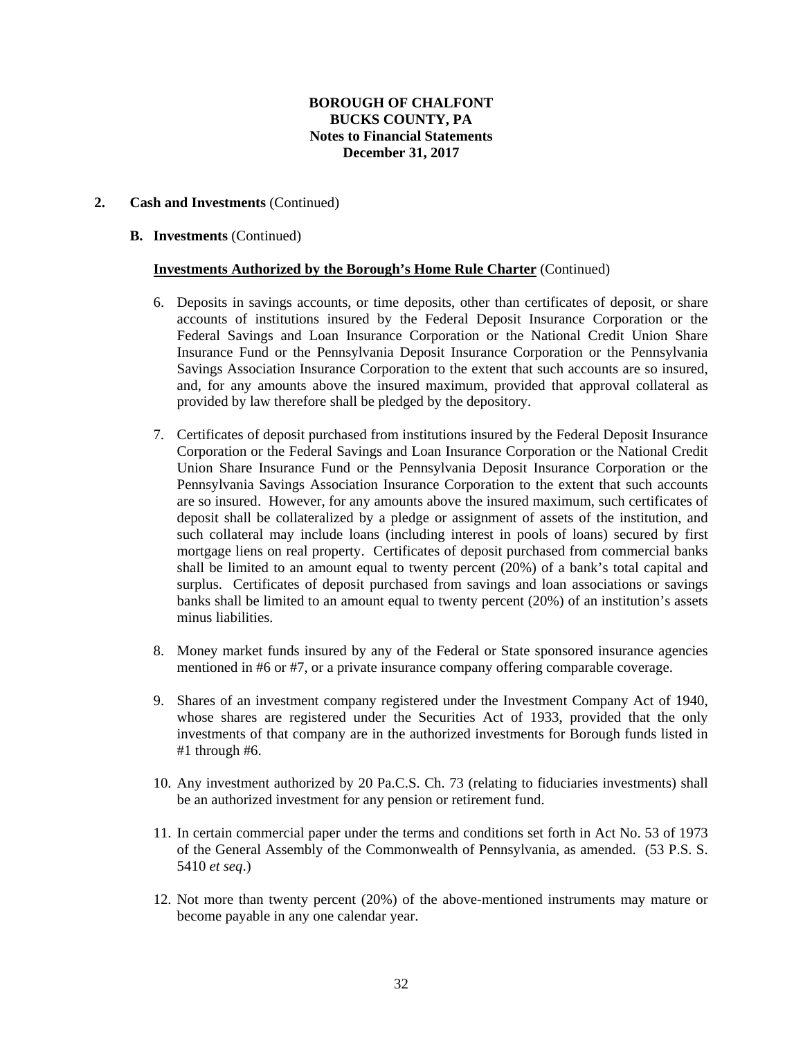## 2. Cash and Investments (Continued)

### B. Investments (Continued)

**Investments Authorized by the Borough's Home Rule Charter** (Continued)

6. Deposits in savings accounts, or time deposits, other than certificates of deposit, or share accounts of institutions insured by the Federal Deposit Insurance Corporation or the Federal Savings and Loan Insurance Corporation or the National Credit Union Share Insurance Fund or the Pennsylvania Deposit Insurance Corporation or the Pennsylvania Savings Association Insurance Corporation to the extent that such accounts are so insured, and, for any amounts above the insured maximum, provided that approval collateral as provided by law therefore shall be pledged by the depository.

7. Certificates of deposit purchased from institutions insured by the Federal Deposit Insurance Corporation or the Federal Savings and Loan Insurance Corporation or the National Credit Union Share Insurance Fund or the Pennsylvania Deposit Insurance Corporation or the Pennsylvania Savings Association Insurance Corporation to the extent that such accounts are so insured. However, for any amounts above the insured maximum, such certificates of deposit shall be collateralized by a pledge or assignment of assets of the institution, and such collateral may include loans (including interest in pools of loans) secured by first mortgage liens on real property. Certificates of deposit purchased from commercial banks shall be limited to an amount equal to twenty percent (20%) of a bank's total capital and surplus. Certificates of deposit purchased from savings and loan associations or savings banks shall be limited to an amount equal to twenty percent (20%) of an institution's assets minus liabilities.

8. Money market funds insured by any of the Federal or State sponsored insurance agencies mentioned in #6 or #7, or a private insurance company offering comparable coverage.

9. Shares of an investment company registered under the Investment Company Act of 1940, whose shares are registered under the Securities Act of 1933, provided that the only investments of that company are in the authorized investments for Borough funds listed in #1 through #6.

10. Any investment authorized by 20 Pa.C.S. Ch. 73 (relating to fiduciaries investments) shall be an authorized investment for any pension or retirement fund.

11. In certain commercial paper under the terms and conditions set forth in Act No. 53 of 1973 of the General Assembly of the Commonwealth of Pennsylvania, as amended. (53 P.S. S. 5410 *et seq*.)

12. Not more than twenty percent (20%) of the above-mentioned instruments may mature or become payable in any one calendar year.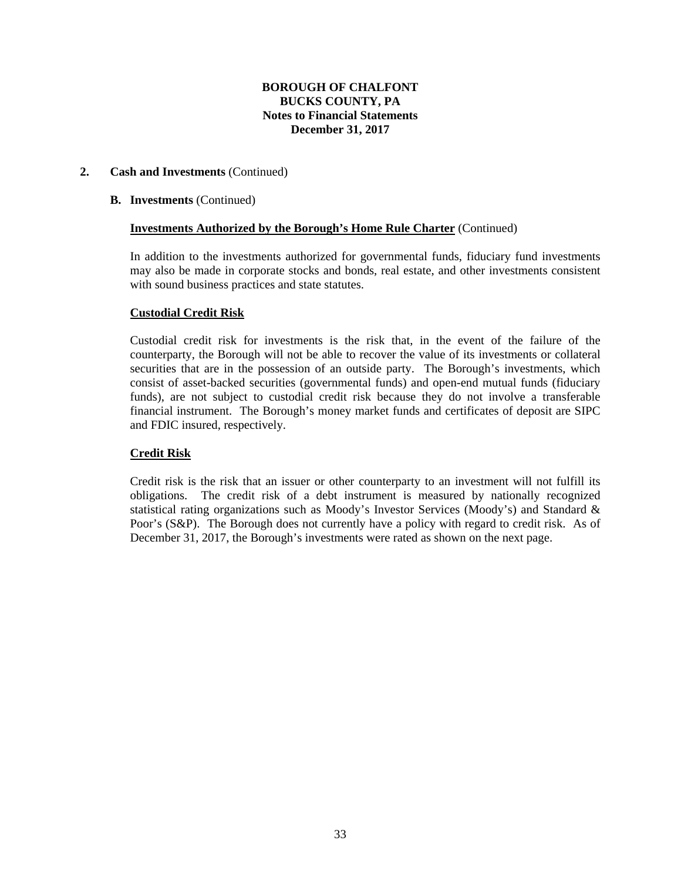## 2. Cash and Investments (Continued)

### B. Investments (Continued)

**Investments Authorized by the Borough's Home Rule Charter** (Continued)

In addition to the investments authorized for governmental funds, fiduciary fund investments may also be made in corporate stocks and bonds, real estate, and other investments consistent with sound business practices and state statutes.

**Custodial Credit Risk**

Custodial credit risk for investments is the risk that, in the event of the failure of the counterparty, the Borough will not be able to recover the value of its investments or collateral securities that are in the possession of an outside party. The Borough's investments, which consist of asset-backed securities (governmental funds) and open-end mutual funds (fiduciary funds), are not subject to custodial credit risk because they do not involve a transferable financial instrument. The Borough's money market funds and certificates of deposit are SIPC and FDIC insured, respectively.

**Credit Risk**

Credit risk is the risk that an issuer or other counterparty to an investment will not fulfill its obligations. The credit risk of a debt instrument is measured by nationally recognized statistical rating organizations such as Moody's Investor Services (Moody's) and Standard & Poor's (S&P). The Borough does not currently have a policy with regard to credit risk. As of December 31, 2017, the Borough's investments were rated as shown on the next page.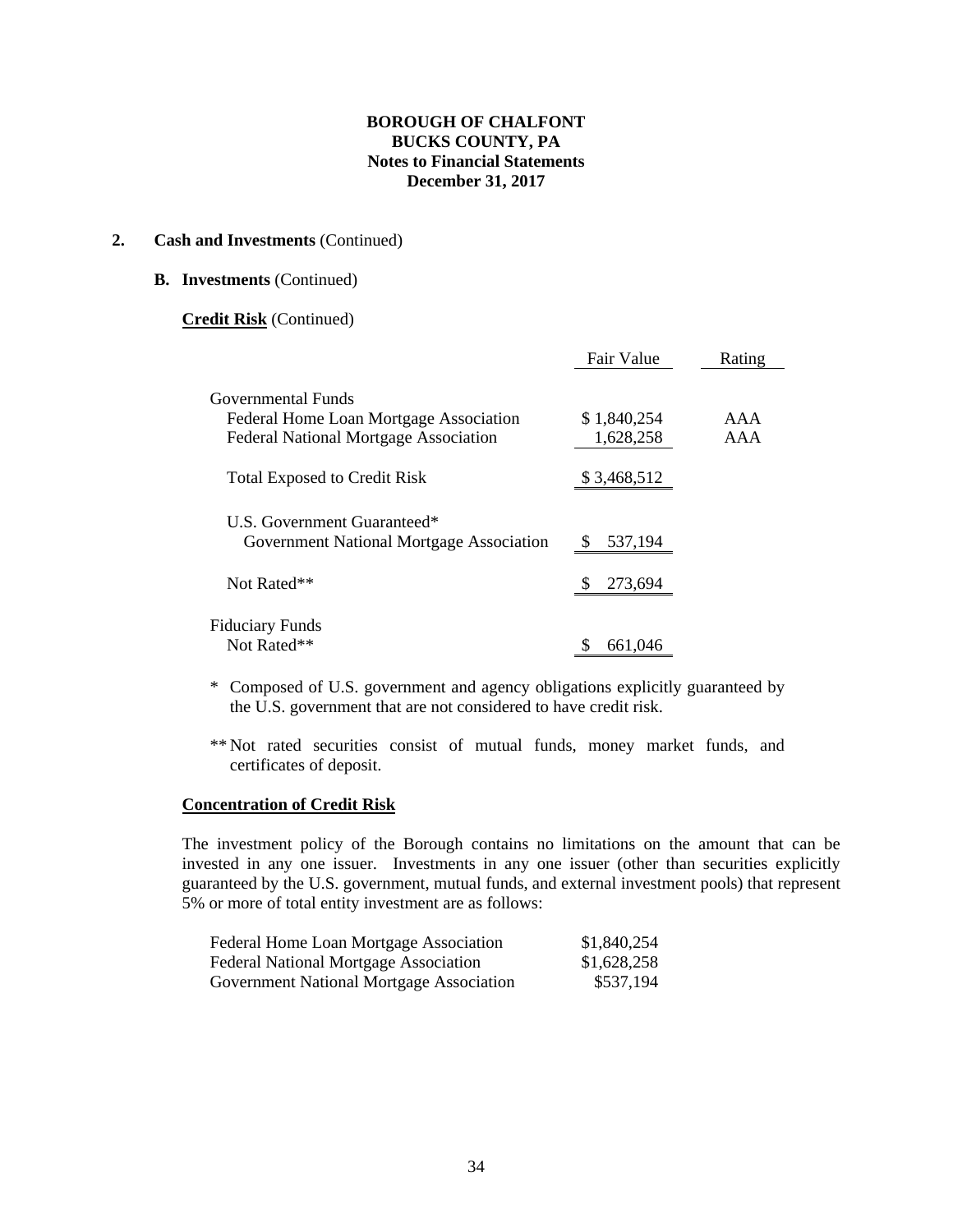**BOROUGH OF CHALFONT**
**BUCKS COUNTY, PA**
**Notes to Financial Statements**
**December 31, 2017**

**2. Cash and Investments** (Continued)

**B. Investments** (Continued)

**Credit Risk** (Continued)

| | Fair Value | Rating |
|---|---|---|
| Governmental Funds | | |
| Federal Home Loan Mortgage Association | $ 1,840,254 | AAA |
| Federal National Mortgage Association | 1,628,258 | AAA |
| Total Exposed to Credit Risk | $ 3,468,512 | |
| U.S. Government Guaranteed* | | |
| Government National Mortgage Association | $ 537,194 | |
| Not Rated** | $ 273,694 | |
| Fiduciary Funds | | |
| Not Rated** | $ 661,046 | |

\* Composed of U.S. government and agency obligations explicitly guaranteed by the U.S. government that are not considered to have credit risk.

\*\* Not rated securities consist of mutual funds, money market funds, and certificates of deposit.

**Concentration of Credit Risk**

The investment policy of the Borough contains no limitations on the amount that can be invested in any one issuer. Investments in any one issuer (other than securities explicitly guaranteed by the U.S. government, mutual funds, and external investment pools) that represent 5% or more of total entity investment are as follows:

| | |
|---|---|
| Federal Home Loan Mortgage Association | $1,840,254 |
| Federal National Mortgage Association | $1,628,258 |
| Government National Mortgage Association | $537,194 |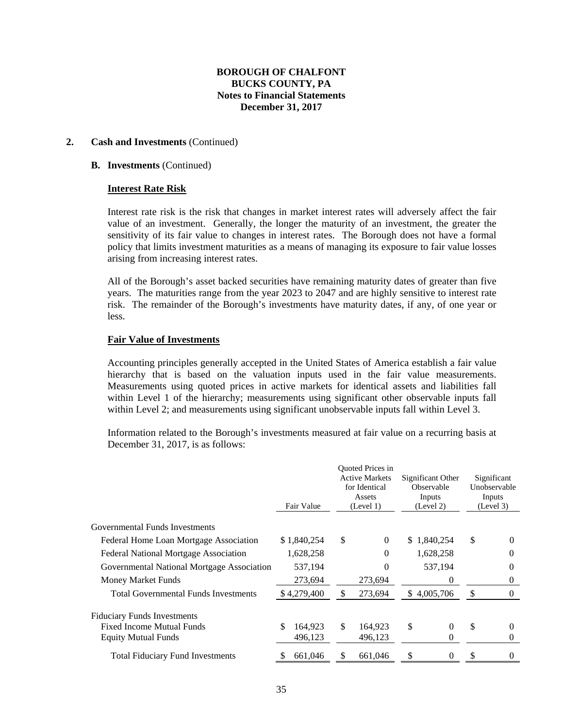**BOROUGH OF CHALFONT**
**BUCKS COUNTY, PA**
**Notes to Financial Statements**
**December 31, 2017**

**2. Cash and Investments** (Continued)

**B. Investments** (Continued)

**Interest Rate Risk**

Interest rate risk is the risk that changes in market interest rates will adversely affect the fair value of an investment. Generally, the longer the maturity of an investment, the greater the sensitivity of its fair value to changes in interest rates. The Borough does not have a formal policy that limits investment maturities as a means of managing its exposure to fair value losses arising from increasing interest rates.

All of the Borough's asset backed securities have remaining maturity dates of greater than five years. The maturities range from the year 2023 to 2047 and are highly sensitive to interest rate risk. The remainder of the Borough's investments have maturity dates, if any, of one year or less.

**Fair Value of Investments**

Accounting principles generally accepted in the United States of America establish a fair value hierarchy that is based on the valuation inputs used in the fair value measurements. Measurements using quoted prices in active markets for identical assets and liabilities fall within Level 1 of the hierarchy; measurements using significant other observable inputs fall within Level 2; and measurements using significant unobservable inputs fall within Level 3.

Information related to the Borough's investments measured at fair value on a recurring basis at December 31, 2017, is as follows:

| | Fair Value | Quoted Prices in Active Markets for Identical Assets (Level 1) | Significant Other Observable Inputs (Level 2) | Significant Unobservable Inputs (Level 3) |
|---|---|---|---|---|
| Governmental Funds Investments | | | | |
| Federal Home Loan Mortgage Association | $ 1,840,254 | $ 0 | $ 1,840,254 | $ 0 |
| Federal National Mortgage Association | 1,628,258 | 0 | 1,628,258 | 0 |
| Governmental National Mortgage Association | 537,194 | 0 | 537,194 | 0 |
| Money Market Funds | 273,694 | 273,694 | 0 | 0 |
| Total Governmental Funds Investments | $ 4,279,400 | $ 273,694 | $ 4,005,706 | $ 0 |
| Fiduciary Funds Investments | | | | |
| Fixed Income Mutual Funds | $ 164,923 | $ 164,923 | $ 0 | $ 0 |
| Equity Mutual Funds | 496,123 | 496,123 | 0 | 0 |
| Total Fiduciary Fund Investments | $ 661,046 | $ 661,046 | $ 0 | $ 0 |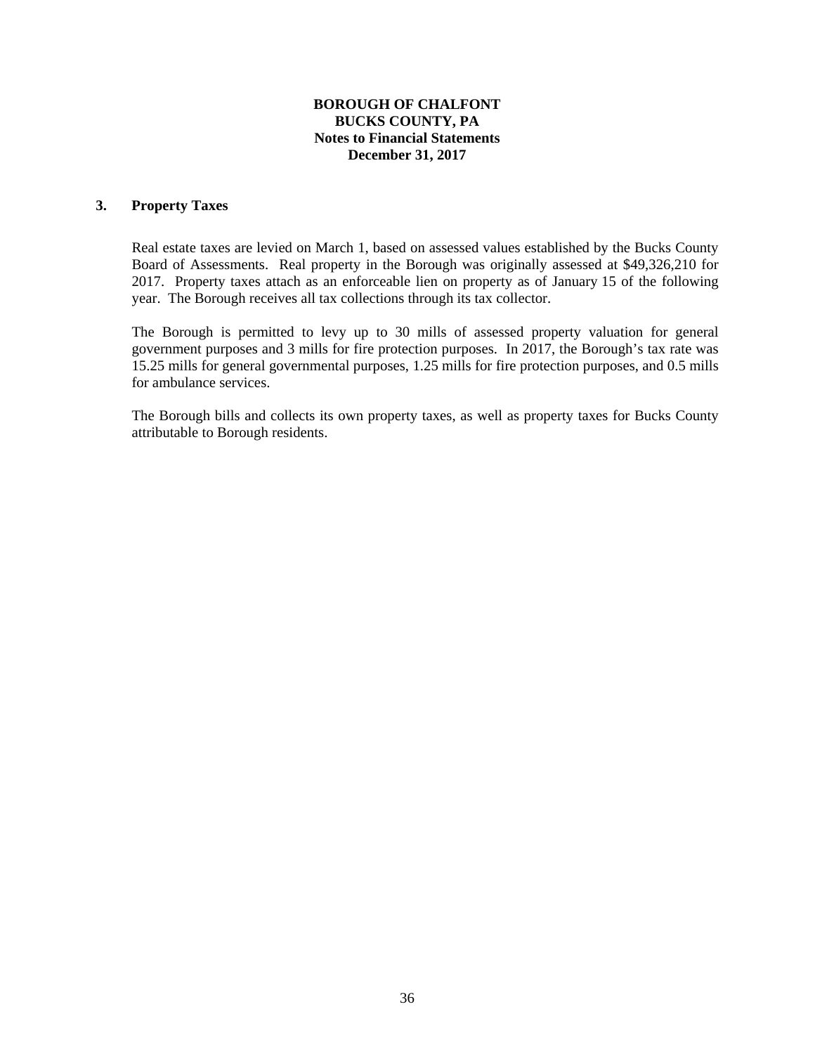**BOROUGH OF CHALFONT**
**BUCKS COUNTY, PA**
**Notes to Financial Statements**
**December 31, 2017**

## 3. Property Taxes

Real estate taxes are levied on March 1, based on assessed values established by the Bucks County Board of Assessments. Real property in the Borough was originally assessed at $49,326,210 for 2017. Property taxes attach as an enforceable lien on property as of January 15 of the following year. The Borough receives all tax collections through its tax collector.

The Borough is permitted to levy up to 30 mills of assessed property valuation for general government purposes and 3 mills for fire protection purposes. In 2017, the Borough's tax rate was 15.25 mills for general governmental purposes, 1.25 mills for fire protection purposes, and 0.5 mills for ambulance services.

The Borough bills and collects its own property taxes, as well as property taxes for Bucks County attributable to Borough residents.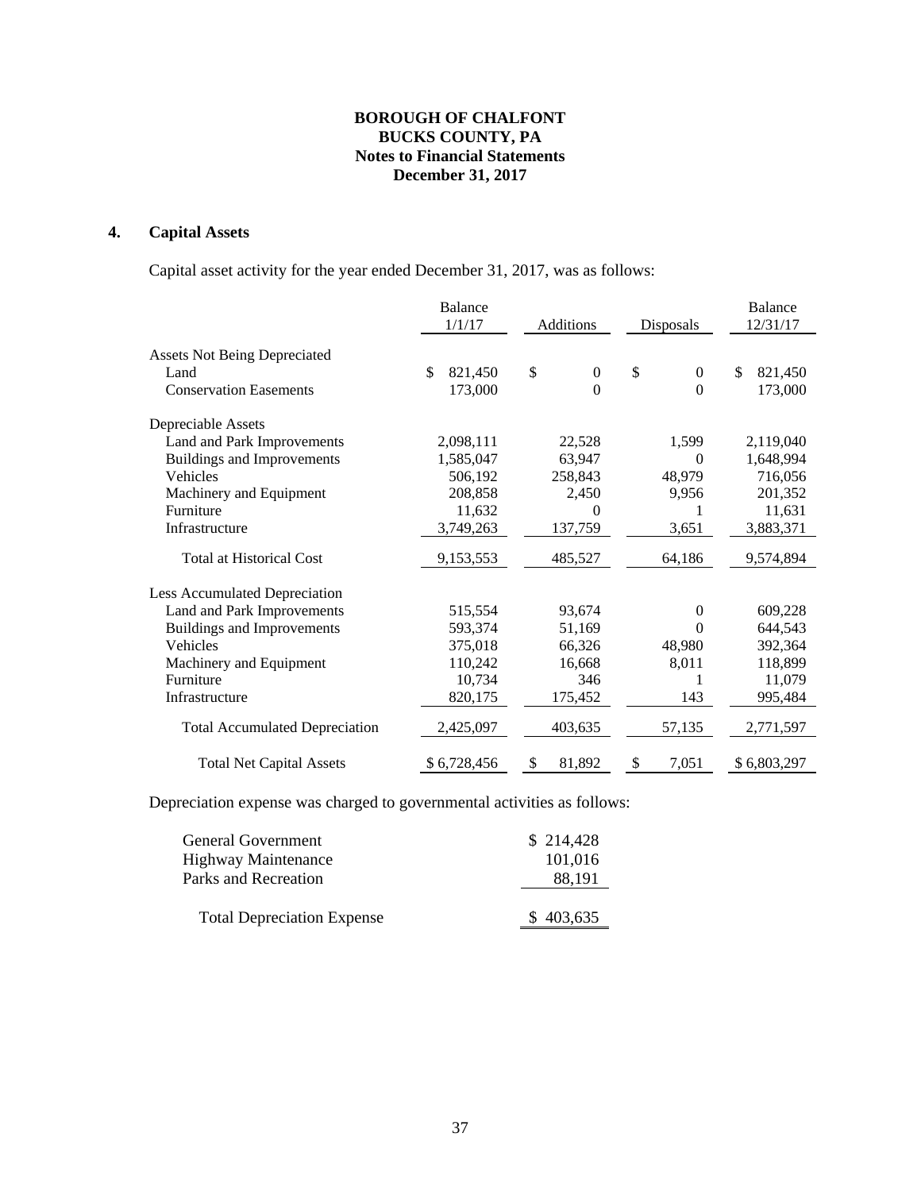**BOROUGH OF CHALFONT**
**BUCKS COUNTY, PA**
**Notes to Financial Statements**
**December 31, 2017**

## 4. Capital Assets

Capital asset activity for the year ended December 31, 2017, was as follows:

| | Balance 1/1/17 | Additions | Disposals | Balance 12/31/17 |
|---|---|---|---|---|
| Assets Not Being Depreciated | | | | |
| Land | $ 821,450 | $ 0 | $ 0 | $ 821,450 |
| Conservation Easements | 173,000 | 0 | 0 | 173,000 |
| Depreciable Assets | | | | |
| Land and Park Improvements | 2,098,111 | 22,528 | 1,599 | 2,119,040 |
| Buildings and Improvements | 1,585,047 | 63,947 | 0 | 1,648,994 |
| Vehicles | 506,192 | 258,843 | 48,979 | 716,056 |
| Machinery and Equipment | 208,858 | 2,450 | 9,956 | 201,352 |
| Furniture | 11,632 | 0 | 1 | 11,631 |
| Infrastructure | 3,749,263 | 137,759 | 3,651 | 3,883,371 |
| Total at Historical Cost | 9,153,553 | 485,527 | 64,186 | 9,574,894 |
| Less Accumulated Depreciation | | | | |
| Land and Park Improvements | 515,554 | 93,674 | 0 | 609,228 |
| Buildings and Improvements | 593,374 | 51,169 | 0 | 644,543 |
| Vehicles | 375,018 | 66,326 | 48,980 | 392,364 |
| Machinery and Equipment | 110,242 | 16,668 | 8,011 | 118,899 |
| Furniture | 10,734 | 346 | 1 | 11,079 |
| Infrastructure | 820,175 | 175,452 | 143 | 995,484 |
| Total Accumulated Depreciation | 2,425,097 | 403,635 | 57,135 | 2,771,597 |
| Total Net Capital Assets | $ 6,728,456 | $ 81,892 | $ 7,051 | $ 6,803,297 |

Depreciation expense was charged to governmental activities as follows:

| | |
|---|---|
| General Government | $ 214,428 |
| Highway Maintenance | 101,016 |
| Parks and Recreation | 88,191 |
| Total Depreciation Expense | $ 403,635 |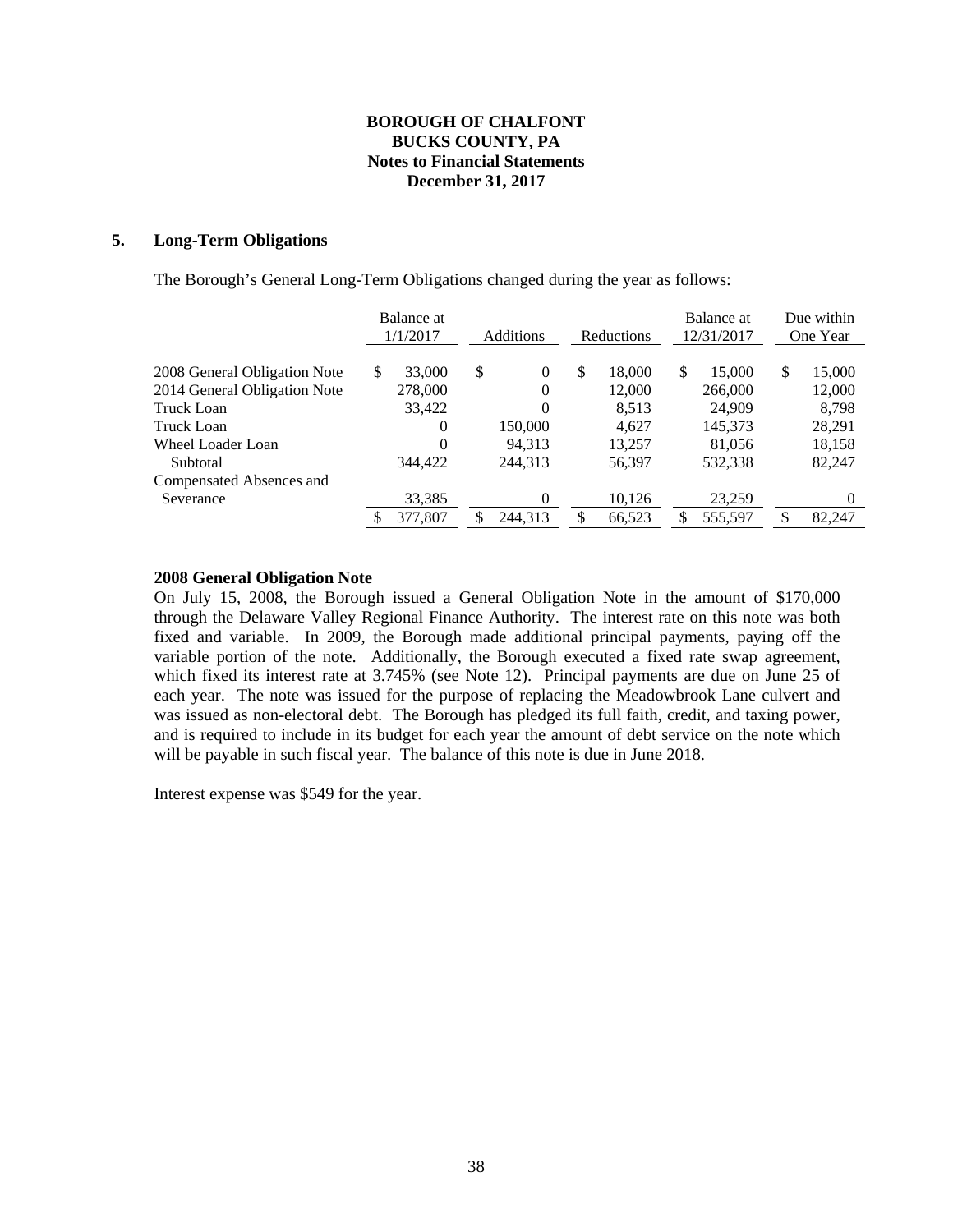**BOROUGH OF CHALFONT**
**BUCKS COUNTY, PA**
**Notes to Financial Statements**
**December 31, 2017**

## 5. Long-Term Obligations

The Borough's General Long-Term Obligations changed during the year as follows:

| | Balance at 1/1/2017 | Additions | Reductions | Balance at 12/31/2017 | Due within One Year |
|---|---|---|---|---|---|
| 2008 General Obligation Note | $ 33,000 | $ 0 | $ 18,000 | $ 15,000 | $ 15,000 |
| 2014 General Obligation Note | 278,000 | 0 | 12,000 | 266,000 | 12,000 |
| Truck Loan | 33,422 | 0 | 8,513 | 24,909 | 8,798 |
| Truck Loan | 0 | 150,000 | 4,627 | 145,373 | 28,291 |
| Wheel Loader Loan | 0 | 94,313 | 13,257 | 81,056 | 18,158 |
| Subtotal | 344,422 | 244,313 | 56,397 | 532,338 | 82,247 |
| Compensated Absences and Severance | 33,385 | 0 | 10,126 | 23,259 | 0 |
| | $ 377,807 | $ 244,313 | $ 66,523 | $ 555,597 | $ 82,247 |

**2008 General Obligation Note**

On July 15, 2008, the Borough issued a General Obligation Note in the amount of $170,000 through the Delaware Valley Regional Finance Authority. The interest rate on this note was both fixed and variable. In 2009, the Borough made additional principal payments, paying off the variable portion of the note. Additionally, the Borough executed a fixed rate swap agreement, which fixed its interest rate at 3.745% (see Note 12). Principal payments are due on June 25 of each year. The note was issued for the purpose of replacing the Meadowbrook Lane culvert and was issued as non-electoral debt. The Borough has pledged its full faith, credit, and taxing power, and is required to include in its budget for each year the amount of debt service on the note which will be payable in such fiscal year. The balance of this note is due in June 2018.

Interest expense was $549 for the year.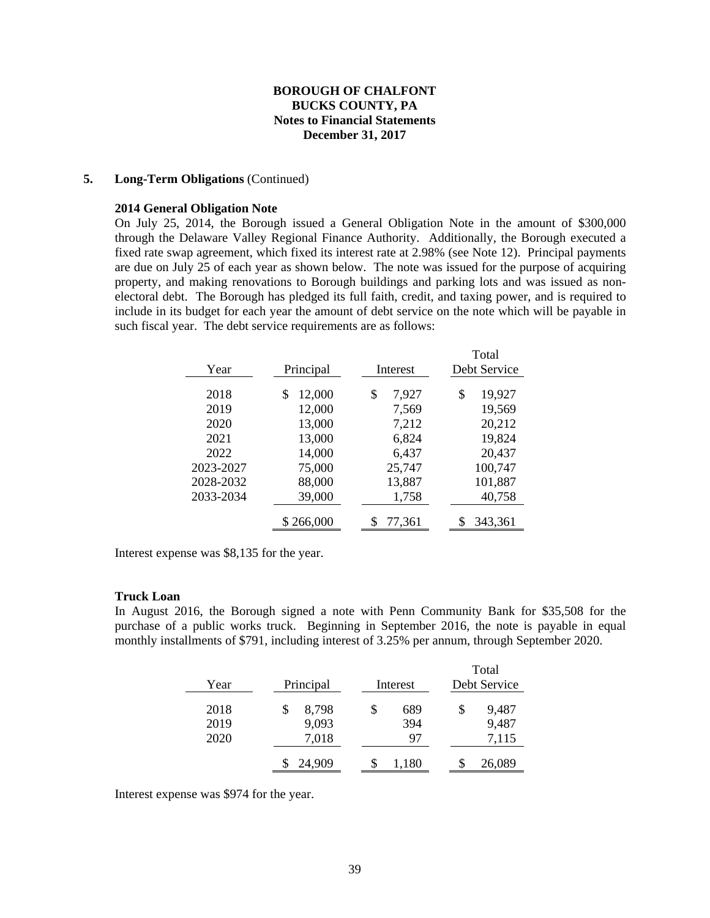**BOROUGH OF CHALFONT**
**BUCKS COUNTY, PA**
**Notes to Financial Statements**
**December 31, 2017**

## 5. Long-Term Obligations (Continued)

### 2014 General Obligation Note

On July 25, 2014, the Borough issued a General Obligation Note in the amount of $300,000 through the Delaware Valley Regional Finance Authority. Additionally, the Borough executed a fixed rate swap agreement, which fixed its interest rate at 2.98% (see Note 12). Principal payments are due on July 25 of each year as shown below. The note was issued for the purpose of acquiring property, and making renovations to Borough buildings and parking lots and was issued as non-electoral debt. The Borough has pledged its full faith, credit, and taxing power, and is required to include in its budget for each year the amount of debt service on the note which will be payable in such fiscal year. The debt service requirements are as follows:

| Year | Principal | Interest | Total Debt Service |
|---|---|---|---|
| 2018 | $ 12,000 | $ 7,927 | $ 19,927 |
| 2019 | 12,000 | 7,569 | 19,569 |
| 2020 | 13,000 | 7,212 | 20,212 |
| 2021 | 13,000 | 6,824 | 19,824 |
| 2022 | 14,000 | 6,437 | 20,437 |
| 2023-2027 | 75,000 | 25,747 | 100,747 |
| 2028-2032 | 88,000 | 13,887 | 101,887 |
| 2033-2034 | 39,000 | 1,758 | 40,758 |
| | $ 266,000 | $ 77,361 | $ 343,361 |

Interest expense was $8,135 for the year.

### Truck Loan

In August 2016, the Borough signed a note with Penn Community Bank for $35,508 for the purchase of a public works truck. Beginning in September 2016, the note is payable in equal monthly installments of $791, including interest of 3.25% per annum, through September 2020.

| Year | Principal | Interest | Total Debt Service |
|---|---|---|---|
| 2018 | $ 8,798 | $ 689 | $ 9,487 |
| 2019 | 9,093 | 394 | 9,487 |
| 2020 | 7,018 | 97 | 7,115 |
| | $ 24,909 | $ 1,180 | $ 26,089 |

Interest expense was $974 for the year.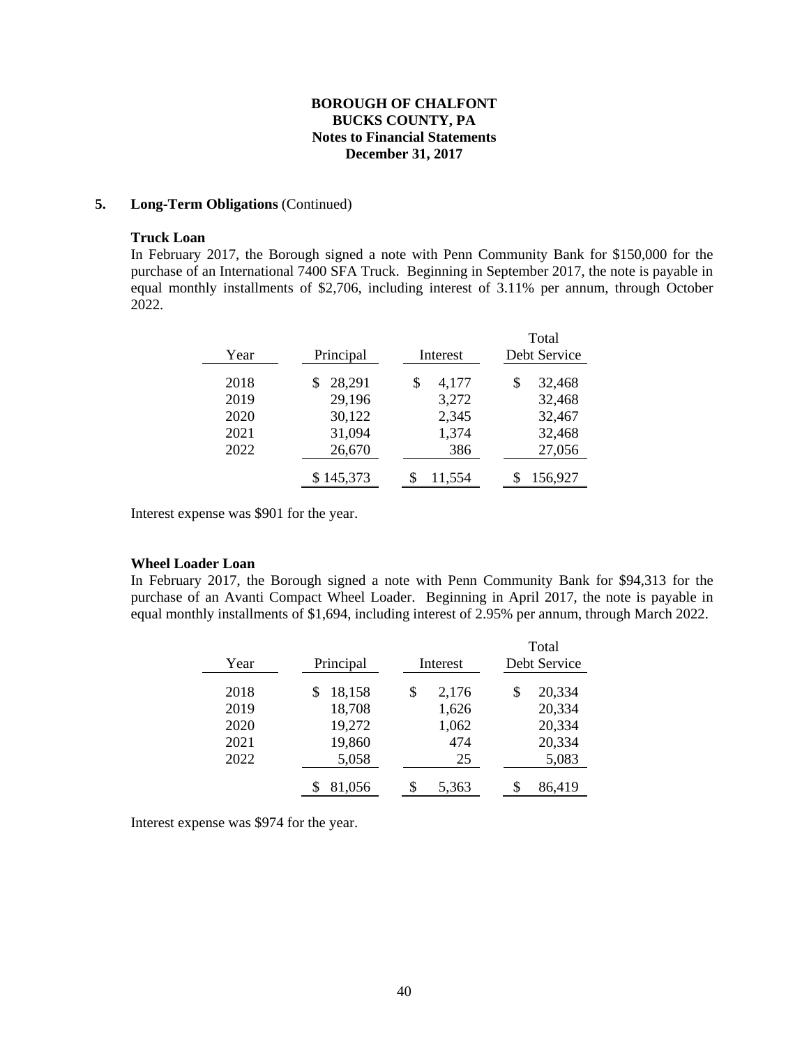**BOROUGH OF CHALFONT**
**BUCKS COUNTY, PA**
**Notes to Financial Statements**
**December 31, 2017**

**5. Long-Term Obligations** (Continued)

**Truck Loan**

In February 2017, the Borough signed a note with Penn Community Bank for $150,000 for the purchase of an International 7400 SFA Truck. Beginning in September 2017, the note is payable in equal monthly installments of $2,706, including interest of 3.11% per annum, through October 2022.

| Year | Principal | Interest | Total Debt Service |
|---|---|---|---|
| 2018 | $ 28,291 | $ 4,177 | $ 32,468 |
| 2019 | 29,196 | 3,272 | 32,468 |
| 2020 | 30,122 | 2,345 | 32,467 |
| 2021 | 31,094 | 1,374 | 32,468 |
| 2022 | 26,670 | 386 | 27,056 |
| | $ 145,373 | $ 11,554 | $ 156,927 |

Interest expense was $901 for the year.

**Wheel Loader Loan**

In February 2017, the Borough signed a note with Penn Community Bank for $94,313 for the purchase of an Avanti Compact Wheel Loader. Beginning in April 2017, the note is payable in equal monthly installments of $1,694, including interest of 2.95% per annum, through March 2022.

| Year | Principal | Interest | Total Debt Service |
|---|---|---|---|
| 2018 | $ 18,158 | $ 2,176 | $ 20,334 |
| 2019 | 18,708 | 1,626 | 20,334 |
| 2020 | 19,272 | 1,062 | 20,334 |
| 2021 | 19,860 | 474 | 20,334 |
| 2022 | 5,058 | 25 | 5,083 |
| | $ 81,056 | $ 5,363 | $ 86,419 |

Interest expense was $974 for the year.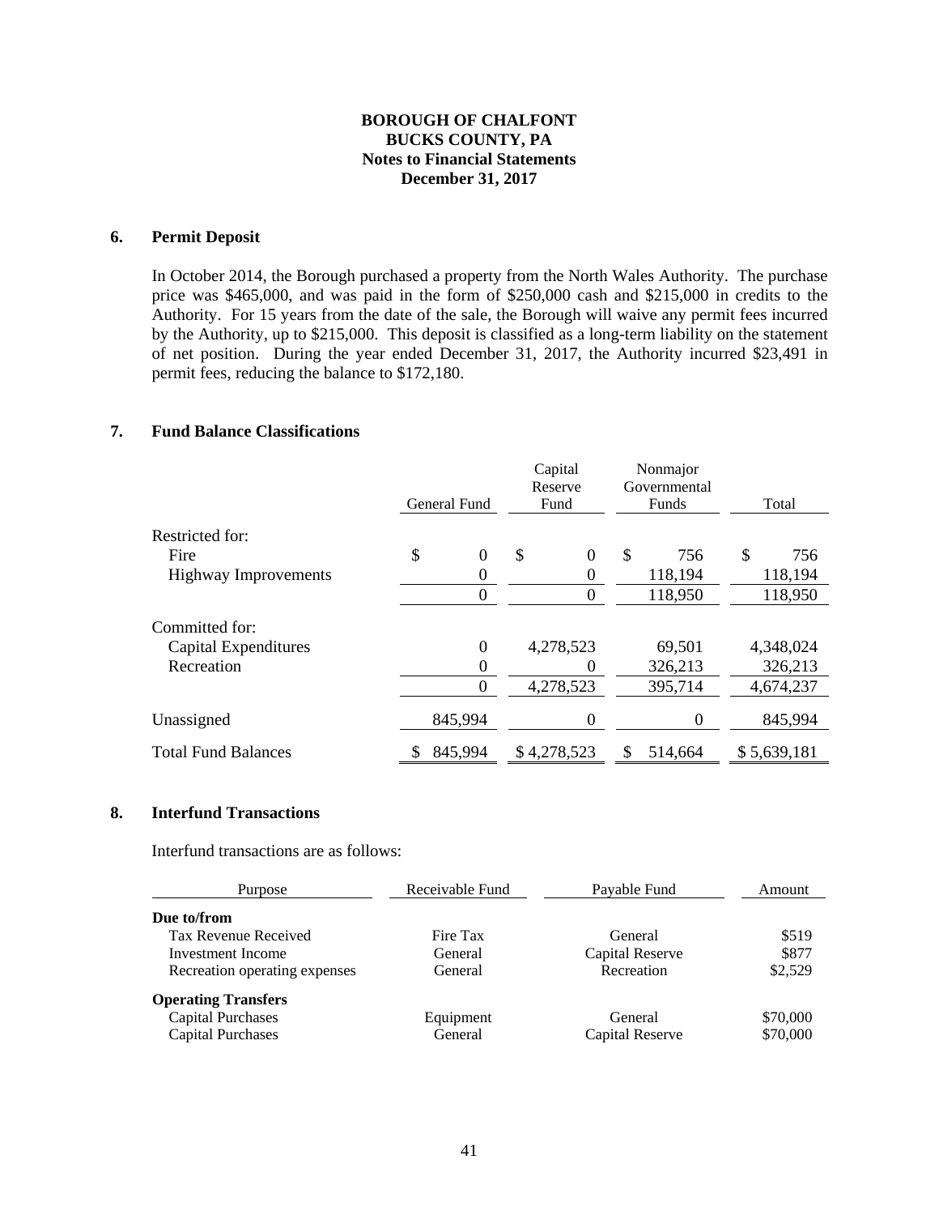**BOROUGH OF CHALFONT**
**BUCKS COUNTY, PA**
**Notes to Financial Statements**
**December 31, 2017**

## 6. Permit Deposit

In October 2014, the Borough purchased a property from the North Wales Authority. The purchase price was $465,000, and was paid in the form of $250,000 cash and $215,000 in credits to the Authority. For 15 years from the date of the sale, the Borough will waive any permit fees incurred by the Authority, up to $215,000. This deposit is classified as a long-term liability on the statement of net position. During the year ended December 31, 2017, the Authority incurred $23,491 in permit fees, reducing the balance to $172,180.

## 7. Fund Balance Classifications

| | General Fund | Capital Reserve Fund | Nonmajor Governmental Funds | Total |
|---|---|---|---|---|
| Restricted for: | | | | |
| Fire | $ 0 | $ 0 | $ 756 | $ 756 |
| Highway Improvements | 0 | 0 | 118,194 | 118,194 |
| | 0 | 0 | 118,950 | 118,950 |
| Committed for: | | | | |
| Capital Expenditures | 0 | 4,278,523 | 69,501 | 4,348,024 |
| Recreation | 0 | 0 | 326,213 | 326,213 |
| | 0 | 4,278,523 | 395,714 | 4,674,237 |
| Unassigned | 845,994 | 0 | 0 | 845,994 |
| Total Fund Balances | $ 845,994 | $ 4,278,523 | $ 514,664 | $ 5,639,181 |

## 8. Interfund Transactions

Interfund transactions are as follows:

| Purpose | Receivable Fund | Payable Fund | Amount |
|---|---|---|---|
| **Due to/from** | | | |
| Tax Revenue Received | Fire Tax | General | $519 |
| Investment Income | General | Capital Reserve | $877 |
| Recreation operating expenses | General | Recreation | $2,529 |
| **Operating Transfers** | | | |
| Capital Purchases | Equipment | General | $70,000 |
| Capital Purchases | General | Capital Reserve | $70,000 |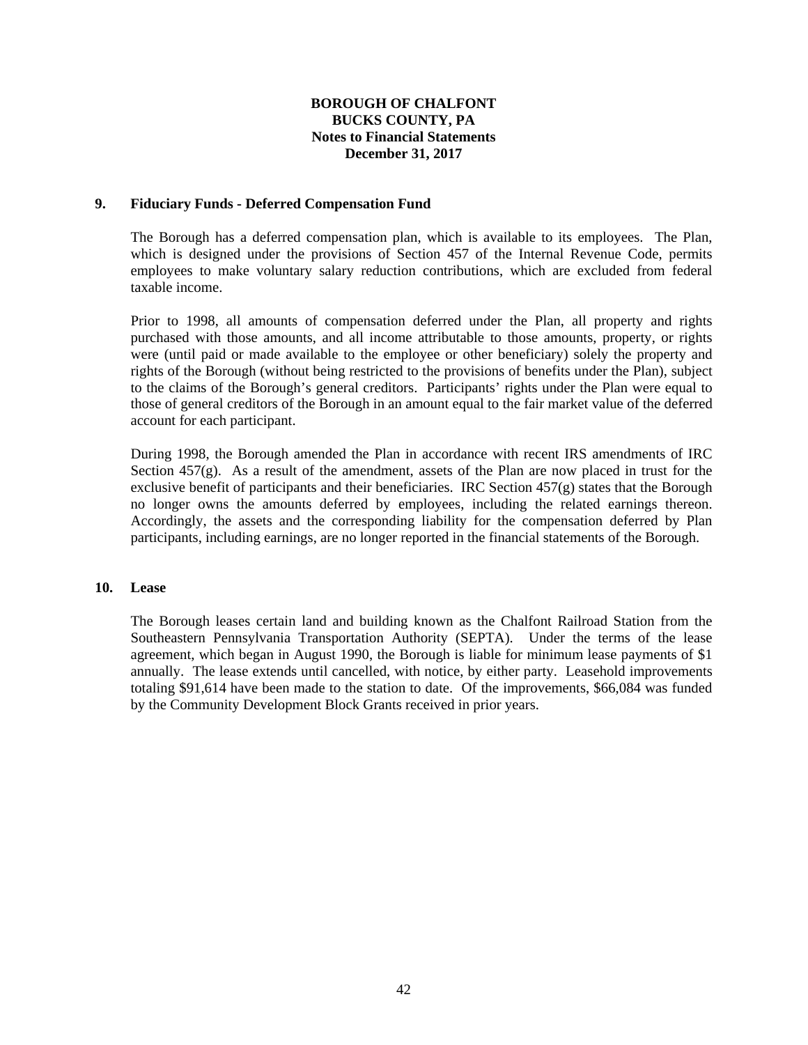**BOROUGH OF CHALFONT**
**BUCKS COUNTY, PA**
**Notes to Financial Statements**
**December 31, 2017**

## 9. Fiduciary Funds - Deferred Compensation Fund

The Borough has a deferred compensation plan, which is available to its employees. The Plan, which is designed under the provisions of Section 457 of the Internal Revenue Code, permits employees to make voluntary salary reduction contributions, which are excluded from federal taxable income.

Prior to 1998, all amounts of compensation deferred under the Plan, all property and rights purchased with those amounts, and all income attributable to those amounts, property, or rights were (until paid or made available to the employee or other beneficiary) solely the property and rights of the Borough (without being restricted to the provisions of benefits under the Plan), subject to the claims of the Borough's general creditors. Participants' rights under the Plan were equal to those of general creditors of the Borough in an amount equal to the fair market value of the deferred account for each participant.

During 1998, the Borough amended the Plan in accordance with recent IRS amendments of IRC Section 457(g). As a result of the amendment, assets of the Plan are now placed in trust for the exclusive benefit of participants and their beneficiaries. IRC Section 457(g) states that the Borough no longer owns the amounts deferred by employees, including the related earnings thereon. Accordingly, the assets and the corresponding liability for the compensation deferred by Plan participants, including earnings, are no longer reported in the financial statements of the Borough.

## 10. Lease

The Borough leases certain land and building known as the Chalfont Railroad Station from the Southeastern Pennsylvania Transportation Authority (SEPTA). Under the terms of the lease agreement, which began in August 1990, the Borough is liable for minimum lease payments of $1 annually. The lease extends until cancelled, with notice, by either party. Leasehold improvements totaling $91,614 have been made to the station to date. Of the improvements, $66,084 was funded by the Community Development Block Grants received in prior years.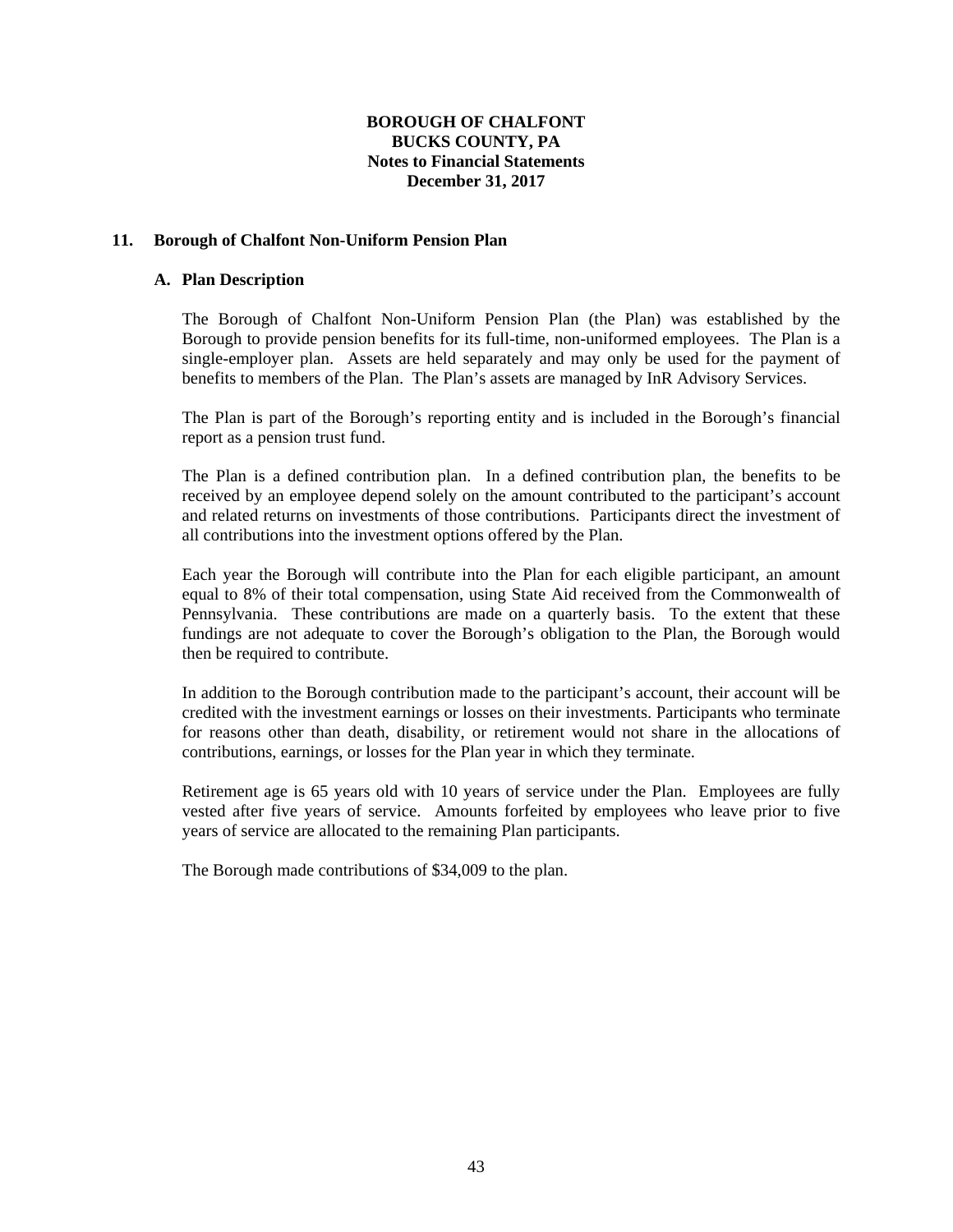# BOROUGH OF CHALFONT
# BUCKS COUNTY, PA
# Notes to Financial Statements
# December 31, 2017

## 11. Borough of Chalfont Non-Uniform Pension Plan

### A. Plan Description

The Borough of Chalfont Non-Uniform Pension Plan (the Plan) was established by the Borough to provide pension benefits for its full-time, non-uniformed employees. The Plan is a single-employer plan. Assets are held separately and may only be used for the payment of benefits to members of the Plan. The Plan's assets are managed by InR Advisory Services.

The Plan is part of the Borough's reporting entity and is included in the Borough's financial report as a pension trust fund.

The Plan is a defined contribution plan. In a defined contribution plan, the benefits to be received by an employee depend solely on the amount contributed to the participant's account and related returns on investments of those contributions. Participants direct the investment of all contributions into the investment options offered by the Plan.

Each year the Borough will contribute into the Plan for each eligible participant, an amount equal to 8% of their total compensation, using State Aid received from the Commonwealth of Pennsylvania. These contributions are made on a quarterly basis. To the extent that these fundings are not adequate to cover the Borough's obligation to the Plan, the Borough would then be required to contribute.

In addition to the Borough contribution made to the participant's account, their account will be credited with the investment earnings or losses on their investments. Participants who terminate for reasons other than death, disability, or retirement would not share in the allocations of contributions, earnings, or losses for the Plan year in which they terminate.

Retirement age is 65 years old with 10 years of service under the Plan. Employees are fully vested after five years of service. Amounts forfeited by employees who leave prior to five years of service are allocated to the remaining Plan participants.

The Borough made contributions of $34,009 to the plan.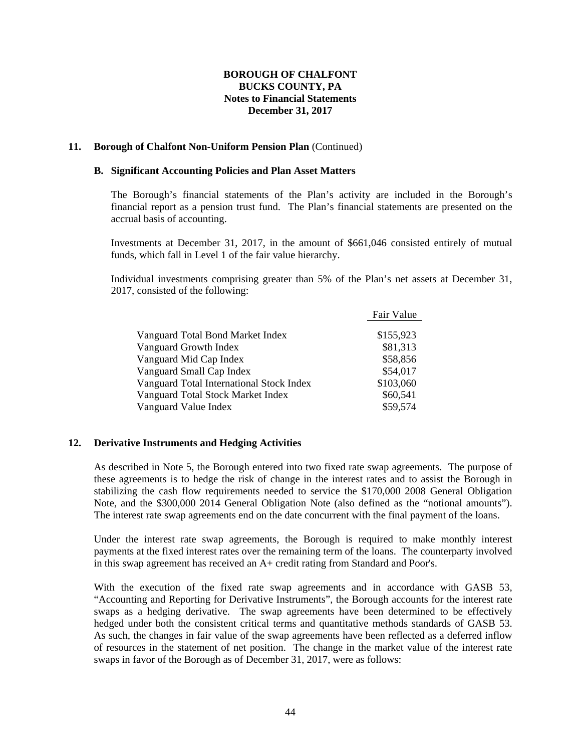**BOROUGH OF CHALFONT**
**BUCKS COUNTY, PA**
**Notes to Financial Statements**
**December 31, 2017**

**11. Borough of Chalfont Non-Uniform Pension Plan** (Continued)

**B. Significant Accounting Policies and Plan Asset Matters**

The Borough's financial statements of the Plan's activity are included in the Borough's financial report as a pension trust fund. The Plan's financial statements are presented on the accrual basis of accounting.

Investments at December 31, 2017, in the amount of $661,046 consisted entirely of mutual funds, which fall in Level 1 of the fair value hierarchy.

Individual investments comprising greater than 5% of the Plan's net assets at December 31, 2017, consisted of the following:

| | Fair Value |
|---|---|
| Vanguard Total Bond Market Index | $155,923 |
| Vanguard Growth Index | $81,313 |
| Vanguard Mid Cap Index | $58,856 |
| Vanguard Small Cap Index | $54,017 |
| Vanguard Total International Stock Index | $103,060 |
| Vanguard Total Stock Market Index | $60,541 |
| Vanguard Value Index | $59,574 |

**12. Derivative Instruments and Hedging Activities**

As described in Note 5, the Borough entered into two fixed rate swap agreements. The purpose of these agreements is to hedge the risk of change in the interest rates and to assist the Borough in stabilizing the cash flow requirements needed to service the $170,000 2008 General Obligation Note, and the $300,000 2014 General Obligation Note (also defined as the "notional amounts"). The interest rate swap agreements end on the date concurrent with the final payment of the loans.

Under the interest rate swap agreements, the Borough is required to make monthly interest payments at the fixed interest rates over the remaining term of the loans. The counterparty involved in this swap agreement has received an A+ credit rating from Standard and Poor's.

With the execution of the fixed rate swap agreements and in accordance with GASB 53, "Accounting and Reporting for Derivative Instruments", the Borough accounts for the interest rate swaps as a hedging derivative. The swap agreements have been determined to be effectively hedged under both the consistent critical terms and quantitative methods standards of GASB 53. As such, the changes in fair value of the swap agreements have been reflected as a deferred inflow of resources in the statement of net position. The change in the market value of the interest rate swaps in favor of the Borough as of December 31, 2017, were as follows: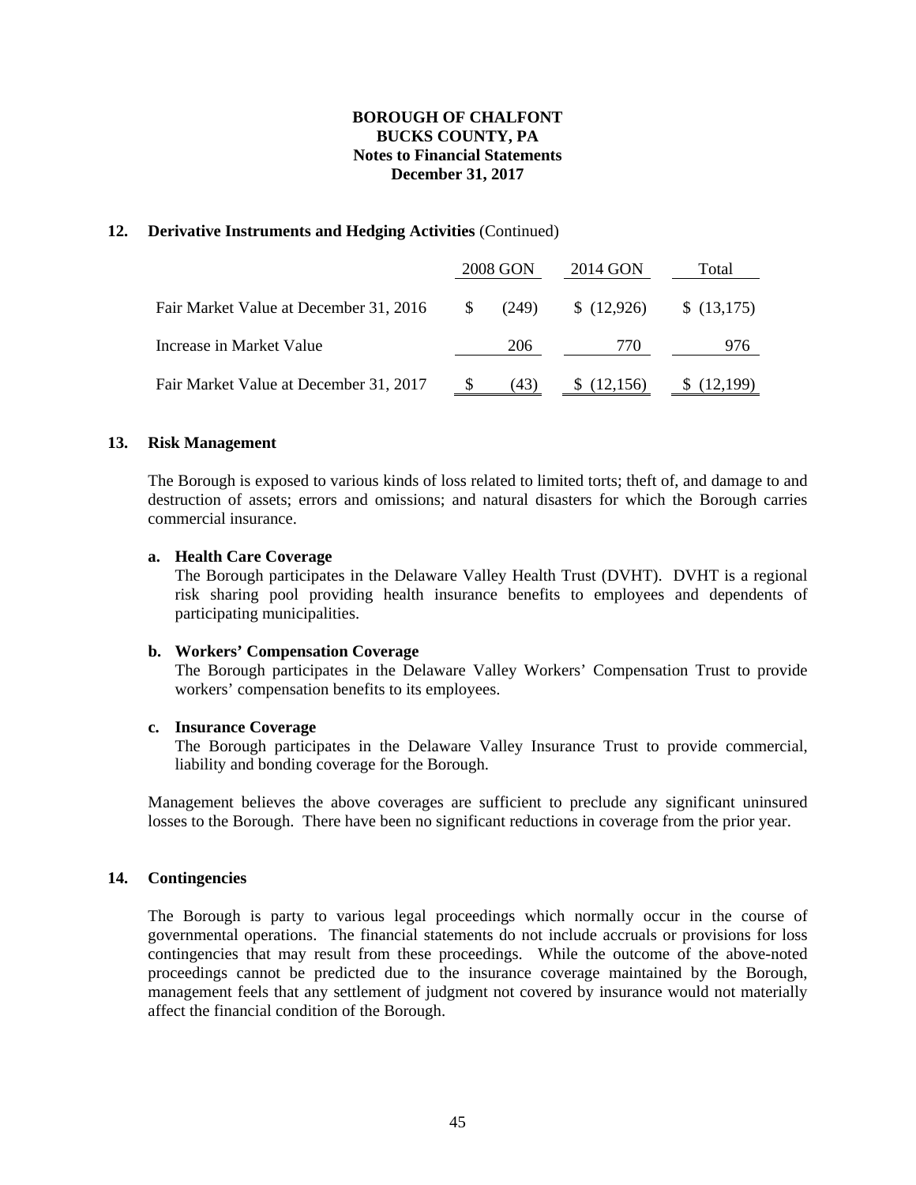**BOROUGH OF CHALFONT**
**BUCKS COUNTY, PA**
**Notes to Financial Statements**
**December 31, 2017**

## 12. Derivative Instruments and Hedging Activities (Continued)

| | 2008 GON | 2014 GON | Total |
|---|---|---|---|
| Fair Market Value at December 31, 2016 | $ (249) | $ (12,926) | $ (13,175) |
| Increase in Market Value | 206 | 770 | 976 |
| Fair Market Value at December 31, 2017 | $ (43) | $ (12,156) | $ (12,199) |

## 13. Risk Management

The Borough is exposed to various kinds of loss related to limited torts; theft of, and damage to and destruction of assets; errors and omissions; and natural disasters for which the Borough carries commercial insurance.

**a. Health Care Coverage**
The Borough participates in the Delaware Valley Health Trust (DVHT). DVHT is a regional risk sharing pool providing health insurance benefits to employees and dependents of participating municipalities.

**b. Workers' Compensation Coverage**
The Borough participates in the Delaware Valley Workers' Compensation Trust to provide workers' compensation benefits to its employees.

**c. Insurance Coverage**
The Borough participates in the Delaware Valley Insurance Trust to provide commercial, liability and bonding coverage for the Borough.

Management believes the above coverages are sufficient to preclude any significant uninsured losses to the Borough. There have been no significant reductions in coverage from the prior year.

## 14. Contingencies

The Borough is party to various legal proceedings which normally occur in the course of governmental operations. The financial statements do not include accruals or provisions for loss contingencies that may result from these proceedings. While the outcome of the above-noted proceedings cannot be predicted due to the insurance coverage maintained by the Borough, management feels that any settlement of judgment not covered by insurance would not materially affect the financial condition of the Borough.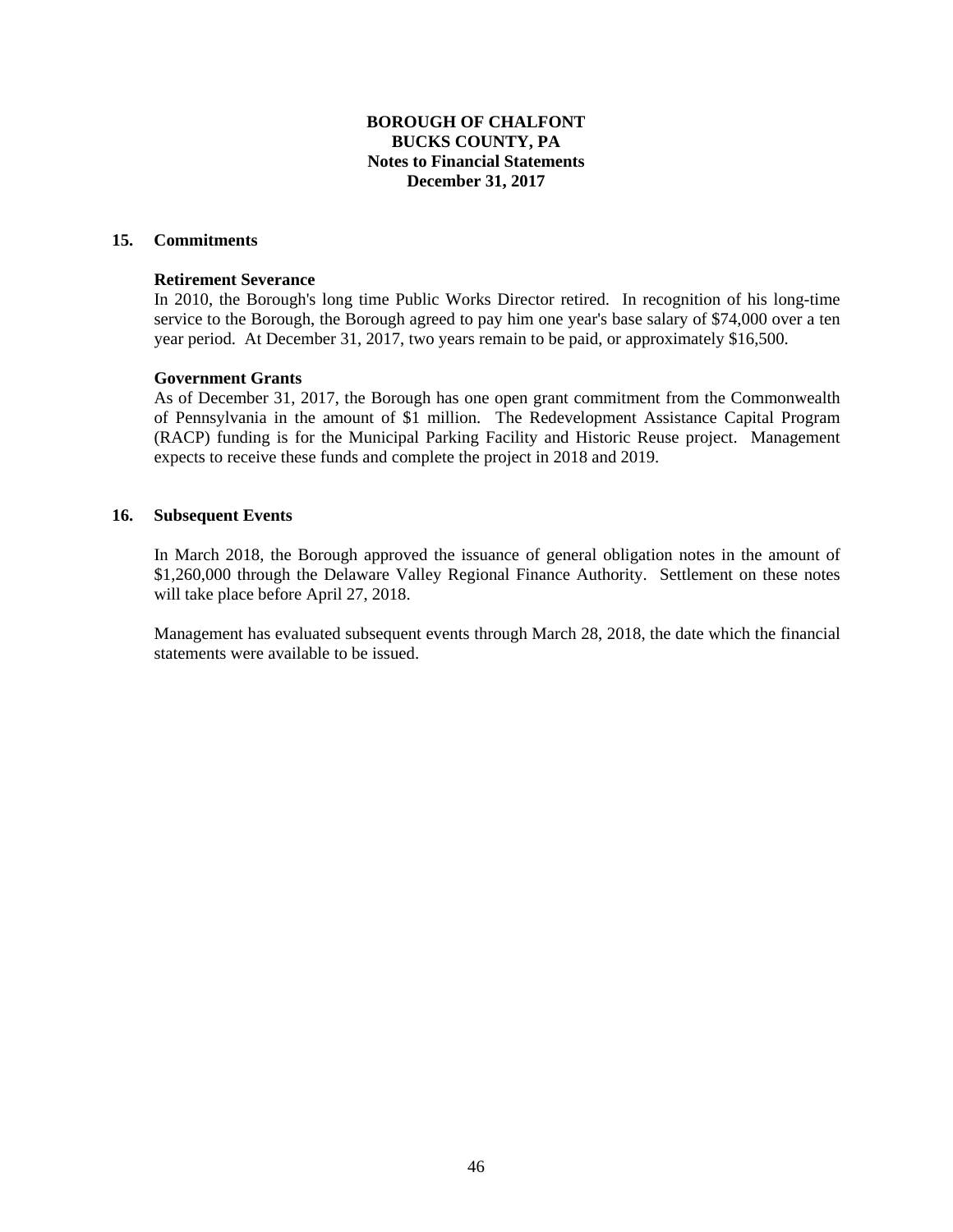**BOROUGH OF CHALFONT**
**BUCKS COUNTY, PA**
**Notes to Financial Statements**
**December 31, 2017**

## 15. Commitments

**Retirement Severance**

In 2010, the Borough's long time Public Works Director retired. In recognition of his long-time service to the Borough, the Borough agreed to pay him one year's base salary of $74,000 over a ten year period. At December 31, 2017, two years remain to be paid, or approximately $16,500.

**Government Grants**

As of December 31, 2017, the Borough has one open grant commitment from the Commonwealth of Pennsylvania in the amount of $1 million. The Redevelopment Assistance Capital Program (RACP) funding is for the Municipal Parking Facility and Historic Reuse project. Management expects to receive these funds and complete the project in 2018 and 2019.

## 16. Subsequent Events

In March 2018, the Borough approved the issuance of general obligation notes in the amount of $1,260,000 through the Delaware Valley Regional Finance Authority. Settlement on these notes will take place before April 27, 2018.

Management has evaluated subsequent events through March 28, 2018, the date which the financial statements were available to be issued.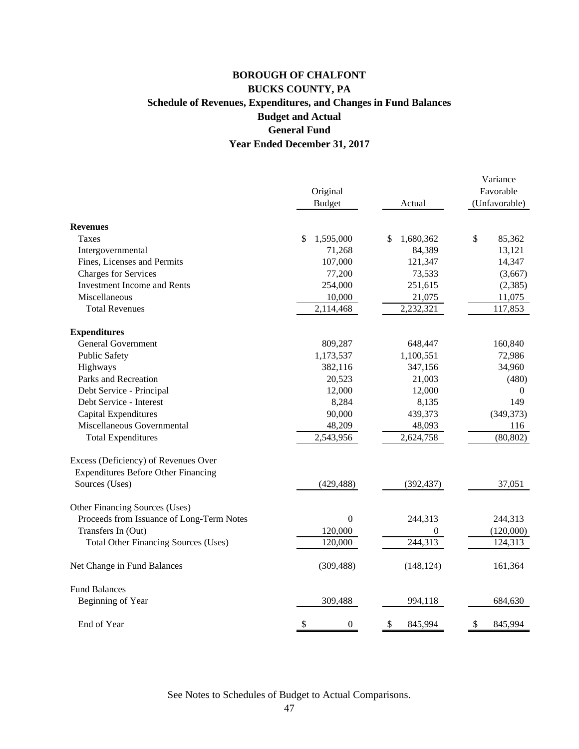# BOROUGH OF CHALFONT
## BUCKS COUNTY, PA
### Schedule of Revenues, Expenditures, and Changes in Fund Balances
### Budget and Actual
### General Fund
### Year Ended December 31, 2017

| | Original Budget | Actual | Variance Favorable (Unfavorable) |
|---|---|---|---|
| **Revenues** | | | |
| Taxes | $ 1,595,000 | $ 1,680,362 | $ 85,362 |
| Intergovernmental | 71,268 | 84,389 | 13,121 |
| Fines, Licenses and Permits | 107,000 | 121,347 | 14,347 |
| Charges for Services | 77,200 | 73,533 | (3,667) |
| Investment Income and Rents | 254,000 | 251,615 | (2,385) |
| Miscellaneous | 10,000 | 21,075 | 11,075 |
| Total Revenues | 2,114,468 | 2,232,321 | 117,853 |
| **Expenditures** | | | |
| General Government | 809,287 | 648,447 | 160,840 |
| Public Safety | 1,173,537 | 1,100,551 | 72,986 |
| Highways | 382,116 | 347,156 | 34,960 |
| Parks and Recreation | 20,523 | 21,003 | (480) |
| Debt Service - Principal | 12,000 | 12,000 | 0 |
| Debt Service - Interest | 8,284 | 8,135 | 149 |
| Capital Expenditures | 90,000 | 439,373 | (349,373) |
| Miscellaneous Governmental | 48,209 | 48,093 | 116 |
| Total Expenditures | 2,543,956 | 2,624,758 | (80,802) |
| Excess (Deficiency) of Revenues Over Expenditures Before Other Financing Sources (Uses) | (429,488) | (392,437) | 37,051 |
| Other Financing Sources (Uses) | | | |
| Proceeds from Issuance of Long-Term Notes | 0 | 244,313 | 244,313 |
| Transfers In (Out) | 120,000 | 0 | (120,000) |
| Total Other Financing Sources (Uses) | 120,000 | 244,313 | 124,313 |
| Net Change in Fund Balances | (309,488) | (148,124) | 161,364 |
| Fund Balances | | | |
| Beginning of Year | 309,488 | 994,118 | 684,630 |
| End of Year | $ 0 | $ 845,994 | $ 845,994 |

See Notes to Schedules of Budget to Actual Comparisons.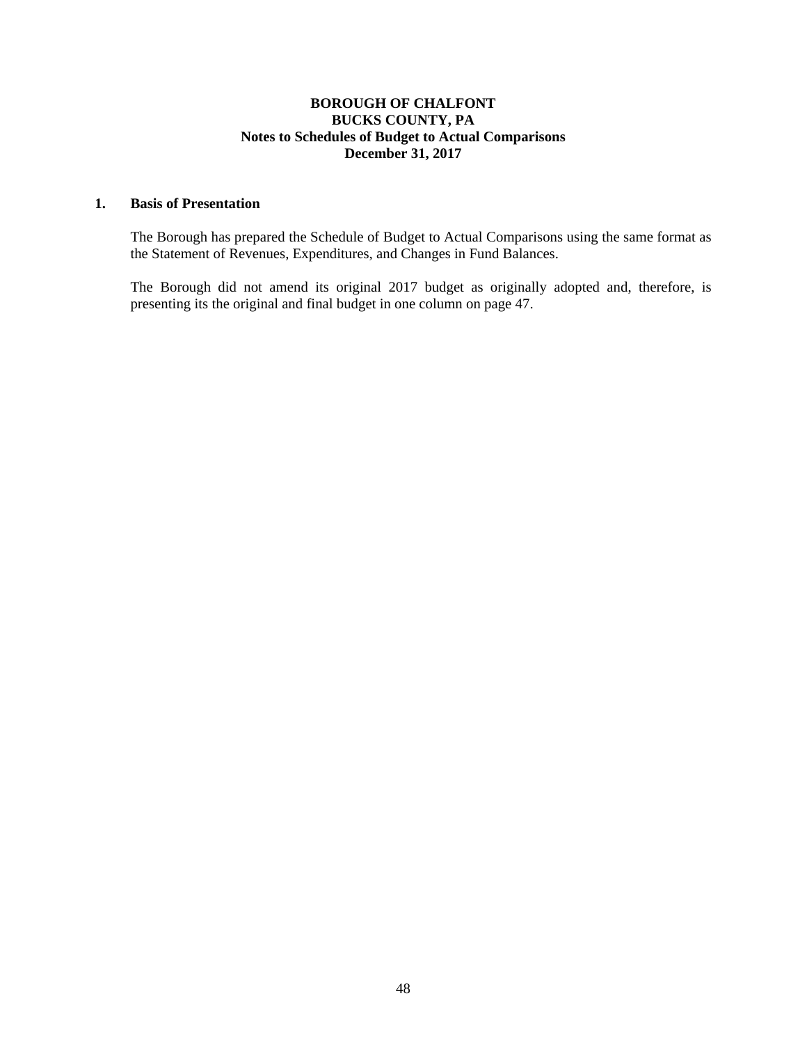**BOROUGH OF CHALFONT**
**BUCKS COUNTY, PA**
**Notes to Schedules of Budget to Actual Comparisons**
**December 31, 2017**

## 1. Basis of Presentation

The Borough has prepared the Schedule of Budget to Actual Comparisons using the same format as the Statement of Revenues, Expenditures, and Changes in Fund Balances.

The Borough did not amend its original 2017 budget as originally adopted and, therefore, is presenting its the original and final budget in one column on page 47.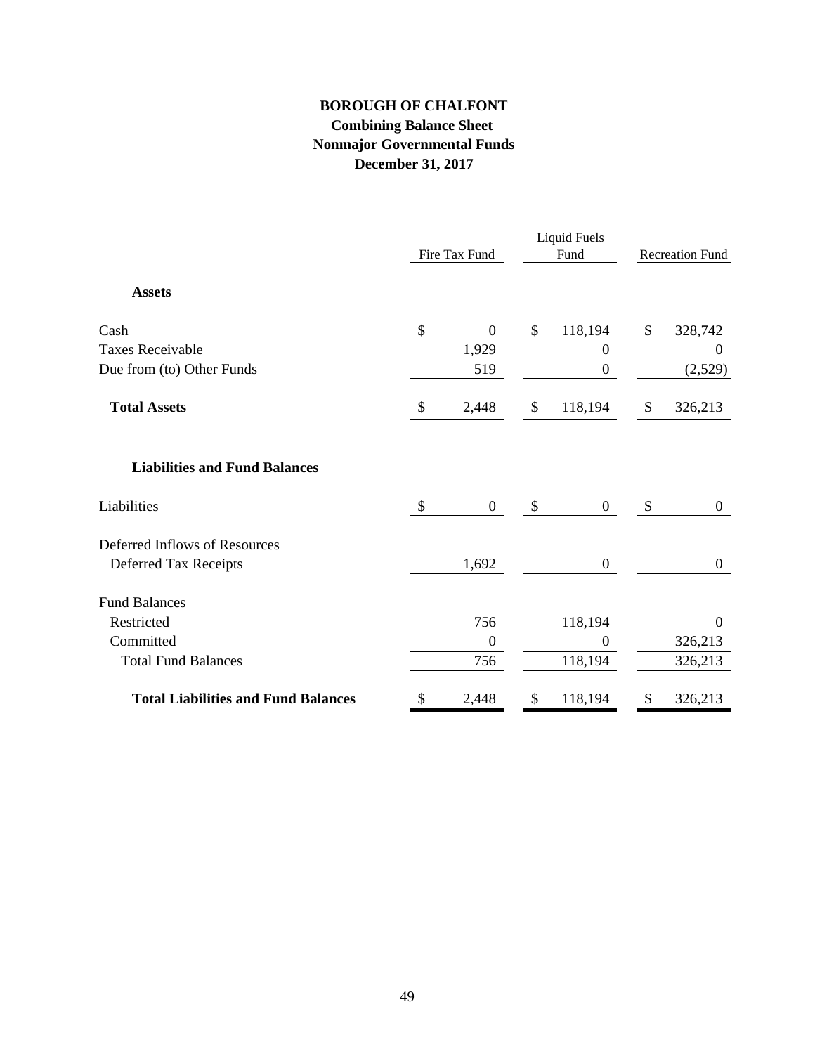# BOROUGH OF CHALFONT

## Combining Balance Sheet

## Nonmajor Governmental Funds

## December 31, 2017

| | Fire Tax Fund | Liquid Fuels Fund | Recreation Fund |
|---|---|---|---|
| **Assets** | | | |
| Cash | $ 0 | $ 118,194 | $ 328,742 |
| Taxes Receivable | 1,929 | 0 | 0 |
| Due from (to) Other Funds | 519 | 0 | (2,529) |
| **Total Assets** | $ 2,448 | $ 118,194 | $ 326,213 |
| **Liabilities and Fund Balances** | | | |
| Liabilities | $ 0 | $ 0 | $ 0 |
| Deferred Inflows of Resources | | | |
| Deferred Tax Receipts | 1,692 | 0 | 0 |
| Fund Balances | | | |
| Restricted | 756 | 118,194 | 0 |
| Committed | 0 | 0 | 326,213 |
| Total Fund Balances | 756 | 118,194 | 326,213 |
| **Total Liabilities and Fund Balances** | $ 2,448 | $ 118,194 | $ 326,213 |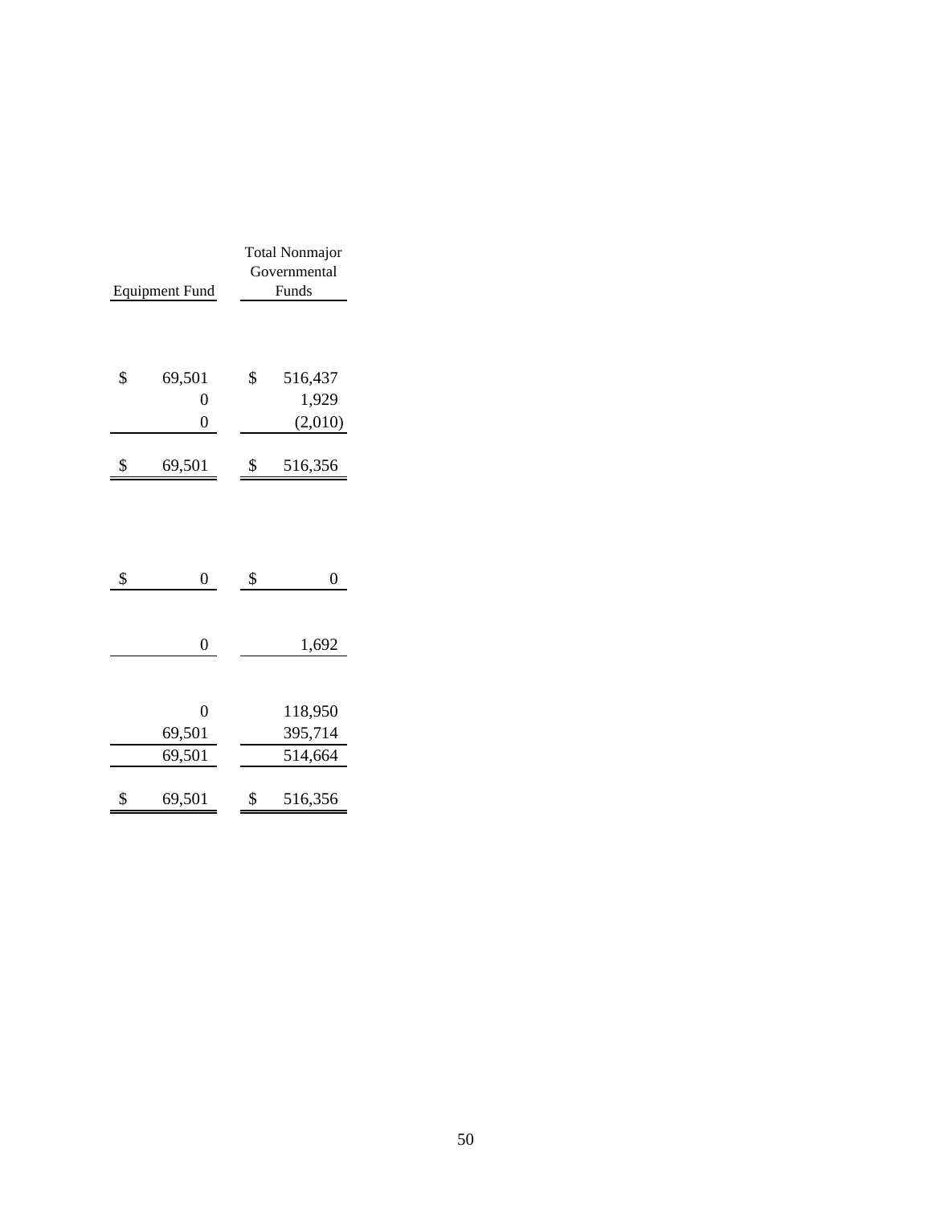| Equipment Fund | Total Nonmajor Governmental Funds |
|---|---|
| $ 69,501 | $ 516,437 |
| 0 | 1,929 |
| 0 | (2,010) |
| $ 69,501 | $ 516,356 |
| | |
| $ 0 | $ 0 |
| | |
| 0 | 1,692 |
| | |
| 0 | 118,950 |
| 69,501 | 395,714 |
| 69,501 | 514,664 |
| | |
| $ 69,501 | $ 516,356 |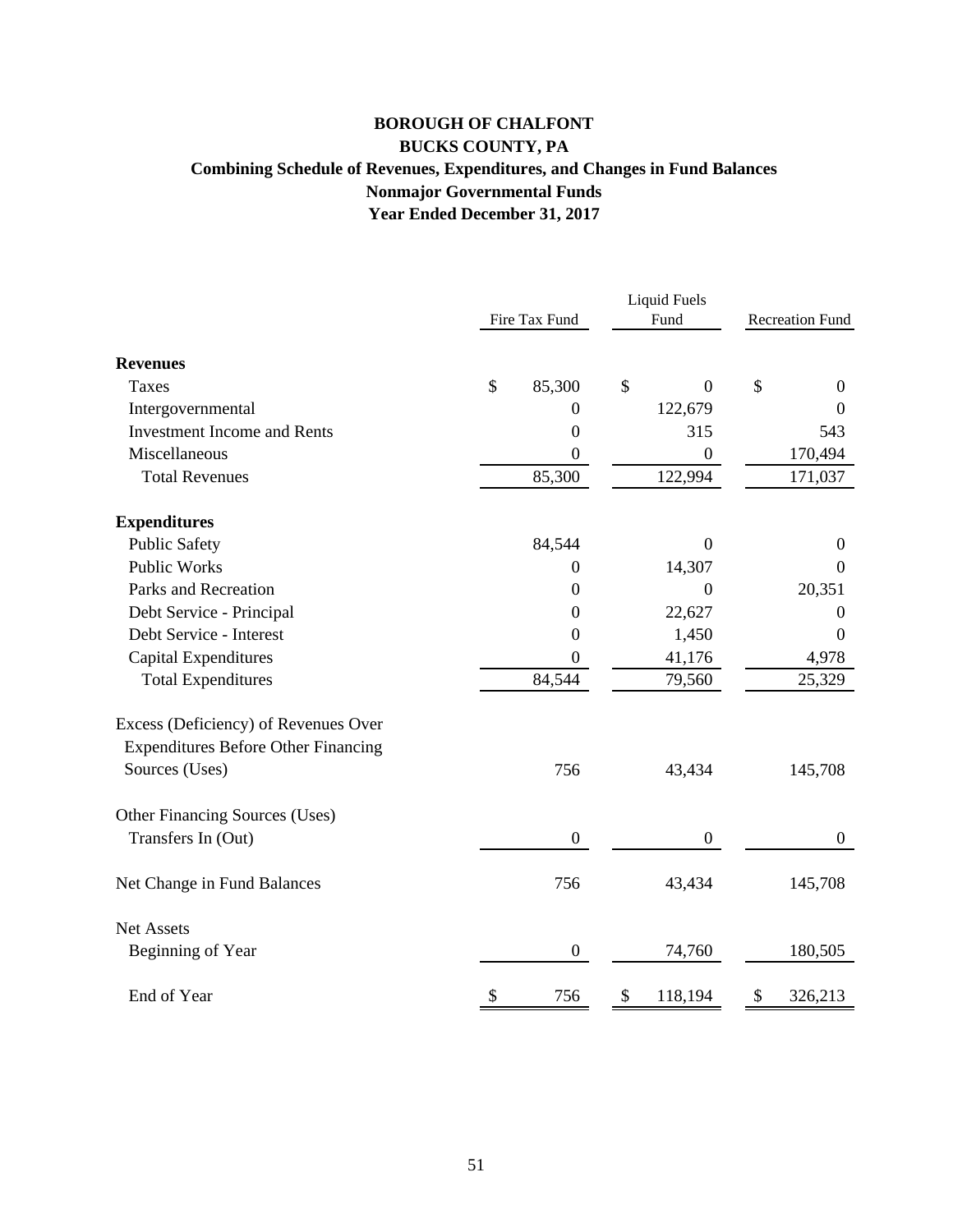# BOROUGH OF CHALFONT
## BUCKS COUNTY, PA
### Combining Schedule of Revenues, Expenditures, and Changes in Fund Balances
### Nonmajor Governmental Funds
### Year Ended December 31, 2017

| | Fire Tax Fund | Liquid Fuels Fund | Recreation Fund |
|---|---|---|---|
| **Revenues** | | | |
| Taxes | $ 85,300 | $ 0 | $ 0 |
| Intergovernmental | 0 | 122,679 | 0 |
| Investment Income and Rents | 0 | 315 | 543 |
| Miscellaneous | 0 | 0 | 170,494 |
| Total Revenues | 85,300 | 122,994 | 171,037 |
| **Expenditures** | | | |
| Public Safety | 84,544 | 0 | 0 |
| Public Works | 0 | 14,307 | 0 |
| Parks and Recreation | 0 | 0 | 20,351 |
| Debt Service - Principal | 0 | 22,627 | 0 |
| Debt Service - Interest | 0 | 1,450 | 0 |
| Capital Expenditures | 0 | 41,176 | 4,978 |
| Total Expenditures | 84,544 | 79,560 | 25,329 |
| Excess (Deficiency) of Revenues Over Expenditures Before Other Financing Sources (Uses) | 756 | 43,434 | 145,708 |
| Other Financing Sources (Uses) | | | |
| Transfers In (Out) | 0 | 0 | 0 |
| Net Change in Fund Balances | 756 | 43,434 | 145,708 |
| Net Assets | | | |
| Beginning of Year | 0 | 74,760 | 180,505 |
| End of Year | $ 756 | $ 118,194 | $ 326,213 |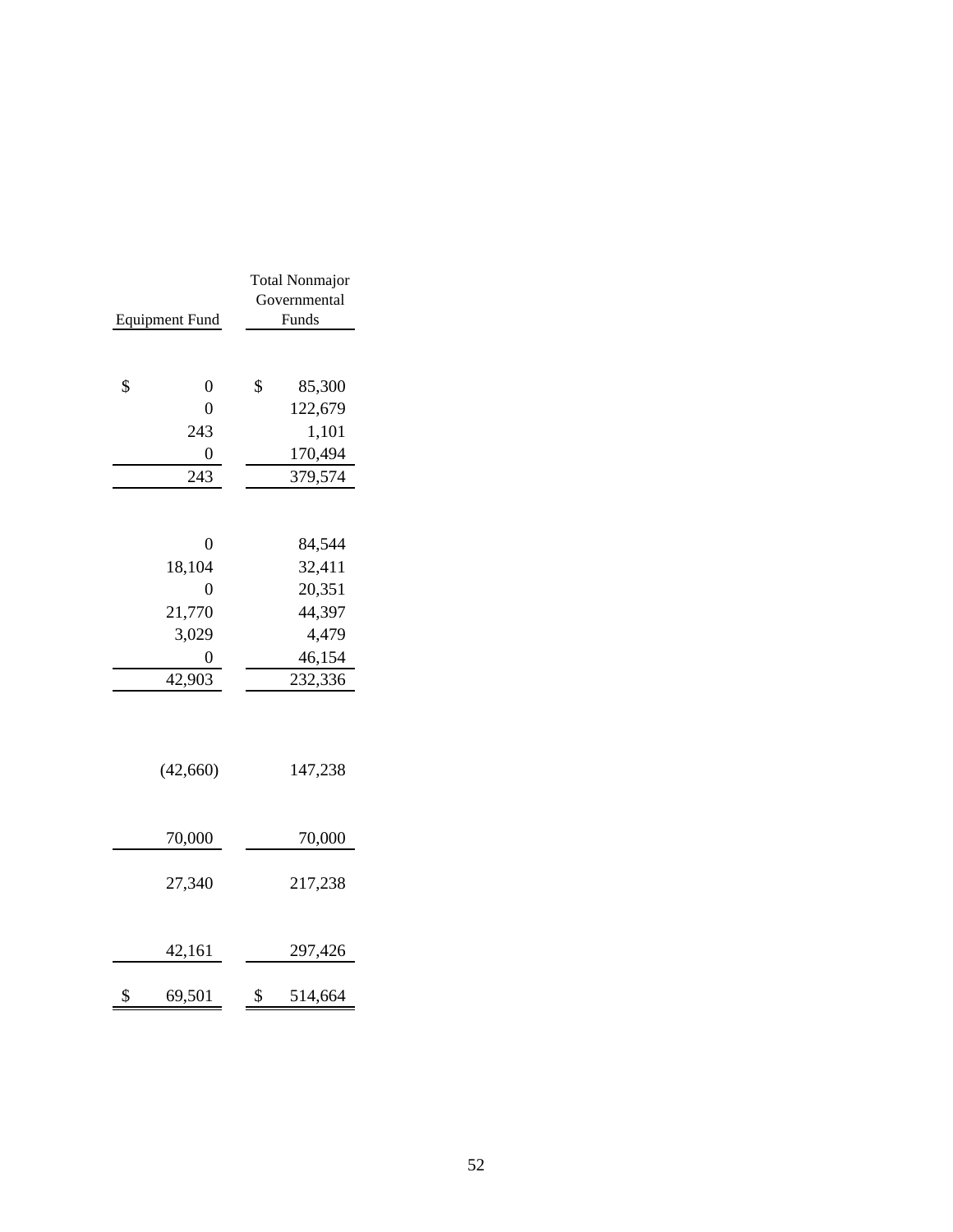| Equipment Fund | Total Nonmajor Governmental Funds |
|---|---|
| | |
| $ 0 | $ 85,300 |
| 0 | 122,679 |
| 243 | 1,101 |
| 0 | 170,494 |
| 243 | 379,574 |
| | |
| 0 | 84,544 |
| 18,104 | 32,411 |
| 0 | 20,351 |
| 21,770 | 44,397 |
| 3,029 | 4,479 |
| 0 | 46,154 |
| 42,903 | 232,336 |
| | |
| (42,660) | 147,238 |
| | |
| 70,000 | 70,000 |
| | |
| 27,340 | 217,238 |
| | |
| 42,161 | 297,426 |
| | |
| $ 69,501 | $ 514,664 |